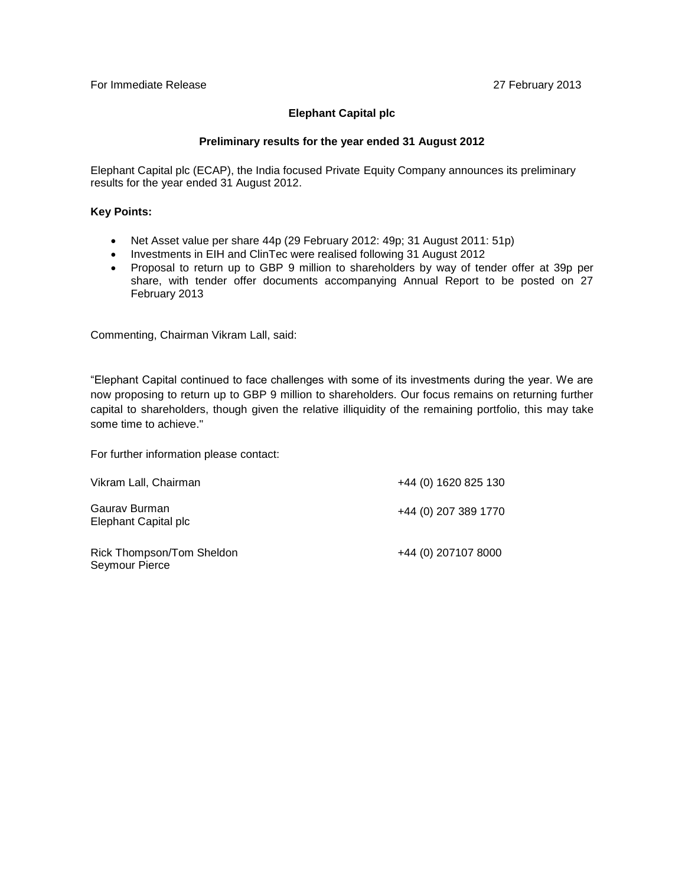For Immediate Release 27 February 2013

**Elephant Capital plc**

**Preliminary results for the year ended 31 August 2012**

Elephant Capital plc (ECAP), the India focused Private Equity Company announces its preliminary results for the year ended 31 August 2012.

**Key Points:**

- Net Asset value per share 44p (29 February 2012: 49p; 31 August 2011: 51p)
- Investments in EIH and ClinTec were realised following 31 August 2012
- Proposal to return up to GBP 9 million to shareholders by way of tender offer at 39p per share, with tender offer documents accompanying Annual Report to be posted on 27 February 2013

Commenting, Chairman Vikram Lall, said:

"Elephant Capital continued to face challenges with some of its investments during the year. We are now proposing to return up to GBP 9 million to shareholders. Our focus remains on returning further capital to shareholders, though given the relative illiquidity of the remaining portfolio, this may take some time to achieve."

For further information please contact:

| | |
|---|---|
| Vikram Lall, Chairman | +44 (0) 1620 825 130 |
| Gaurav Burman<br>Elephant Capital plc | +44 (0) 207 389 1770 |
| Rick Thompson/Tom Sheldon<br>Seymour Pierce | +44 (0) 207107 8000 |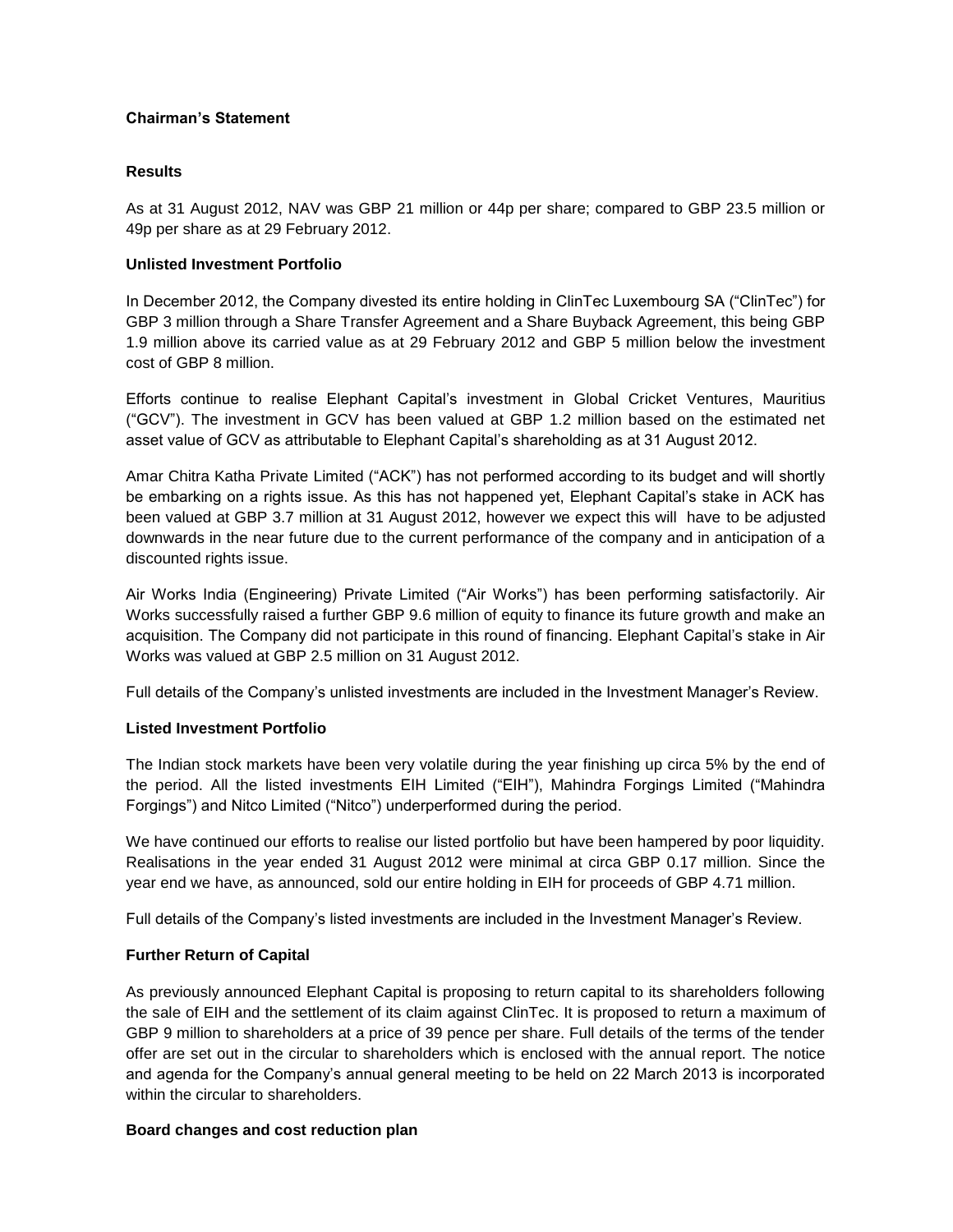## Chairman's Statement

### Results

As at 31 August 2012, NAV was GBP 21 million or 44p per share; compared to GBP 23.5 million or 49p per share as at 29 February 2012.

### Unlisted Investment Portfolio

In December 2012, the Company divested its entire holding in ClinTec Luxembourg SA ("ClinTec") for GBP 3 million through a Share Transfer Agreement and a Share Buyback Agreement, this being GBP 1.9 million above its carried value as at 29 February 2012 and GBP 5 million below the investment cost of GBP 8 million.

Efforts continue to realise Elephant Capital's investment in Global Cricket Ventures, Mauritius ("GCV"). The investment in GCV has been valued at GBP 1.2 million based on the estimated net asset value of GCV as attributable to Elephant Capital's shareholding as at 31 August 2012.

Amar Chitra Katha Private Limited ("ACK") has not performed according to its budget and will shortly be embarking on a rights issue. As this has not happened yet, Elephant Capital's stake in ACK has been valued at GBP 3.7 million at 31 August 2012, however we expect this will have to be adjusted downwards in the near future due to the current performance of the company and in anticipation of a discounted rights issue.

Air Works India (Engineering) Private Limited ("Air Works") has been performing satisfactorily. Air Works successfully raised a further GBP 9.6 million of equity to finance its future growth and make an acquisition. The Company did not participate in this round of financing. Elephant Capital's stake in Air Works was valued at GBP 2.5 million on 31 August 2012.

Full details of the Company's unlisted investments are included in the Investment Manager's Review.

### Listed Investment Portfolio

The Indian stock markets have been very volatile during the year finishing up circa 5% by the end of the period. All the listed investments EIH Limited ("EIH"), Mahindra Forgings Limited ("Mahindra Forgings") and Nitco Limited ("Nitco") underperformed during the period.

We have continued our efforts to realise our listed portfolio but have been hampered by poor liquidity. Realisations in the year ended 31 August 2012 were minimal at circa GBP 0.17 million. Since the year end we have, as announced, sold our entire holding in EIH for proceeds of GBP 4.71 million.

Full details of the Company's listed investments are included in the Investment Manager's Review.

### Further Return of Capital

As previously announced Elephant Capital is proposing to return capital to its shareholders following the sale of EIH and the settlement of its claim against ClinTec. It is proposed to return a maximum of GBP 9 million to shareholders at a price of 39 pence per share. Full details of the terms of the tender offer are set out in the circular to shareholders which is enclosed with the annual report. The notice and agenda for the Company's annual general meeting to be held on 22 March 2013 is incorporated within the circular to shareholders.

### Board changes and cost reduction plan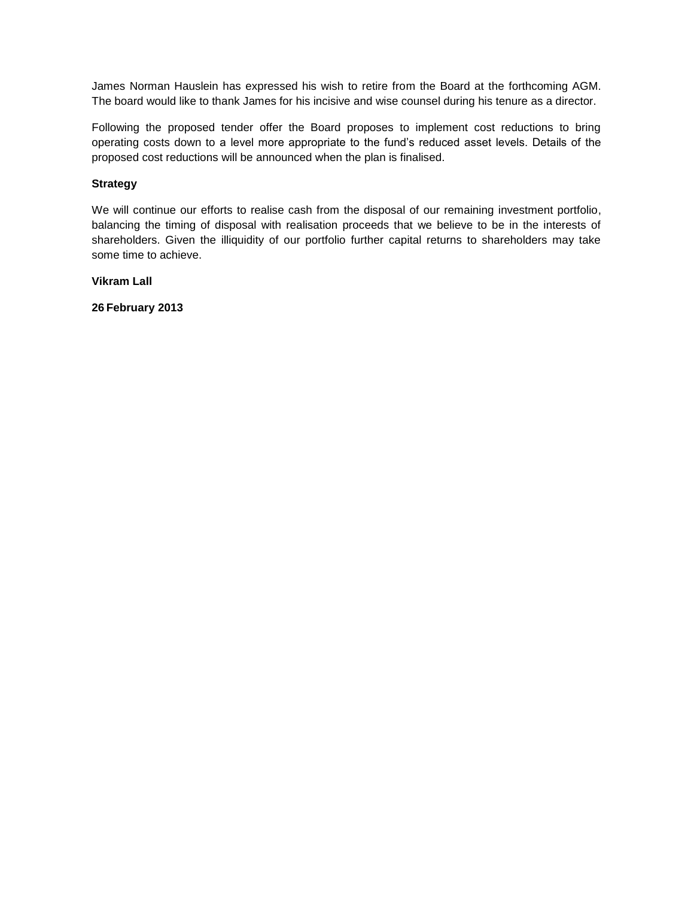James Norman Hauslein has expressed his wish to retire from the Board at the forthcoming AGM. The board would like to thank James for his incisive and wise counsel during his tenure as a director.

Following the proposed tender offer the Board proposes to implement cost reductions to bring operating costs down to a level more appropriate to the fund's reduced asset levels. Details of the proposed cost reductions will be announced when the plan is finalised.

**Strategy**

We will continue our efforts to realise cash from the disposal of our remaining investment portfolio, balancing the timing of disposal with realisation proceeds that we believe to be in the interests of shareholders. Given the illiquidity of our portfolio further capital returns to shareholders may take some time to achieve.

**Vikram Lall**

**26 February 2013**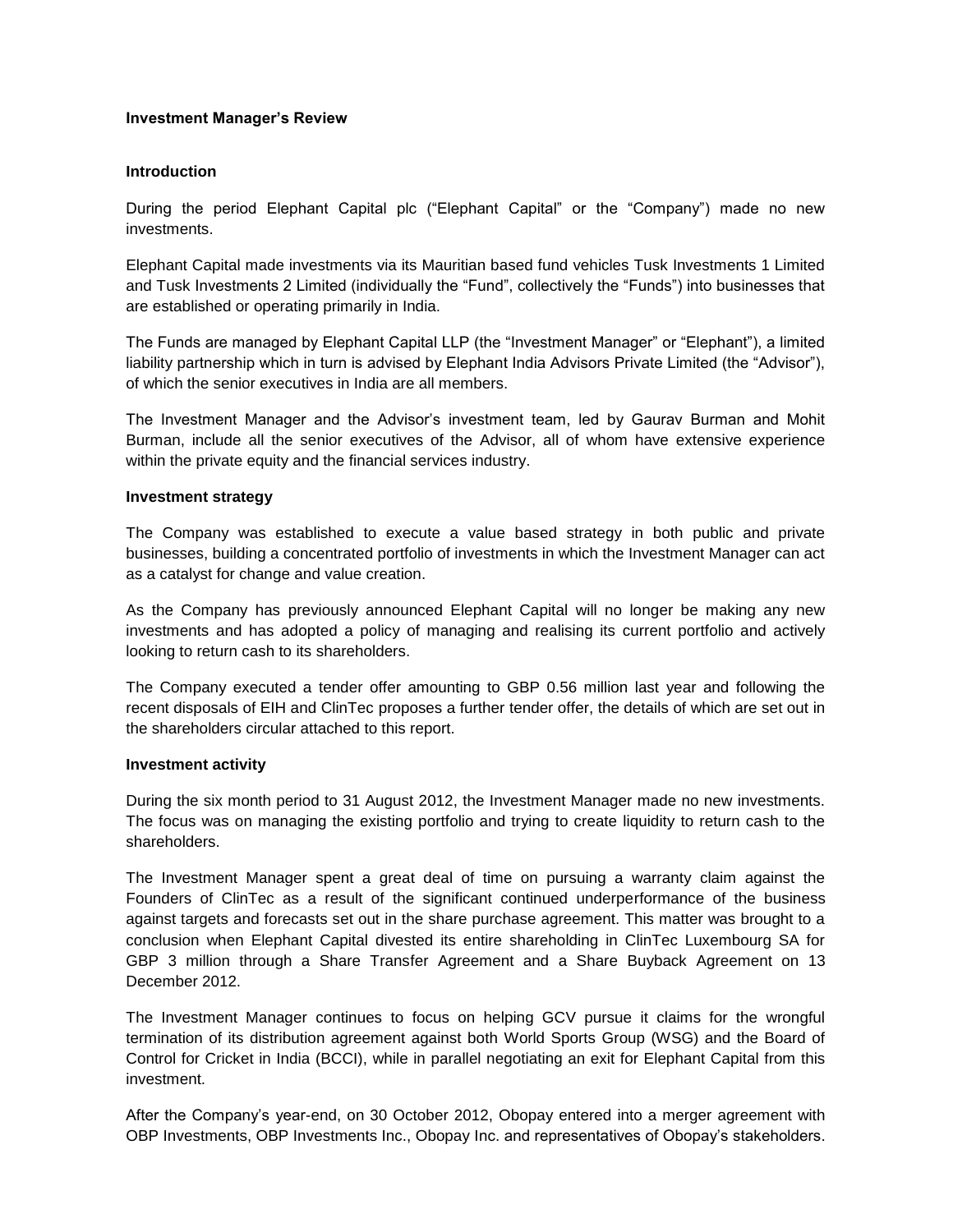## Investment Manager's Review

### Introduction

During the period Elephant Capital plc ("Elephant Capital" or the "Company") made no new investments.

Elephant Capital made investments via its Mauritian based fund vehicles Tusk Investments 1 Limited and Tusk Investments 2 Limited (individually the "Fund", collectively the "Funds") into businesses that are established or operating primarily in India.

The Funds are managed by Elephant Capital LLP (the "Investment Manager" or "Elephant"), a limited liability partnership which in turn is advised by Elephant India Advisors Private Limited (the "Advisor"), of which the senior executives in India are all members.

The Investment Manager and the Advisor's investment team, led by Gaurav Burman and Mohit Burman, include all the senior executives of the Advisor, all of whom have extensive experience within the private equity and the financial services industry.

### Investment strategy

The Company was established to execute a value based strategy in both public and private businesses, building a concentrated portfolio of investments in which the Investment Manager can act as a catalyst for change and value creation.

As the Company has previously announced Elephant Capital will no longer be making any new investments and has adopted a policy of managing and realising its current portfolio and actively looking to return cash to its shareholders.

The Company executed a tender offer amounting to GBP 0.56 million last year and following the recent disposals of EIH and ClinTec proposes a further tender offer, the details of which are set out in the shareholders circular attached to this report.

### Investment activity

During the six month period to 31 August 2012, the Investment Manager made no new investments. The focus was on managing the existing portfolio and trying to create liquidity to return cash to the shareholders.

The Investment Manager spent a great deal of time on pursuing a warranty claim against the Founders of ClinTec as a result of the significant continued underperformance of the business against targets and forecasts set out in the share purchase agreement. This matter was brought to a conclusion when Elephant Capital divested its entire shareholding in ClinTec Luxembourg SA for GBP 3 million through a Share Transfer Agreement and a Share Buyback Agreement on 13 December 2012.

The Investment Manager continues to focus on helping GCV pursue it claims for the wrongful termination of its distribution agreement against both World Sports Group (WSG) and the Board of Control for Cricket in India (BCCI), while in parallel negotiating an exit for Elephant Capital from this investment.

After the Company's year-end, on 30 October 2012, Obopay entered into a merger agreement with OBP Investments, OBP Investments Inc., Obopay Inc. and representatives of Obopay's stakeholders.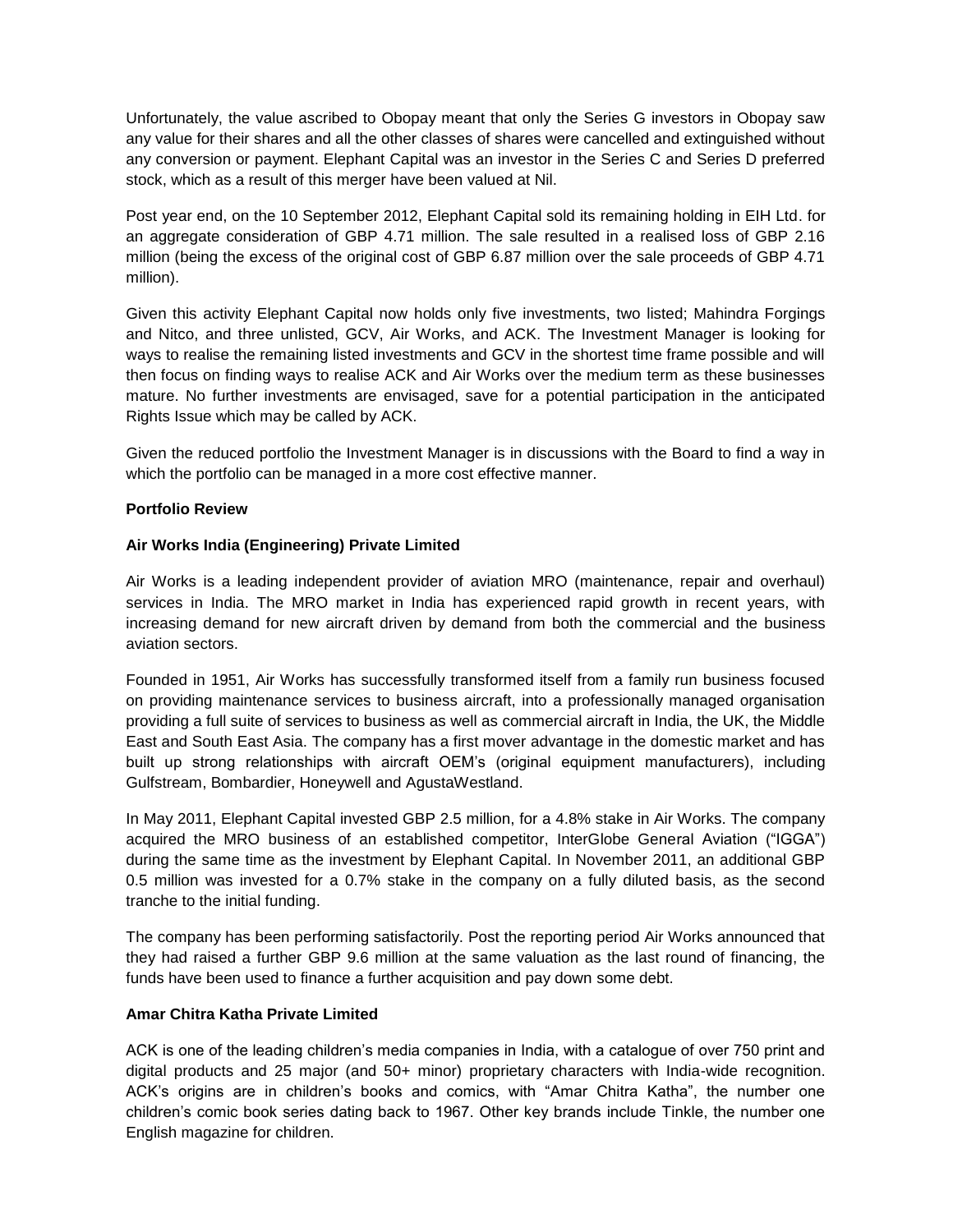Unfortunately, the value ascribed to Obopay meant that only the Series G investors in Obopay saw any value for their shares and all the other classes of shares were cancelled and extinguished without any conversion or payment. Elephant Capital was an investor in the Series C and Series D preferred stock, which as a result of this merger have been valued at Nil.

Post year end, on the 10 September 2012, Elephant Capital sold its remaining holding in EIH Ltd. for an aggregate consideration of GBP 4.71 million. The sale resulted in a realised loss of GBP 2.16 million (being the excess of the original cost of GBP 6.87 million over the sale proceeds of GBP 4.71 million).

Given this activity Elephant Capital now holds only five investments, two listed; Mahindra Forgings and Nitco, and three unlisted, GCV, Air Works, and ACK. The Investment Manager is looking for ways to realise the remaining listed investments and GCV in the shortest time frame possible and will then focus on finding ways to realise ACK and Air Works over the medium term as these businesses mature. No further investments are envisaged, save for a potential participation in the anticipated Rights Issue which may be called by ACK.

Given the reduced portfolio the Investment Manager is in discussions with the Board to find a way in which the portfolio can be managed in a more cost effective manner.

**Portfolio Review**

**Air Works India (Engineering) Private Limited**

Air Works is a leading independent provider of aviation MRO (maintenance, repair and overhaul) services in India. The MRO market in India has experienced rapid growth in recent years, with increasing demand for new aircraft driven by demand from both the commercial and the business aviation sectors.

Founded in 1951, Air Works has successfully transformed itself from a family run business focused on providing maintenance services to business aircraft, into a professionally managed organisation providing a full suite of services to business as well as commercial aircraft in India, the UK, the Middle East and South East Asia. The company has a first mover advantage in the domestic market and has built up strong relationships with aircraft OEM's (original equipment manufacturers), including Gulfstream, Bombardier, Honeywell and AgustaWestland.

In May 2011, Elephant Capital invested GBP 2.5 million, for a 4.8% stake in Air Works. The company acquired the MRO business of an established competitor, InterGlobe General Aviation ("IGGA") during the same time as the investment by Elephant Capital. In November 2011, an additional GBP 0.5 million was invested for a 0.7% stake in the company on a fully diluted basis, as the second tranche to the initial funding.

The company has been performing satisfactorily. Post the reporting period Air Works announced that they had raised a further GBP 9.6 million at the same valuation as the last round of financing, the funds have been used to finance a further acquisition and pay down some debt.

**Amar Chitra Katha Private Limited**

ACK is one of the leading children's media companies in India, with a catalogue of over 750 print and digital products and 25 major (and 50+ minor) proprietary characters with India-wide recognition. ACK's origins are in children's books and comics, with "Amar Chitra Katha", the number one children's comic book series dating back to 1967. Other key brands include Tinkle, the number one English magazine for children.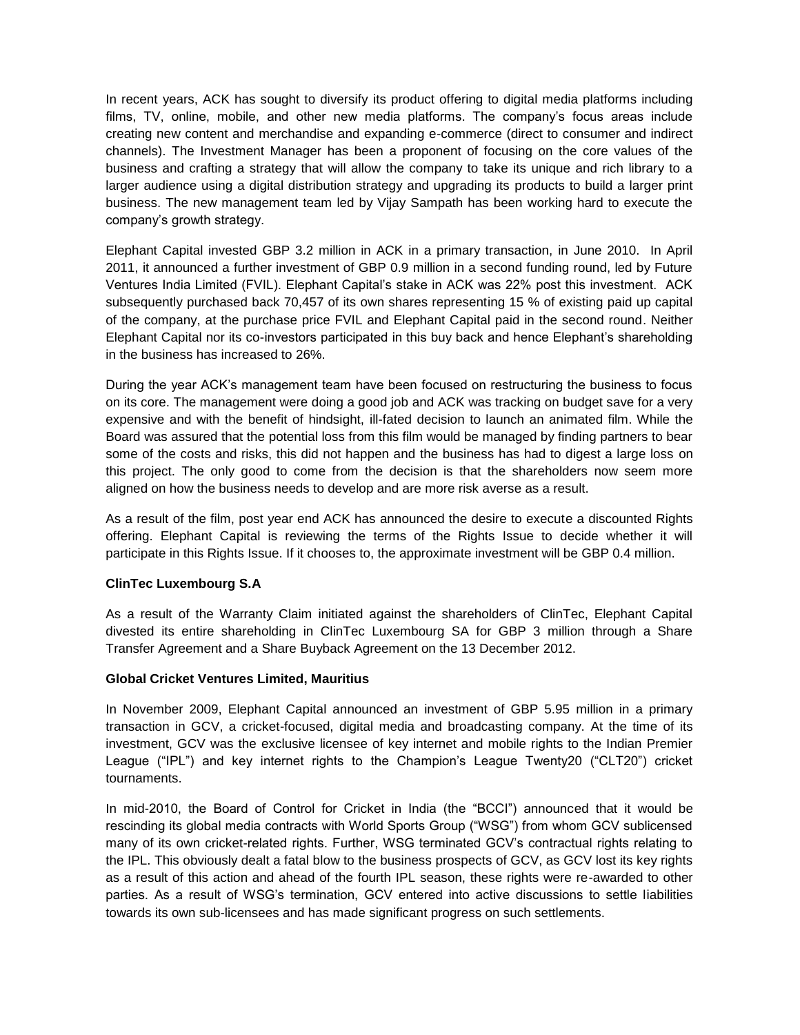In recent years, ACK has sought to diversify its product offering to digital media platforms including films, TV, online, mobile, and other new media platforms. The company's focus areas include creating new content and merchandise and expanding e-commerce (direct to consumer and indirect channels). The Investment Manager has been a proponent of focusing on the core values of the business and crafting a strategy that will allow the company to take its unique and rich library to a larger audience using a digital distribution strategy and upgrading its products to build a larger print business. The new management team led by Vijay Sampath has been working hard to execute the company's growth strategy.

Elephant Capital invested GBP 3.2 million in ACK in a primary transaction, in June 2010. In April 2011, it announced a further investment of GBP 0.9 million in a second funding round, led by Future Ventures India Limited (FVIL). Elephant Capital's stake in ACK was 22% post this investment. ACK subsequently purchased back 70,457 of its own shares representing 15 % of existing paid up capital of the company, at the purchase price FVIL and Elephant Capital paid in the second round. Neither Elephant Capital nor its co-investors participated in this buy back and hence Elephant's shareholding in the business has increased to 26%.

During the year ACK's management team have been focused on restructuring the business to focus on its core. The management were doing a good job and ACK was tracking on budget save for a very expensive and with the benefit of hindsight, ill-fated decision to launch an animated film. While the Board was assured that the potential loss from this film would be managed by finding partners to bear some of the costs and risks, this did not happen and the business has had to digest a large loss on this project. The only good to come from the decision is that the shareholders now seem more aligned on how the business needs to develop and are more risk averse as a result.

As a result of the film, post year end ACK has announced the desire to execute a discounted Rights offering. Elephant Capital is reviewing the terms of the Rights Issue to decide whether it will participate in this Rights Issue. If it chooses to, the approximate investment will be GBP 0.4 million.

**ClinTec Luxembourg S.A**

As a result of the Warranty Claim initiated against the shareholders of ClinTec, Elephant Capital divested its entire shareholding in ClinTec Luxembourg SA for GBP 3 million through a Share Transfer Agreement and a Share Buyback Agreement on the 13 December 2012.

**Global Cricket Ventures Limited, Mauritius**

In November 2009, Elephant Capital announced an investment of GBP 5.95 million in a primary transaction in GCV, a cricket-focused, digital media and broadcasting company. At the time of its investment, GCV was the exclusive licensee of key internet and mobile rights to the Indian Premier League ("IPL") and key internet rights to the Champion's League Twenty20 ("CLT20") cricket tournaments.

In mid-2010, the Board of Control for Cricket in India (the "BCCI") announced that it would be rescinding its global media contracts with World Sports Group ("WSG") from whom GCV sublicensed many of its own cricket-related rights. Further, WSG terminated GCV's contractual rights relating to the IPL. This obviously dealt a fatal blow to the business prospects of GCV, as GCV lost its key rights as a result of this action and ahead of the fourth IPL season, these rights were re-awarded to other parties. As a result of WSG's termination, GCV entered into active discussions to settle liabilities towards its own sub-licensees and has made significant progress on such settlements.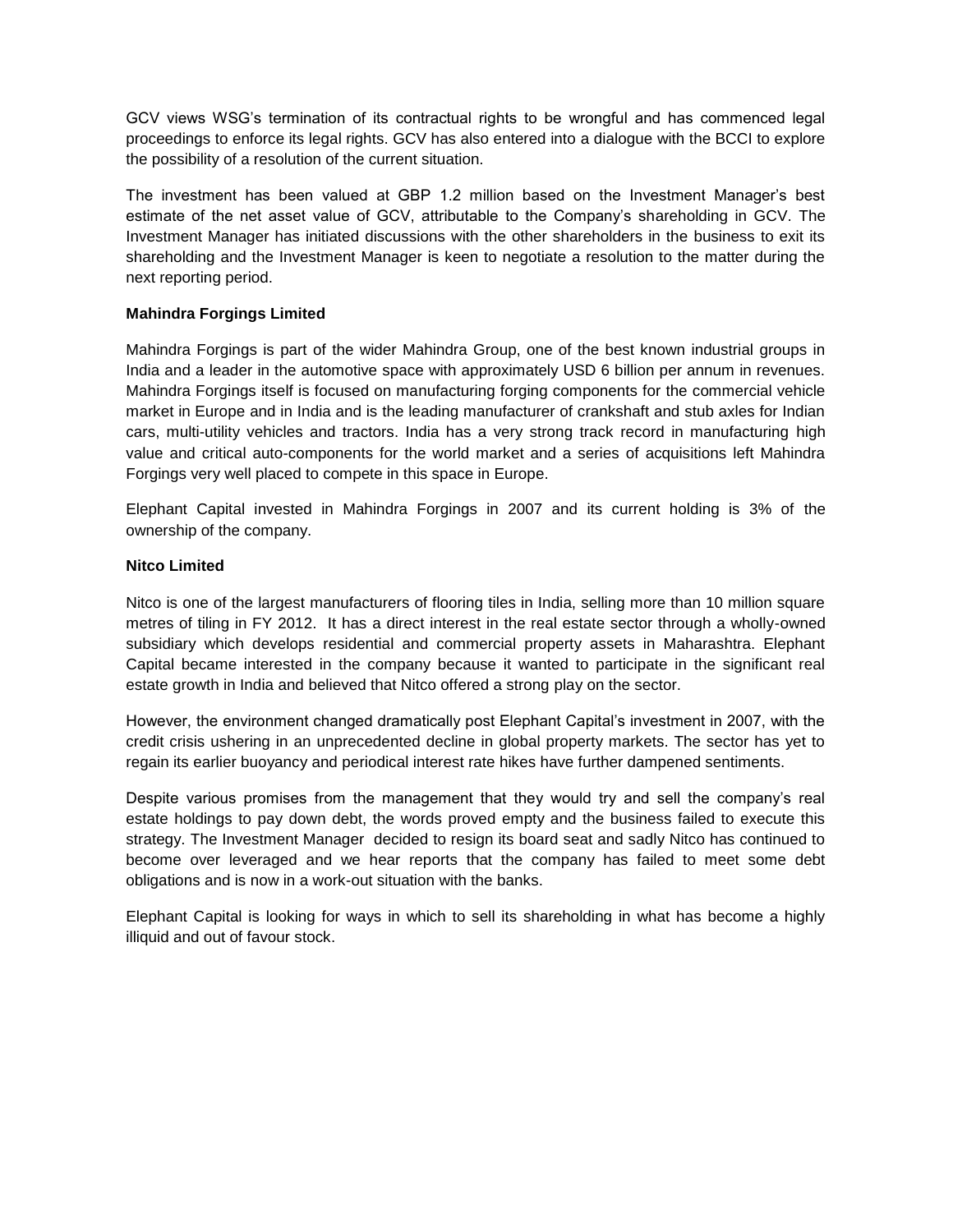GCV views WSG's termination of its contractual rights to be wrongful and has commenced legal proceedings to enforce its legal rights. GCV has also entered into a dialogue with the BCCI to explore the possibility of a resolution of the current situation.

The investment has been valued at GBP 1.2 million based on the Investment Manager's best estimate of the net asset value of GCV, attributable to the Company's shareholding in GCV. The Investment Manager has initiated discussions with the other shareholders in the business to exit its shareholding and the Investment Manager is keen to negotiate a resolution to the matter during the next reporting period.

**Mahindra Forgings Limited**

Mahindra Forgings is part of the wider Mahindra Group, one of the best known industrial groups in India and a leader in the automotive space with approximately USD 6 billion per annum in revenues. Mahindra Forgings itself is focused on manufacturing forging components for the commercial vehicle market in Europe and in India and is the leading manufacturer of crankshaft and stub axles for Indian cars, multi-utility vehicles and tractors. India has a very strong track record in manufacturing high value and critical auto-components for the world market and a series of acquisitions left Mahindra Forgings very well placed to compete in this space in Europe.

Elephant Capital invested in Mahindra Forgings in 2007 and its current holding is 3% of the ownership of the company.

**Nitco Limited**

Nitco is one of the largest manufacturers of flooring tiles in India, selling more than 10 million square metres of tiling in FY 2012. It has a direct interest in the real estate sector through a wholly-owned subsidiary which develops residential and commercial property assets in Maharashtra. Elephant Capital became interested in the company because it wanted to participate in the significant real estate growth in India and believed that Nitco offered a strong play on the sector.

However, the environment changed dramatically post Elephant Capital's investment in 2007, with the credit crisis ushering in an unprecedented decline in global property markets. The sector has yet to regain its earlier buoyancy and periodical interest rate hikes have further dampened sentiments.

Despite various promises from the management that they would try and sell the company's real estate holdings to pay down debt, the words proved empty and the business failed to execute this strategy. The Investment Manager decided to resign its board seat and sadly Nitco has continued to become over leveraged and we hear reports that the company has failed to meet some debt obligations and is now in a work-out situation with the banks.

Elephant Capital is looking for ways in which to sell its shareholding in what has become a highly illiquid and out of favour stock.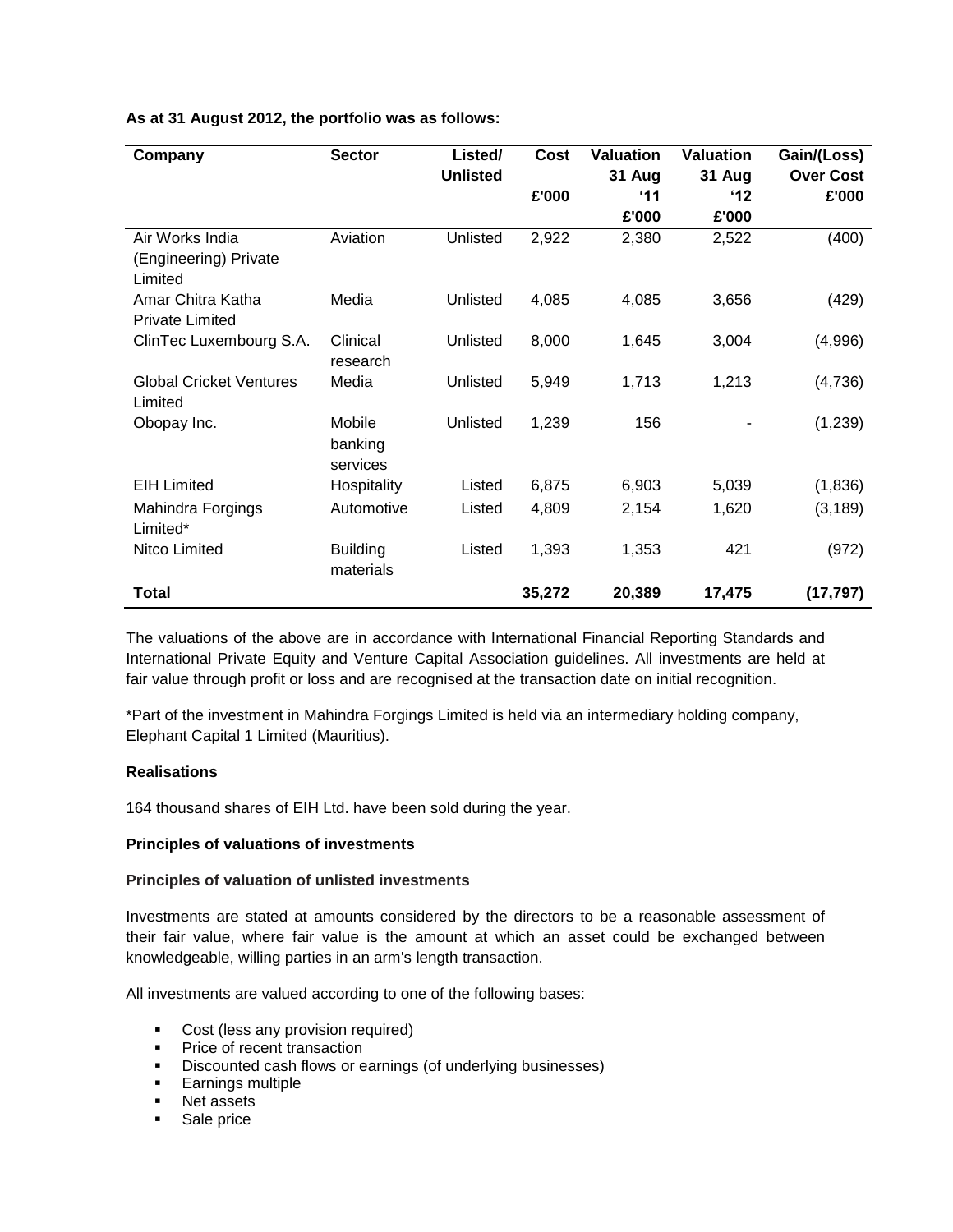**As at 31 August 2012, the portfolio was as follows:**

| Company | Sector | Listed/ Unlisted | Cost £'000 | Valuation 31 Aug '11 £'000 | Valuation 31 Aug '12 £'000 | Gain/(Loss) Over Cost £'000 |
|---|---|---|---|---|---|---|
| Air Works India (Engineering) Private Limited | Aviation | Unlisted | 2,922 | 2,380 | 2,522 | (400) |
| Amar Chitra Katha Private Limited | Media | Unlisted | 4,085 | 4,085 | 3,656 | (429) |
| ClinTec Luxembourg S.A. | Clinical research | Unlisted | 8,000 | 1,645 | 3,004 | (4,996) |
| Global Cricket Ventures Limited | Media | Unlisted | 5,949 | 1,713 | 1,213 | (4,736) |
| Obopay Inc. | Mobile banking services | Unlisted | 1,239 | 156 | - | (1,239) |
| EIH Limited | Hospitality | Listed | 6,875 | 6,903 | 5,039 | (1,836) |
| Mahindra Forgings Limited* | Automotive | Listed | 4,809 | 2,154 | 1,620 | (3,189) |
| Nitco Limited | Building materials | Listed | 1,393 | 1,353 | 421 | (972) |
| **Total** | | | **35,272** | **20,389** | **17,475** | **(17,797)** |

The valuations of the above are in accordance with International Financial Reporting Standards and International Private Equity and Venture Capital Association guidelines. All investments are held at fair value through profit or loss and are recognised at the transaction date on initial recognition.

*Part of the investment in Mahindra Forgings Limited is held via an intermediary holding company, Elephant Capital 1 Limited (Mauritius).

**Realisations**

164 thousand shares of EIH Ltd. have been sold during the year.

**Principles of valuations of investments**

**Principles of valuation of unlisted investments**

Investments are stated at amounts considered by the directors to be a reasonable assessment of their fair value, where fair value is the amount at which an asset could be exchanged between knowledgeable, willing parties in an arm's length transaction.

All investments are valued according to one of the following bases:

- Cost (less any provision required)
- Price of recent transaction
- Discounted cash flows or earnings (of underlying businesses)
- Earnings multiple
- Net assets
- Sale price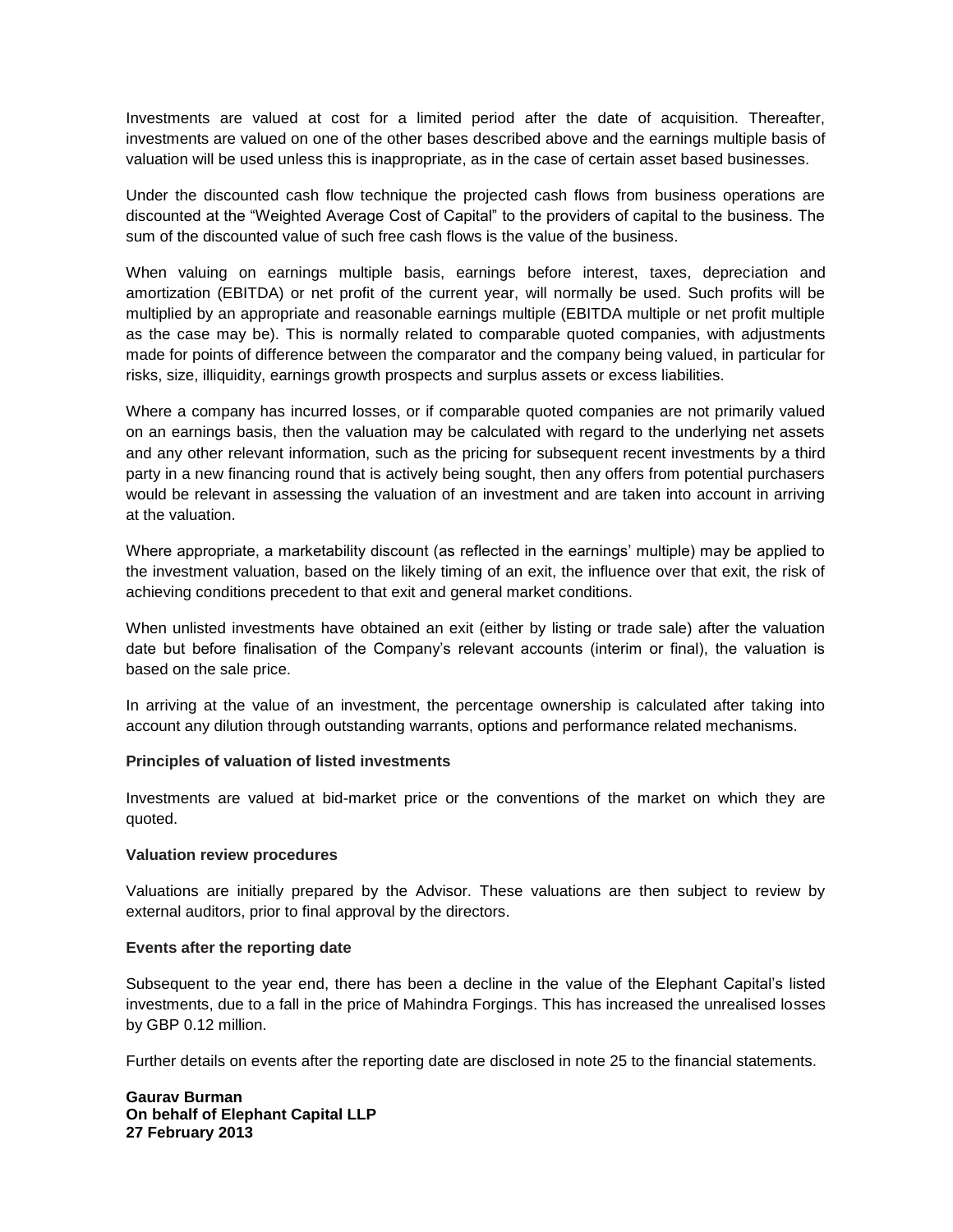Investments are valued at cost for a limited period after the date of acquisition. Thereafter, investments are valued on one of the other bases described above and the earnings multiple basis of valuation will be used unless this is inappropriate, as in the case of certain asset based businesses.

Under the discounted cash flow technique the projected cash flows from business operations are discounted at the “Weighted Average Cost of Capital” to the providers of capital to the business. The sum of the discounted value of such free cash flows is the value of the business.

When valuing on earnings multiple basis, earnings before interest, taxes, depreciation and amortization (EBITDA) or net profit of the current year, will normally be used. Such profits will be multiplied by an appropriate and reasonable earnings multiple (EBITDA multiple or net profit multiple as the case may be). This is normally related to comparable quoted companies, with adjustments made for points of difference between the comparator and the company being valued, in particular for risks, size, illiquidity, earnings growth prospects and surplus assets or excess liabilities.

Where a company has incurred losses, or if comparable quoted companies are not primarily valued on an earnings basis, then the valuation may be calculated with regard to the underlying net assets and any other relevant information, such as the pricing for subsequent recent investments by a third party in a new financing round that is actively being sought, then any offers from potential purchasers would be relevant in assessing the valuation of an investment and are taken into account in arriving at the valuation.

Where appropriate, a marketability discount (as reflected in the earnings’ multiple) may be applied to the investment valuation, based on the likely timing of an exit, the influence over that exit, the risk of achieving conditions precedent to that exit and general market conditions.

When unlisted investments have obtained an exit (either by listing or trade sale) after the valuation date but before finalisation of the Company’s relevant accounts (interim or final), the valuation is based on the sale price.

In arriving at the value of an investment, the percentage ownership is calculated after taking into account any dilution through outstanding warrants, options and performance related mechanisms.

**Principles of valuation of listed investments**

Investments are valued at bid-market price or the conventions of the market on which they are quoted.

**Valuation review procedures**

Valuations are initially prepared by the Advisor. These valuations are then subject to review by external auditors, prior to final approval by the directors.

**Events after the reporting date**

Subsequent to the year end, there has been a decline in the value of the Elephant Capital’s listed investments, due to a fall in the price of Mahindra Forgings. This has increased the unrealised losses by GBP 0.12 million.

Further details on events after the reporting date are disclosed in note 25 to the financial statements.

**Gaurav Burman**
**On behalf of Elephant Capital LLP**
**27 February 2013**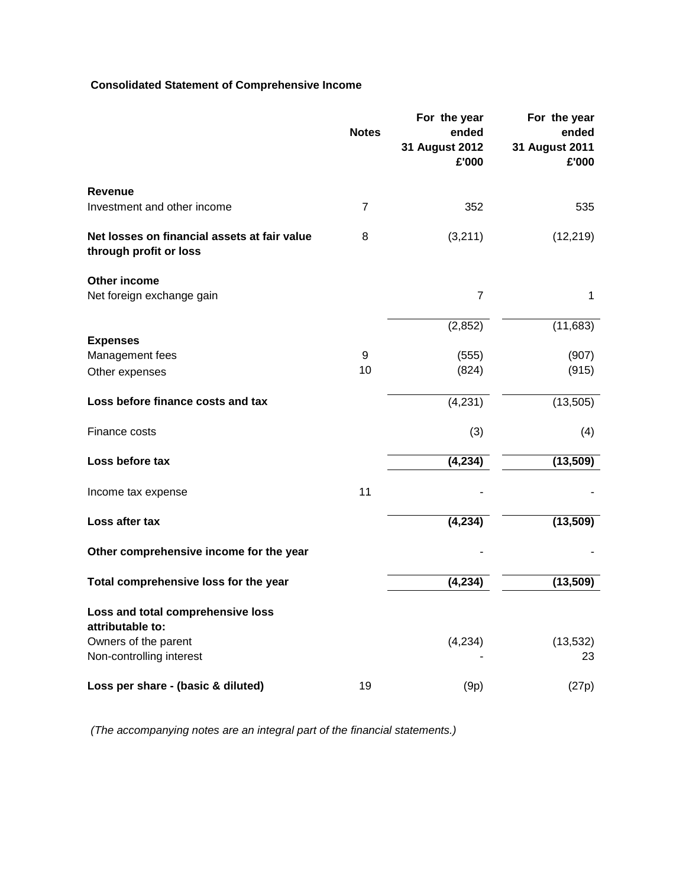**Consolidated Statement of Comprehensive Income**

| | Notes | For the year ended 31 August 2012 £'000 | For the year ended 31 August 2011 £'000 |
|---|---|---|---|
| **Revenue** | | | |
| Investment and other income | 7 | 352 | 535 |
| **Net losses on financial assets at fair value through profit or loss** | 8 | (3,211) | (12,219) |
| **Other income** | | | |
| Net foreign exchange gain | | 7 | 1 |
| | | (2,852) | (11,683) |
| **Expenses** | | | |
| Management fees | 9 | (555) | (907) |
| Other expenses | 10 | (824) | (915) |
| **Loss before finance costs and tax** | | (4,231) | (13,505) |
| Finance costs | | (3) | (4) |
| **Loss before tax** | | **(4,234)** | **(13,509)** |
| Income tax expense | 11 | - | - |
| **Loss after tax** | | **(4,234)** | **(13,509)** |
| **Other comprehensive income for the year** | | - | - |
| **Total comprehensive loss for the year** | | **(4,234)** | **(13,509)** |
| **Loss and total comprehensive loss attributable to:** | | | |
| Owners of the parent | | (4,234) | (13,532) |
| Non-controlling interest | | - | 23 |
| **Loss per share - (basic & diluted)** | 19 | (9p) | (27p) |

*(The accompanying notes are an integral part of the financial statements.)*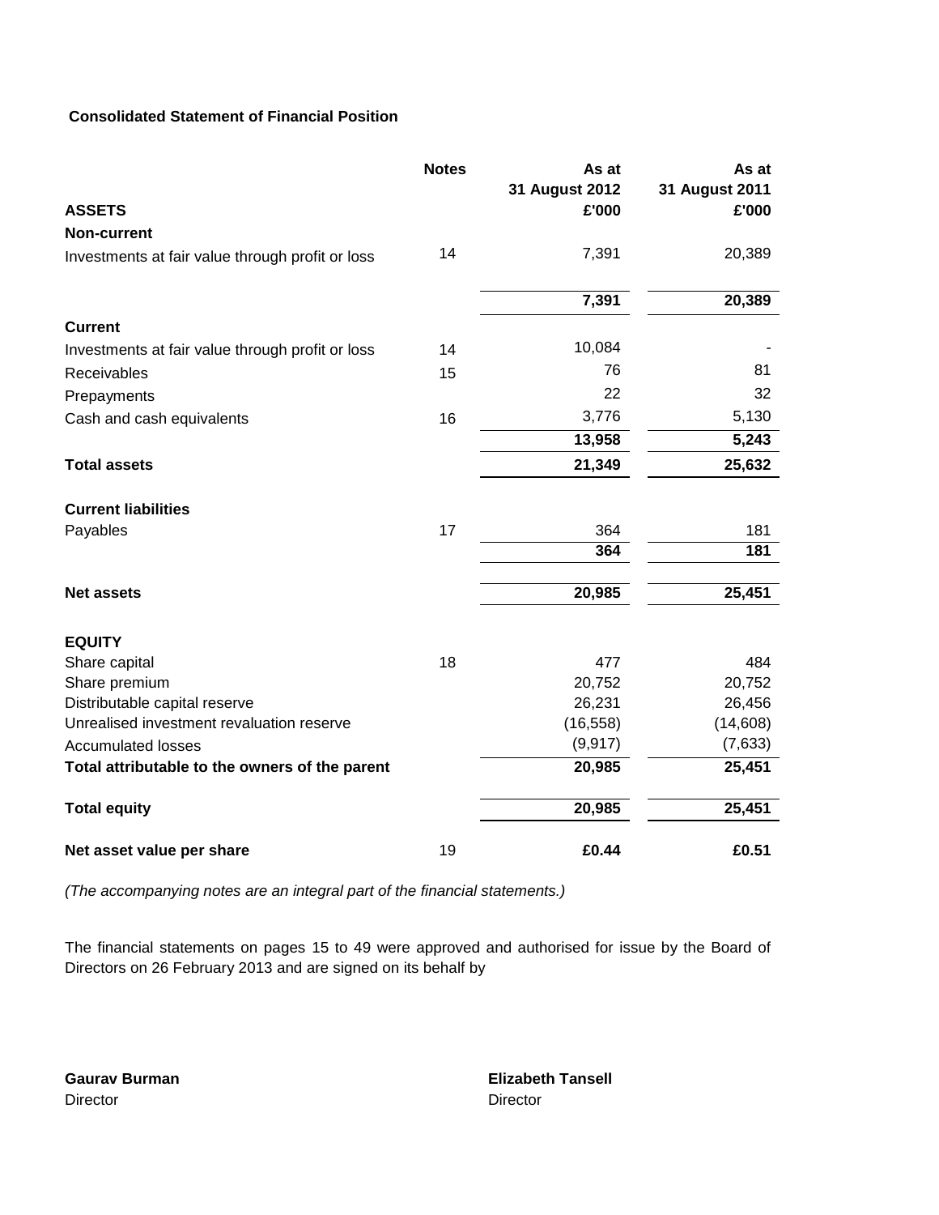**Consolidated Statement of Financial Position**

| | Notes | As at 31 August 2012 £'000 | As at 31 August 2011 £'000 |
|---|---|---|---|
| **ASSETS** | | | |
| **Non-current** | | | |
| Investments at fair value through profit or loss | 14 | 7,391 | 20,389 |
| | | **7,391** | **20,389** |
| **Current** | | | |
| Investments at fair value through profit or loss | 14 | 10,084 | - |
| Receivables | 15 | 76 | 81 |
| Prepayments | | 22 | 32 |
| Cash and cash equivalents | 16 | 3,776 | 5,130 |
| | | **13,958** | **5,243** |
| **Total assets** | | **21,349** | **25,632** |
| **Current liabilities** | | | |
| Payables | 17 | 364 | 181 |
| | | **364** | **181** |
| **Net assets** | | **20,985** | **25,451** |
| **EQUITY** | | | |
| Share capital | 18 | 477 | 484 |
| Share premium | | 20,752 | 20,752 |
| Distributable capital reserve | | 26,231 | 26,456 |
| Unrealised investment revaluation reserve | | (16,558) | (14,608) |
| Accumulated losses | | (9,917) | (7,633) |
| **Total attributable to the owners of the parent** | | **20,985** | **25,451** |
| **Total equity** | | **20,985** | **25,451** |
| **Net asset value per share** | 19 | **£0.44** | **£0.51** |

*(The accompanying notes are an integral part of the financial statements.)*

The financial statements on pages 15 to 49 were approved and authorised for issue by the Board of Directors on 26 February 2013 and are signed on its behalf by

**Gaurav Burman**
Director

**Elizabeth Tansell**
Director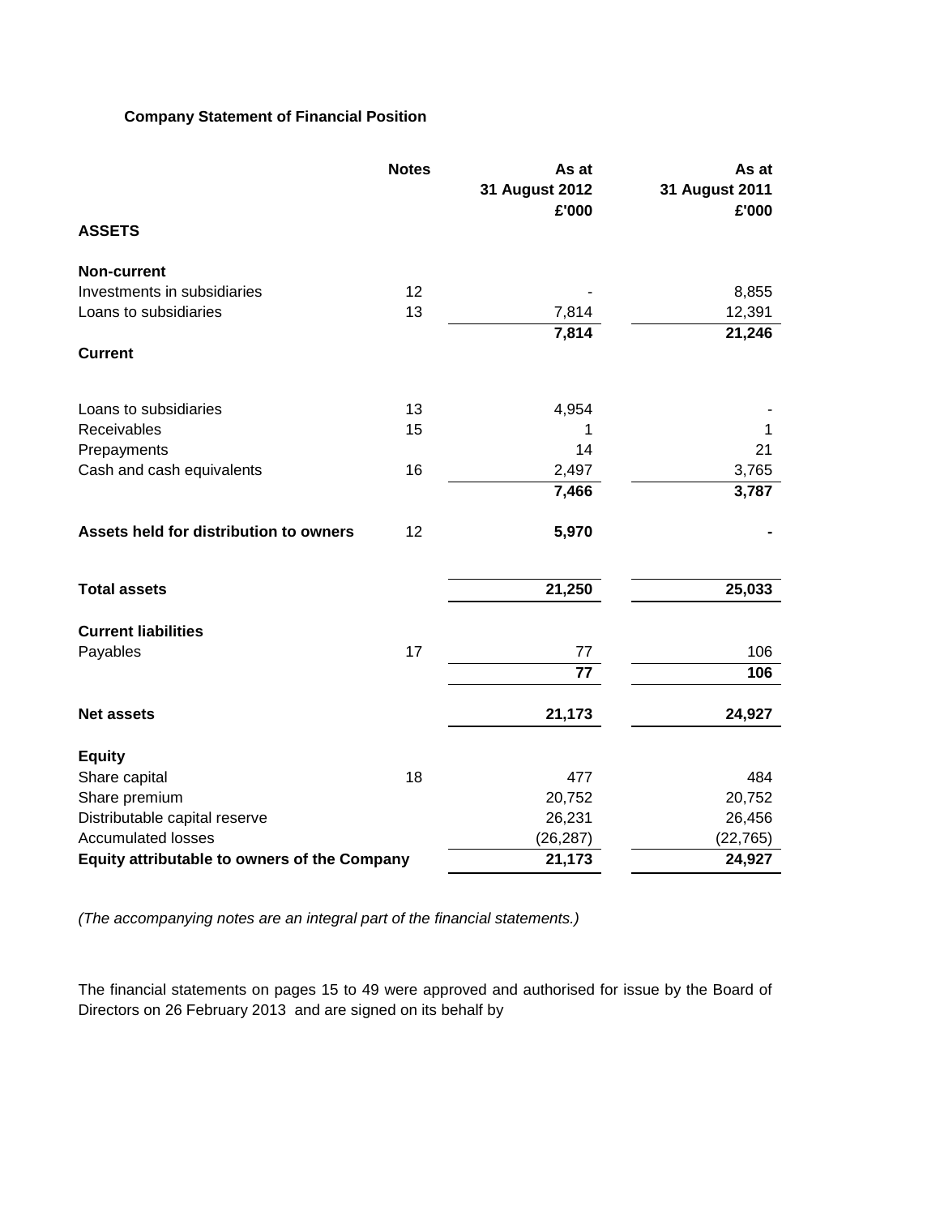## Company Statement of Financial Position

| | Notes | As at 31 August 2012 £'000 | As at 31 August 2011 £'000 |
|---|---|---|---|
| **ASSETS** | | | |
| **Non-current** | | | |
| Investments in subsidiaries | 12 | - | 8,855 |
| Loans to subsidiaries | 13 | 7,814 | 12,391 |
| | | **7,814** | **21,246** |
| **Current** | | | |
| Loans to subsidiaries | 13 | 4,954 | - |
| Receivables | 15 | 1 | 1 |
| Prepayments | | 14 | 21 |
| Cash and cash equivalents | 16 | 2,497 | 3,765 |
| | | **7,466** | **3,787** |
| **Assets held for distribution to owners** | 12 | **5,970** | **-** |
| **Total assets** | | **21,250** | **25,033** |
| **Current liabilities** | | | |
| Payables | 17 | 77 | 106 |
| | | **77** | **106** |
| **Net assets** | | **21,173** | **24,927** |
| **Equity** | | | |
| Share capital | 18 | 477 | 484 |
| Share premium | | 20,752 | 20,752 |
| Distributable capital reserve | | 26,231 | 26,456 |
| Accumulated losses | | (26,287) | (22,765) |
| **Equity attributable to owners of the Company** | | **21,173** | **24,927** |

*(The accompanying notes are an integral part of the financial statements.)*

The financial statements on pages 15 to 49 were approved and authorised for issue by the Board of Directors on 26 February 2013 and are signed on its behalf by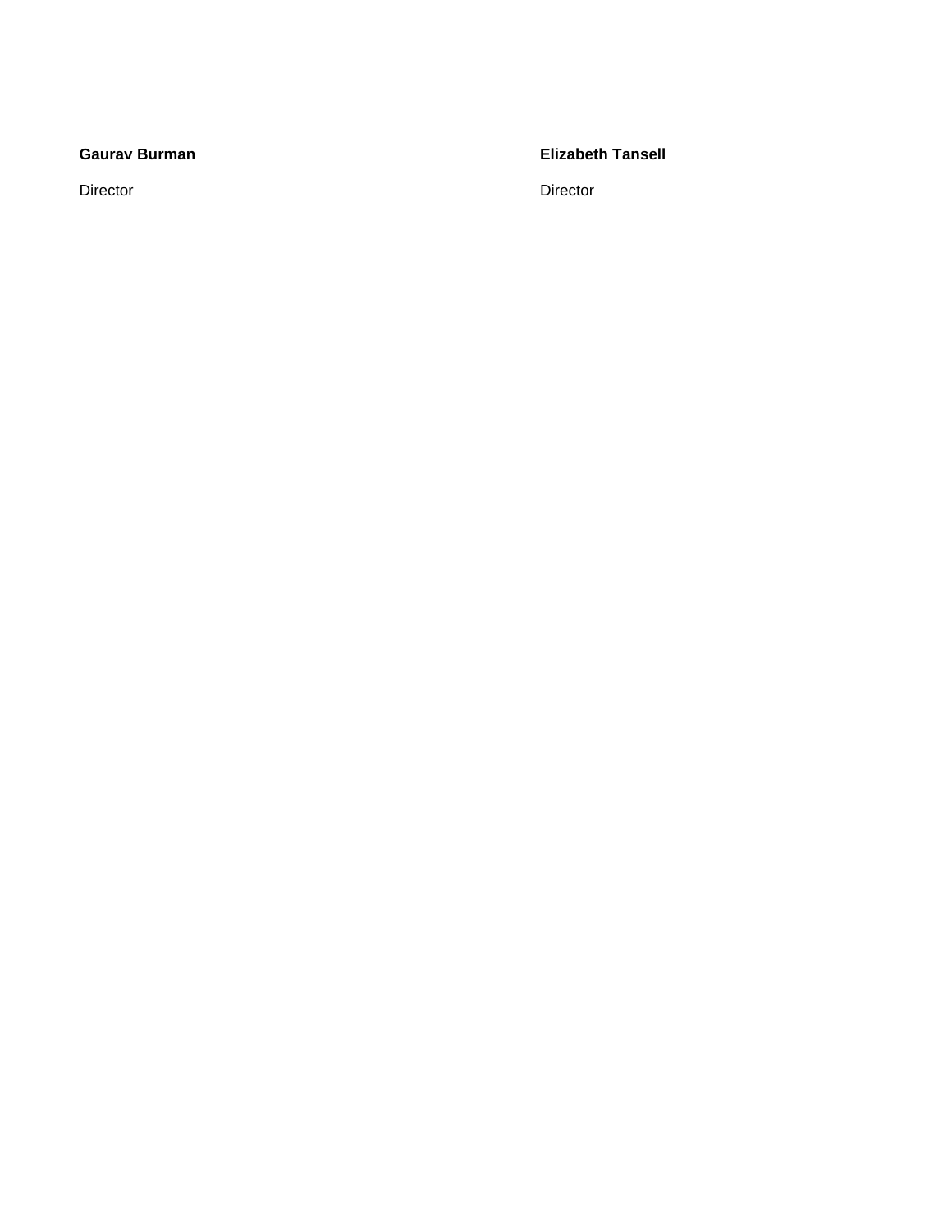**Gaurav Burman**

Director

**Elizabeth Tansell**

Director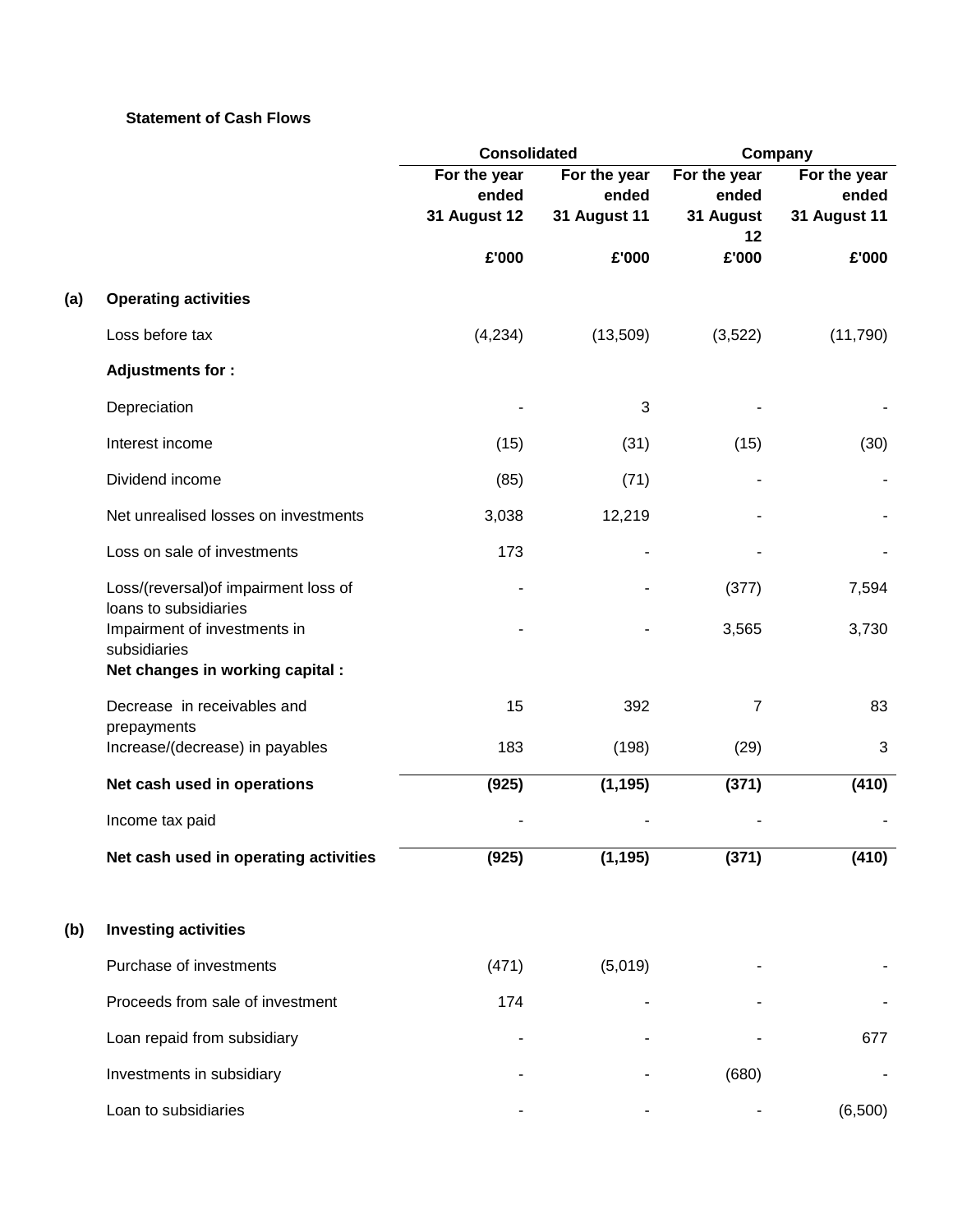**Statement of Cash Flows**

| | | Consolidated | | Company | |
|---|---|---|---|---|---|
| | | For the year ended 31 August 12 | For the year ended 31 August 11 | For the year ended 31 August 12 | For the year ended 31 August 11 |
| | | £'000 | £'000 | £'000 | £'000 |
| **(a)** | **Operating activities** | | | | |
| | Loss before tax | (4,234) | (13,509) | (3,522) | (11,790) |
| | **Adjustments for :** | | | | |
| | Depreciation | - | 3 | - | - |
| | Interest income | (15) | (31) | (15) | (30) |
| | Dividend income | (85) | (71) | - | - |
| | Net unrealised losses on investments | 3,038 | 12,219 | - | - |
| | Loss on sale of investments | 173 | - | - | - |
| | Loss/(reversal)of impairment loss of loans to subsidiaries | - | - | (377) | 7,594 |
| | Impairment of investments in subsidiaries | - | - | 3,565 | 3,730 |
| | **Net changes in working capital :** | | | | |
| | Decrease in receivables and prepayments | 15 | 392 | 7 | 83 |
| | Increase/(decrease) in payables | 183 | (198) | (29) | 3 |
| | **Net cash used in operations** | **(925)** | **(1,195)** | **(371)** | **(410)** |
| | Income tax paid | - | - | - | - |
| | **Net cash used in operating activities** | **(925)** | **(1,195)** | **(371)** | **(410)** |
| **(b)** | **Investing activities** | | | | |
| | Purchase of investments | (471) | (5,019) | - | - |
| | Proceeds from sale of investment | 174 | - | - | - |
| | Loan repaid from subsidiary | - | - | - | 677 |
| | Investments in subsidiary | - | - | (680) | - |
| | Loan to subsidiaries | - | - | - | (6,500) |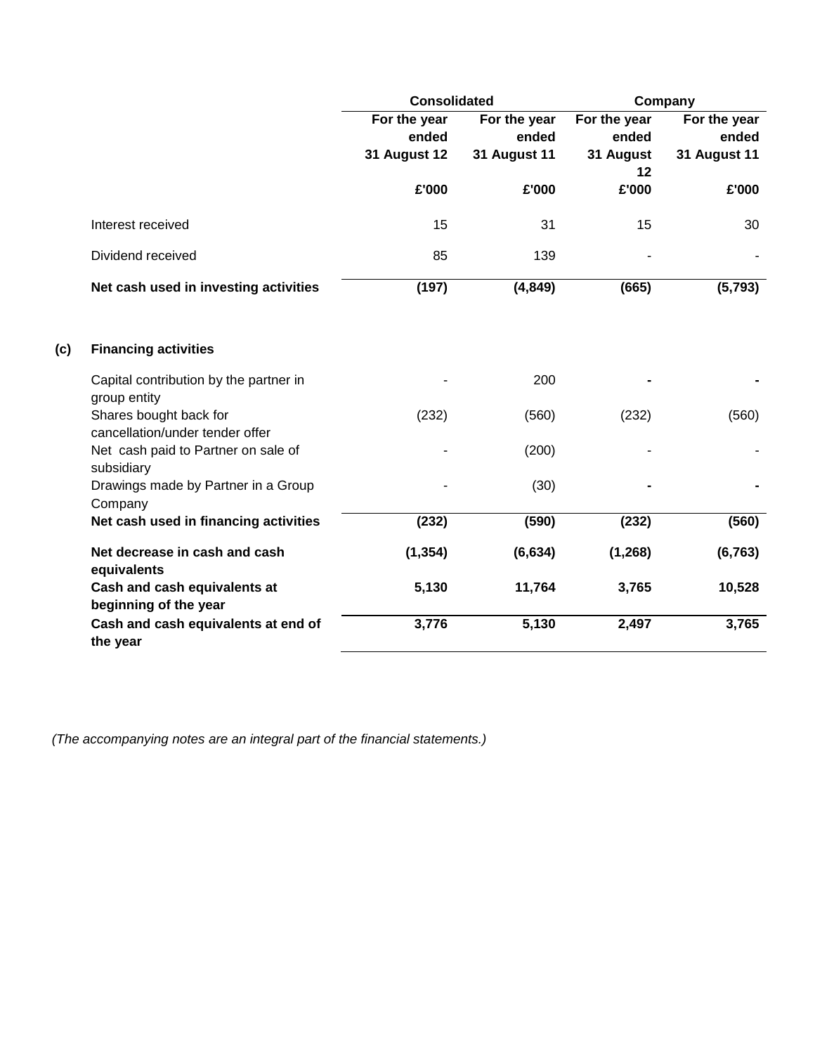| | | Consolidated | | Company | |
|---|---|---|---|---|---|
| | | For the year ended 31 August 12 | For the year ended 31 August 11 | For the year ended 31 August 12 | For the year ended 31 August 11 |
| | | £'000 | £'000 | £'000 | £'000 |
| | Interest received | 15 | 31 | 15 | 30 |
| | Dividend received | 85 | 139 | - | - |
| | **Net cash used in investing activities** | **(197)** | **(4,849)** | **(665)** | **(5,793)** |
| **(c)** | **Financing activities** | | | | |
| | Capital contribution by the partner in group entity | - | 200 | **-** | **-** |
| | Shares bought back for cancellation/under tender offer | (232) | (560) | (232) | (560) |
| | Net cash paid to Partner on sale of subsidiary | - | (200) | - | - |
| | Drawings made by Partner in a Group Company | - | (30) | **-** | **-** |
| | **Net cash used in financing activities** | **(232)** | **(590)** | **(232)** | **(560)** |
| | **Net decrease in cash and cash equivalents** | **(1,354)** | **(6,634)** | **(1,268)** | **(6,763)** |
| | **Cash and cash equivalents at beginning of the year** | **5,130** | **11,764** | **3,765** | **10,528** |
| | **Cash and cash equivalents at end of the year** | **3,776** | **5,130** | **2,497** | **3,765** |

*(The accompanying notes are an integral part of the financial statements.)*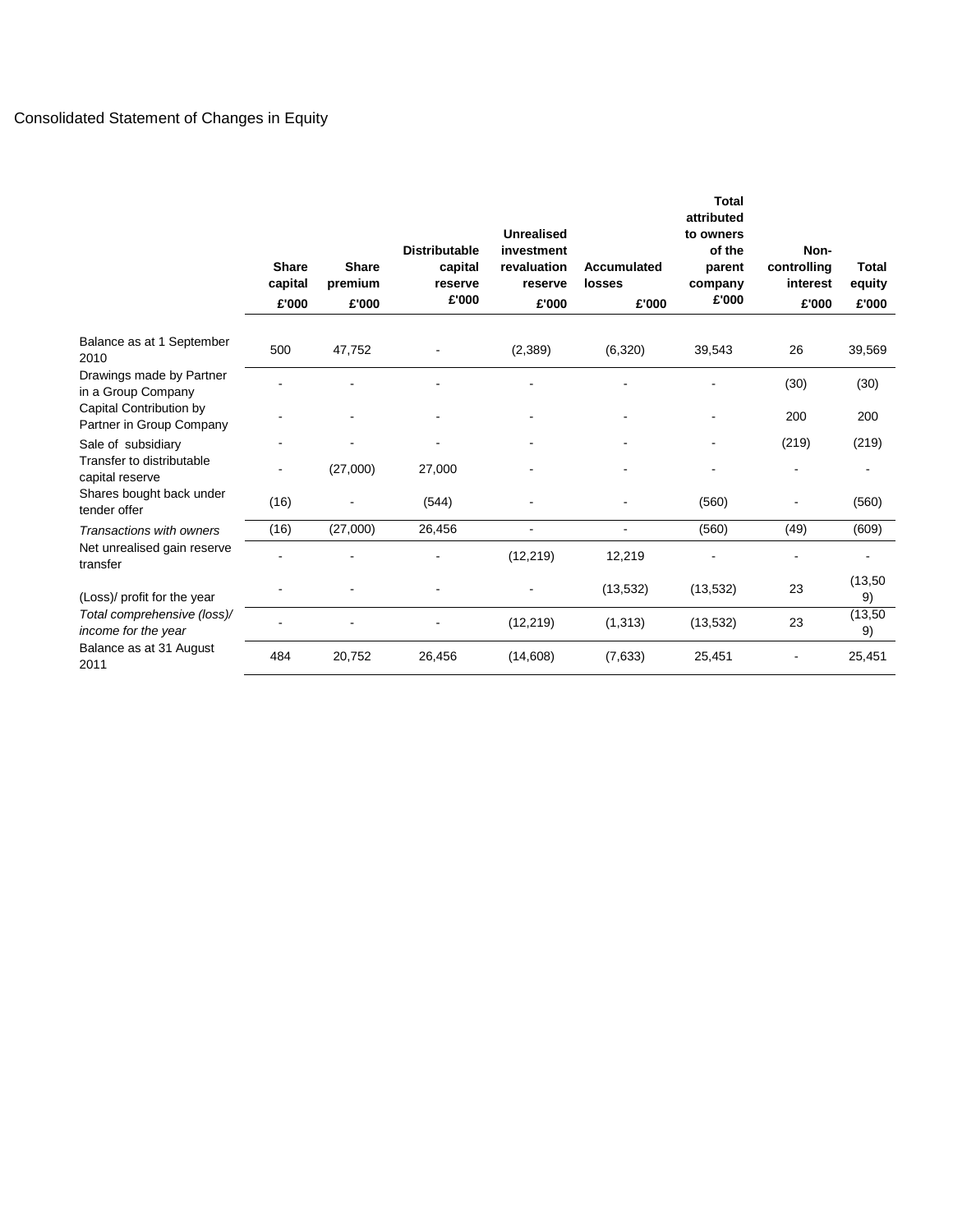# Consolidated Statement of Changes in Equity

| | Share capital £'000 | Share premium £'000 | Distributable capital reserve £'000 | Unrealised investment revaluation reserve £'000 | Accumulated losses £'000 | Total attributed to owners of the parent company £'000 | Non-controlling interest £'000 | Total equity £'000 |
|---|---|---|---|---|---|---|---|---|
| Balance as at 1 September 2010 | 500 | 47,752 | - | (2,389) | (6,320) | 39,543 | 26 | 39,569 |
| Drawings made by Partner in a Group Company | - | - | - | - | - | - | (30) | (30) |
| Capital Contribution by Partner in Group Company | - | - | - | - | - | - | 200 | 200 |
| Sale of subsidiary | - | - | - | - | - | - | (219) | (219) |
| Transfer to distributable capital reserve | - | (27,000) | 27,000 | - | - | - | - | - |
| Shares bought back under tender offer | (16) | - | (544) | - | - | (560) | - | (560) |
| *Transactions with owners* | (16) | (27,000) | 26,456 | - | - | (560) | (49) | (609) |
| Net unrealised gain reserve transfer | - | - | - | (12,219) | 12,219 | - | - | - |
| (Loss)/ profit for the year | - | - | - | - | (13,532) | (13,532) | 23 | (13,509) |
| *Total comprehensive (loss)/ income for the year* | - | - | - | (12,219) | (1,313) | (13,532) | 23 | (13,509) |
| Balance as at 31 August 2011 | 484 | 20,752 | 26,456 | (14,608) | (7,633) | 25,451 | - | 25,451 |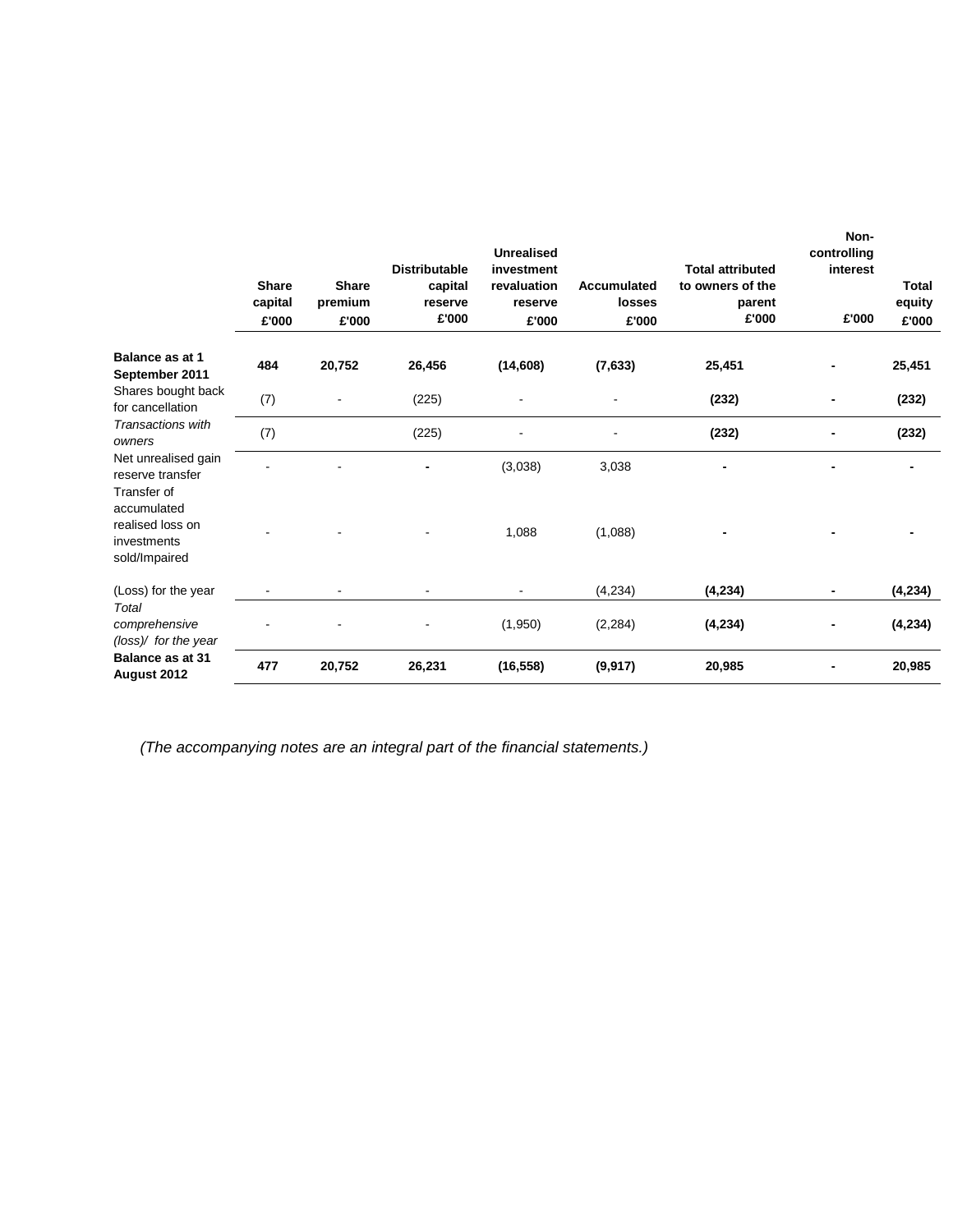| | Share capital £'000 | Share premium £'000 | Distributable capital reserve £'000 | Unrealised investment revaluation reserve £'000 | Accumulated losses £'000 | Total attributed to owners of the parent £'000 | Non-controlling interest £'000 | Total equity £'000 |
|---|---|---|---|---|---|---|---|---|
| **Balance as at 1 September 2011** | **484** | **20,752** | **26,456** | **(14,608)** | **(7,633)** | **25,451** | **-** | **25,451** |
| Shares bought back for cancellation | (7) | - | (225) | - | - | **(232)** | **-** | **(232)** |
| *Transactions with owners* | (7) | | (225) | - | - | **(232)** | **-** | **(232)** |
| Net unrealised gain reserve transfer | - | - | **-** | (3,038) | 3,038 | **-** | **-** | **-** |
| Transfer of accumulated realised loss on investments sold/Impaired | - | - | - | 1,088 | (1,088) | **-** | **-** | **-** |
| (Loss) for the year | - | - | - | - | (4,234) | **(4,234)** | **-** | **(4,234)** |
| *Total comprehensive (loss)/ for the year* | - | - | - | (1,950) | (2,284) | **(4,234)** | **-** | **(4,234)** |
| **Balance as at 31 August 2012** | **477** | **20,752** | **26,231** | **(16,558)** | **(9,917)** | **20,985** | **-** | **20,985** |

*(The accompanying notes are an integral part of the financial statements.)*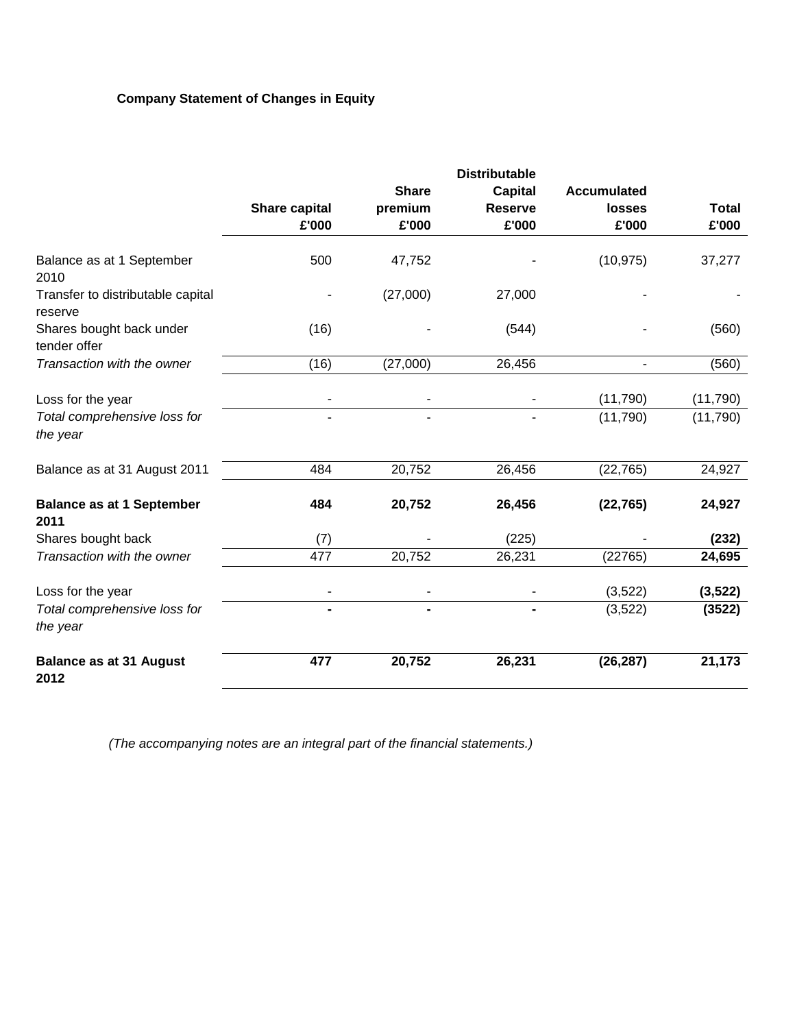**Company Statement of Changes in Equity**

| | Share capital £'000 | Share premium £'000 | Distributable Capital Reserve £'000 | Accumulated losses £'000 | Total £'000 |
|---|---|---|---|---|---|
| Balance as at 1 September 2010 | 500 | 47,752 | - | (10,975) | 37,277 |
| Transfer to distributable capital reserve | - | (27,000) | 27,000 | - | - |
| Shares bought back under tender offer | (16) | - | (544) | - | (560) |
| *Transaction with the owner* | (16) | (27,000) | 26,456 | - | (560) |
| Loss for the year | - | - | - | (11,790) | (11,790) |
| *Total comprehensive loss for the year* | - | - | - | (11,790) | (11,790) |
| Balance as at 31 August 2011 | 484 | 20,752 | 26,456 | (22,765) | 24,927 |
| **Balance as at 1 September 2011** | **484** | **20,752** | **26,456** | **(22,765)** | **24,927** |
| Shares bought back | (7) | - | (225) | - | **(232)** |
| *Transaction with the owner* | 477 | 20,752 | 26,231 | (22765) | **24,695** |
| Loss for the year | - | - | - | (3,522) | **(3,522)** |
| *Total comprehensive loss for the year* | **-** | **-** | **-** | (3,522) | **(3522)** |
| **Balance as at 31 August 2012** | **477** | **20,752** | **26,231** | **(26,287)** | **21,173** |

*(The accompanying notes are an integral part of the financial statements.)*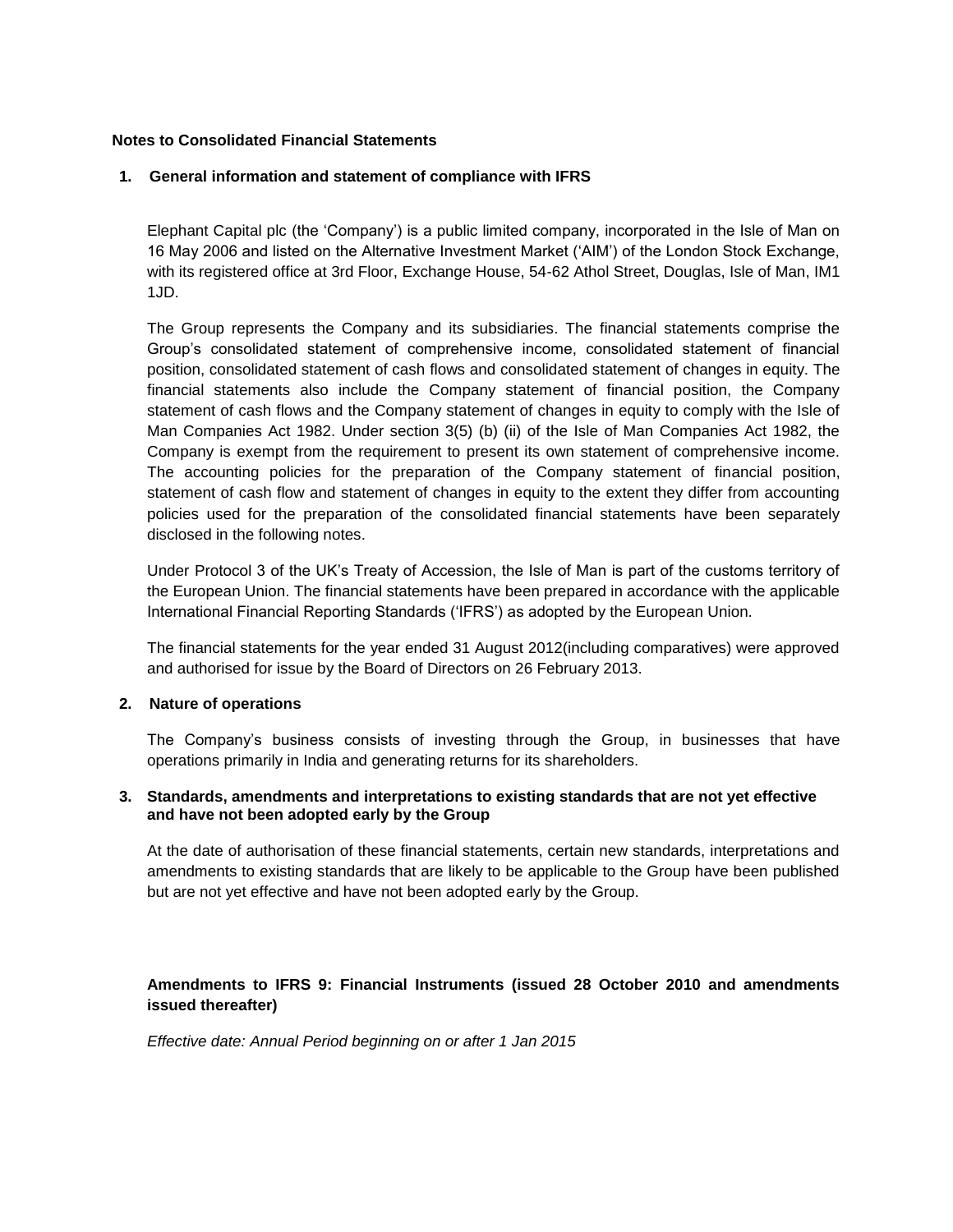**Notes to Consolidated Financial Statements**

## 1. General information and statement of compliance with IFRS

Elephant Capital plc (the 'Company') is a public limited company, incorporated in the Isle of Man on 16 May 2006 and listed on the Alternative Investment Market ('AIM') of the London Stock Exchange, with its registered office at 3rd Floor, Exchange House, 54-62 Athol Street, Douglas, Isle of Man, IM1 1JD.

The Group represents the Company and its subsidiaries. The financial statements comprise the Group's consolidated statement of comprehensive income, consolidated statement of financial position, consolidated statement of cash flows and consolidated statement of changes in equity. The financial statements also include the Company statement of financial position, the Company statement of cash flows and the Company statement of changes in equity to comply with the Isle of Man Companies Act 1982. Under section 3(5) (b) (ii) of the Isle of Man Companies Act 1982, the Company is exempt from the requirement to present its own statement of comprehensive income. The accounting policies for the preparation of the Company statement of financial position, statement of cash flow and statement of changes in equity to the extent they differ from accounting policies used for the preparation of the consolidated financial statements have been separately disclosed in the following notes.

Under Protocol 3 of the UK's Treaty of Accession, the Isle of Man is part of the customs territory of the European Union. The financial statements have been prepared in accordance with the applicable International Financial Reporting Standards ('IFRS') as adopted by the European Union.

The financial statements for the year ended 31 August 2012(including comparatives) were approved and authorised for issue by the Board of Directors on 26 February 2013.

## 2. Nature of operations

The Company's business consists of investing through the Group, in businesses that have operations primarily in India and generating returns for its shareholders.

## 3. Standards, amendments and interpretations to existing standards that are not yet effective and have not been adopted early by the Group

At the date of authorisation of these financial statements, certain new standards, interpretations and amendments to existing standards that are likely to be applicable to the Group have been published but are not yet effective and have not been adopted early by the Group.

**Amendments to IFRS 9: Financial Instruments (issued 28 October 2010 and amendments issued thereafter)**

*Effective date: Annual Period beginning on or after 1 Jan 2015*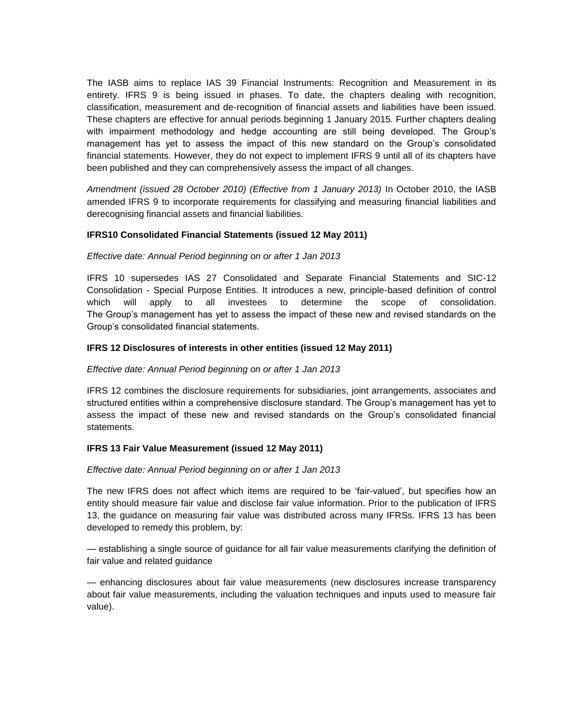The IASB aims to replace IAS 39 Financial Instruments: Recognition and Measurement in its entirety. IFRS 9 is being issued in phases. To date, the chapters dealing with recognition, classification, measurement and de-recognition of financial assets and liabilities have been issued. These chapters are effective for annual periods beginning 1 January 2015. Further chapters dealing with impairment methodology and hedge accounting are still being developed. The Group's management has yet to assess the impact of this new standard on the Group's consolidated financial statements. However, they do not expect to implement IFRS 9 until all of its chapters have been published and they can comprehensively assess the impact of all changes.

*Amendment (issued 28 October 2010) (Effective from 1 January 2013)* In October 2010, the IASB amended IFRS 9 to incorporate requirements for classifying and measuring financial liabilities and derecognising financial assets and financial liabilities.

**IFRS10 Consolidated Financial Statements (issued 12 May 2011)**

*Effective date: Annual Period beginning on or after 1 Jan 2013*

IFRS 10 supersedes IAS 27 Consolidated and Separate Financial Statements and SIC-12 Consolidation - Special Purpose Entities. It introduces a new, principle-based definition of control which will apply to all investees to determine the scope of consolidation. The Group's management has yet to assess the impact of these new and revised standards on the Group's consolidated financial statements.

**IFRS 12 Disclosures of interests in other entities (issued 12 May 2011)**

*Effective date: Annual Period beginning on or after 1 Jan 2013*

IFRS 12 combines the disclosure requirements for subsidiaries, joint arrangements, associates and structured entities within a comprehensive disclosure standard. The Group's management has yet to assess the impact of these new and revised standards on the Group's consolidated financial statements.

**IFRS 13 Fair Value Measurement (issued 12 May 2011)**

*Effective date: Annual Period beginning on or after 1 Jan 2013*

The new IFRS does not affect which items are required to be 'fair-valued', but specifies how an entity should measure fair value and disclose fair value information. Prior to the publication of IFRS 13, the guidance on measuring fair value was distributed across many IFRSs. IFRS 13 has been developed to remedy this problem, by:

— establishing a single source of guidance for all fair value measurements clarifying the definition of fair value and related guidance

— enhancing disclosures about fair value measurements (new disclosures increase transparency about fair value measurements, including the valuation techniques and inputs used to measure fair value).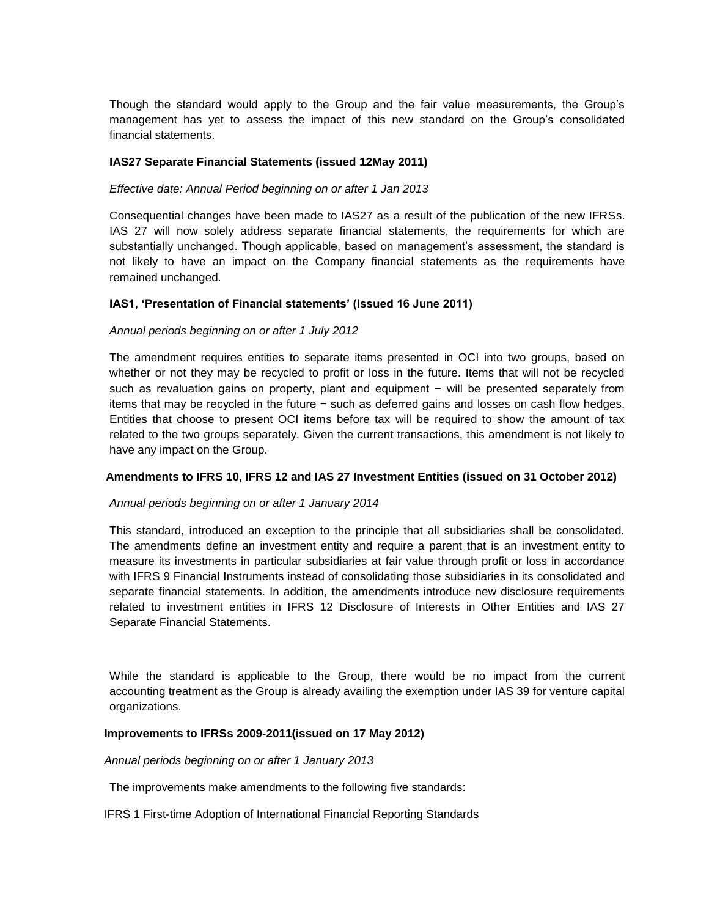Though the standard would apply to the Group and the fair value measurements, the Group's management has yet to assess the impact of this new standard on the Group's consolidated financial statements.

**IAS27 Separate Financial Statements (issued 12May 2011)**

*Effective date: Annual Period beginning on or after 1 Jan 2013*

Consequential changes have been made to IAS27 as a result of the publication of the new IFRSs. IAS 27 will now solely address separate financial statements, the requirements for which are substantially unchanged. Though applicable, based on management's assessment, the standard is not likely to have an impact on the Company financial statements as the requirements have remained unchanged.

**IAS1, 'Presentation of Financial statements' (Issued 16 June 2011)**

*Annual periods beginning on or after 1 July 2012*

The amendment requires entities to separate items presented in OCI into two groups, based on whether or not they may be recycled to profit or loss in the future. Items that will not be recycled such as revaluation gains on property, plant and equipment − will be presented separately from items that may be recycled in the future − such as deferred gains and losses on cash flow hedges. Entities that choose to present OCI items before tax will be required to show the amount of tax related to the two groups separately. Given the current transactions, this amendment is not likely to have any impact on the Group.

**Amendments to IFRS 10, IFRS 12 and IAS 27 Investment Entities (issued on 31 October 2012)**

*Annual periods beginning on or after 1 January 2014*

This standard, introduced an exception to the principle that all subsidiaries shall be consolidated. The amendments define an investment entity and require a parent that is an investment entity to measure its investments in particular subsidiaries at fair value through profit or loss in accordance with IFRS 9 Financial Instruments instead of consolidating those subsidiaries in its consolidated and separate financial statements. In addition, the amendments introduce new disclosure requirements related to investment entities in IFRS 12 Disclosure of Interests in Other Entities and IAS 27 Separate Financial Statements.

While the standard is applicable to the Group, there would be no impact from the current accounting treatment as the Group is already availing the exemption under IAS 39 for venture capital organizations.

**Improvements to IFRSs 2009-2011(issued on 17 May 2012)**

*Annual periods beginning on or after 1 January 2013*

The improvements make amendments to the following five standards:

IFRS 1 First-time Adoption of International Financial Reporting Standards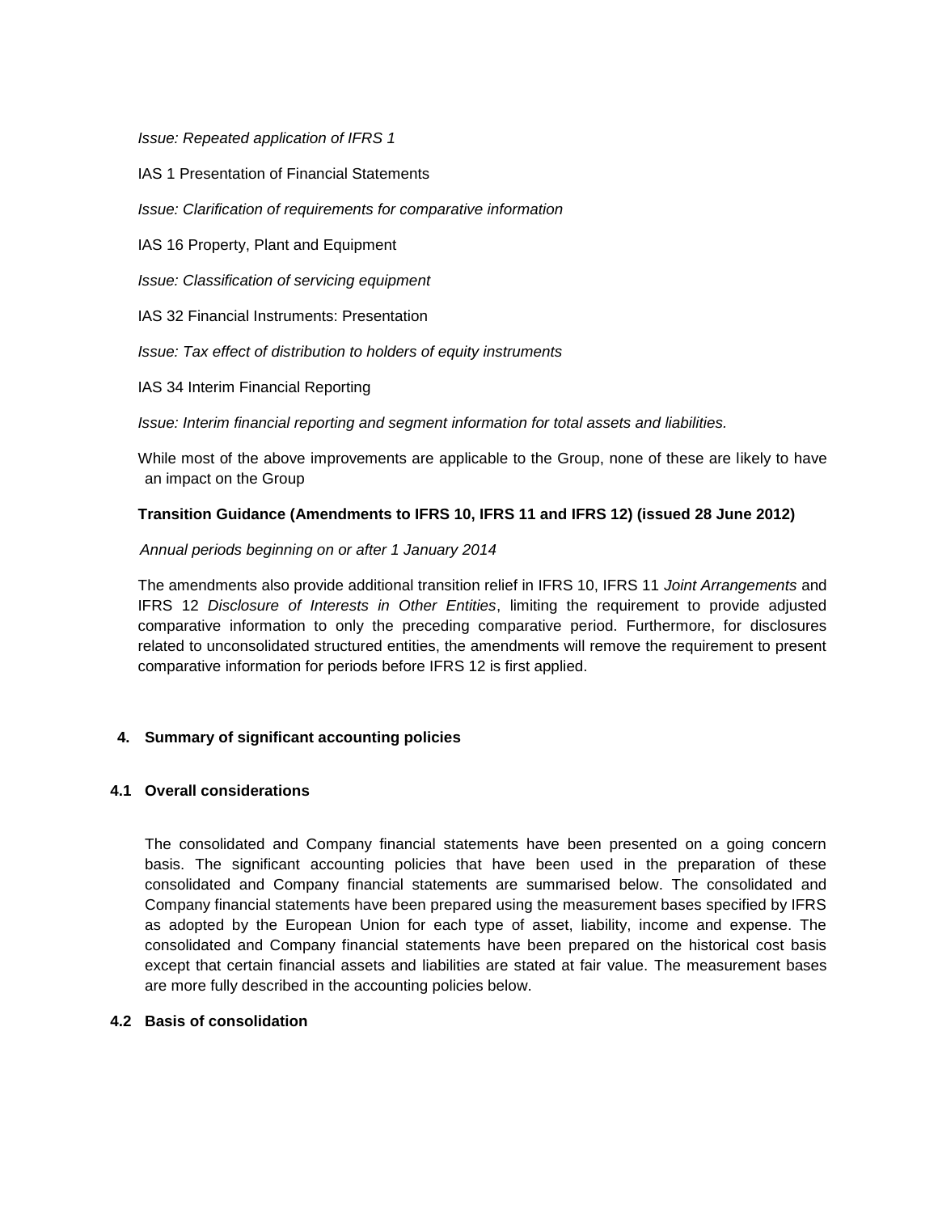*Issue: Repeated application of IFRS 1*

IAS 1 Presentation of Financial Statements

*Issue: Clarification of requirements for comparative information*

IAS 16 Property, Plant and Equipment

*Issue: Classification of servicing equipment*

IAS 32 Financial Instruments: Presentation

*Issue: Tax effect of distribution to holders of equity instruments*

IAS 34 Interim Financial Reporting

*Issue: Interim financial reporting and segment information for total assets and liabilities.*

While most of the above improvements are applicable to the Group, none of these are likely to have an impact on the Group

**Transition Guidance (Amendments to IFRS 10, IFRS 11 and IFRS 12) (issued 28 June 2012)**

*Annual periods beginning on or after 1 January 2014*

The amendments also provide additional transition relief in IFRS 10, IFRS 11 *Joint Arrangements* and IFRS 12 *Disclosure of Interests in Other Entities*, limiting the requirement to provide adjusted comparative information to only the preceding comparative period. Furthermore, for disclosures related to unconsolidated structured entities, the amendments will remove the requirement to present comparative information for periods before IFRS 12 is first applied.

## 4. Summary of significant accounting policies

### 4.1 Overall considerations

The consolidated and Company financial statements have been presented on a going concern basis. The significant accounting policies that have been used in the preparation of these consolidated and Company financial statements are summarised below. The consolidated and Company financial statements have been prepared using the measurement bases specified by IFRS as adopted by the European Union for each type of asset, liability, income and expense. The consolidated and Company financial statements have been prepared on the historical cost basis except that certain financial assets and liabilities are stated at fair value. The measurement bases are more fully described in the accounting policies below.

### 4.2 Basis of consolidation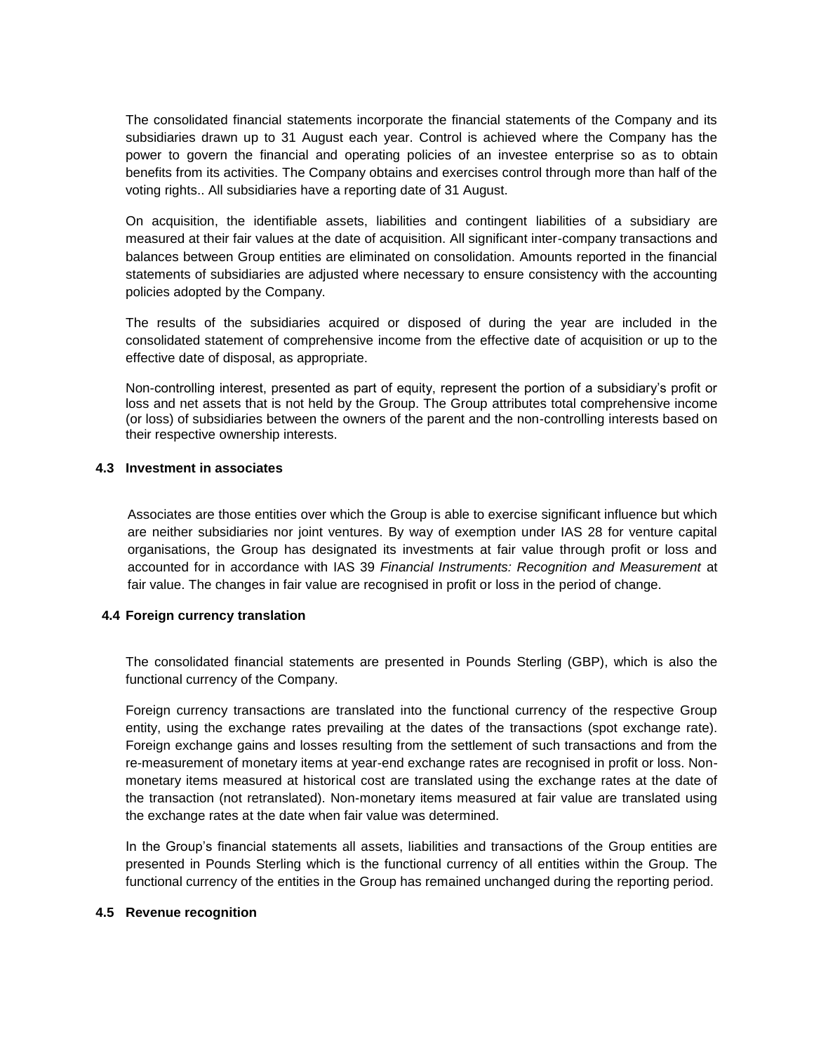The consolidated financial statements incorporate the financial statements of the Company and its subsidiaries drawn up to 31 August each year. Control is achieved where the Company has the power to govern the financial and operating policies of an investee enterprise so as to obtain benefits from its activities. The Company obtains and exercises control through more than half of the voting rights.. All subsidiaries have a reporting date of 31 August.

On acquisition, the identifiable assets, liabilities and contingent liabilities of a subsidiary are measured at their fair values at the date of acquisition. All significant inter-company transactions and balances between Group entities are eliminated on consolidation. Amounts reported in the financial statements of subsidiaries are adjusted where necessary to ensure consistency with the accounting policies adopted by the Company.

The results of the subsidiaries acquired or disposed of during the year are included in the consolidated statement of comprehensive income from the effective date of acquisition or up to the effective date of disposal, as appropriate.

Non-controlling interest, presented as part of equity, represent the portion of a subsidiary's profit or loss and net assets that is not held by the Group. The Group attributes total comprehensive income (or loss) of subsidiaries between the owners of the parent and the non-controlling interests based on their respective ownership interests.

### 4.3 Investment in associates

Associates are those entities over which the Group is able to exercise significant influence but which are neither subsidiaries nor joint ventures. By way of exemption under IAS 28 for venture capital organisations, the Group has designated its investments at fair value through profit or loss and accounted for in accordance with IAS 39 *Financial Instruments: Recognition and Measurement* at fair value. The changes in fair value are recognised in profit or loss in the period of change.

### 4.4 Foreign currency translation

The consolidated financial statements are presented in Pounds Sterling (GBP), which is also the functional currency of the Company.

Foreign currency transactions are translated into the functional currency of the respective Group entity, using the exchange rates prevailing at the dates of the transactions (spot exchange rate). Foreign exchange gains and losses resulting from the settlement of such transactions and from the re-measurement of monetary items at year-end exchange rates are recognised in profit or loss. Non-monetary items measured at historical cost are translated using the exchange rates at the date of the transaction (not retranslated). Non-monetary items measured at fair value are translated using the exchange rates at the date when fair value was determined.

In the Group's financial statements all assets, liabilities and transactions of the Group entities are presented in Pounds Sterling which is the functional currency of all entities within the Group. The functional currency of the entities in the Group has remained unchanged during the reporting period.

### 4.5 Revenue recognition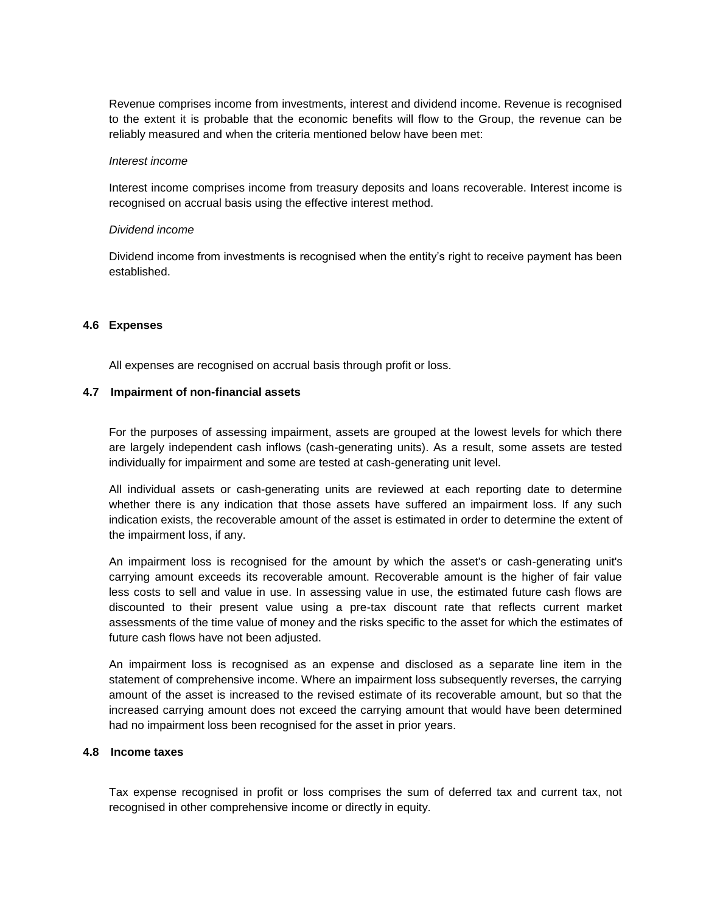Revenue comprises income from investments, interest and dividend income. Revenue is recognised to the extent it is probable that the economic benefits will flow to the Group, the revenue can be reliably measured and when the criteria mentioned below have been met:

*Interest income*

Interest income comprises income from treasury deposits and loans recoverable. Interest income is recognised on accrual basis using the effective interest method.

*Dividend income*

Dividend income from investments is recognised when the entity's right to receive payment has been established.

### 4.6 Expenses

All expenses are recognised on accrual basis through profit or loss.

### 4.7 Impairment of non-financial assets

For the purposes of assessing impairment, assets are grouped at the lowest levels for which there are largely independent cash inflows (cash-generating units). As a result, some assets are tested individually for impairment and some are tested at cash-generating unit level.

All individual assets or cash-generating units are reviewed at each reporting date to determine whether there is any indication that those assets have suffered an impairment loss. If any such indication exists, the recoverable amount of the asset is estimated in order to determine the extent of the impairment loss, if any.

An impairment loss is recognised for the amount by which the asset's or cash-generating unit's carrying amount exceeds its recoverable amount. Recoverable amount is the higher of fair value less costs to sell and value in use. In assessing value in use, the estimated future cash flows are discounted to their present value using a pre-tax discount rate that reflects current market assessments of the time value of money and the risks specific to the asset for which the estimates of future cash flows have not been adjusted.

An impairment loss is recognised as an expense and disclosed as a separate line item in the statement of comprehensive income. Where an impairment loss subsequently reverses, the carrying amount of the asset is increased to the revised estimate of its recoverable amount, but so that the increased carrying amount does not exceed the carrying amount that would have been determined had no impairment loss been recognised for the asset in prior years.

### 4.8 Income taxes

Tax expense recognised in profit or loss comprises the sum of deferred tax and current tax, not recognised in other comprehensive income or directly in equity.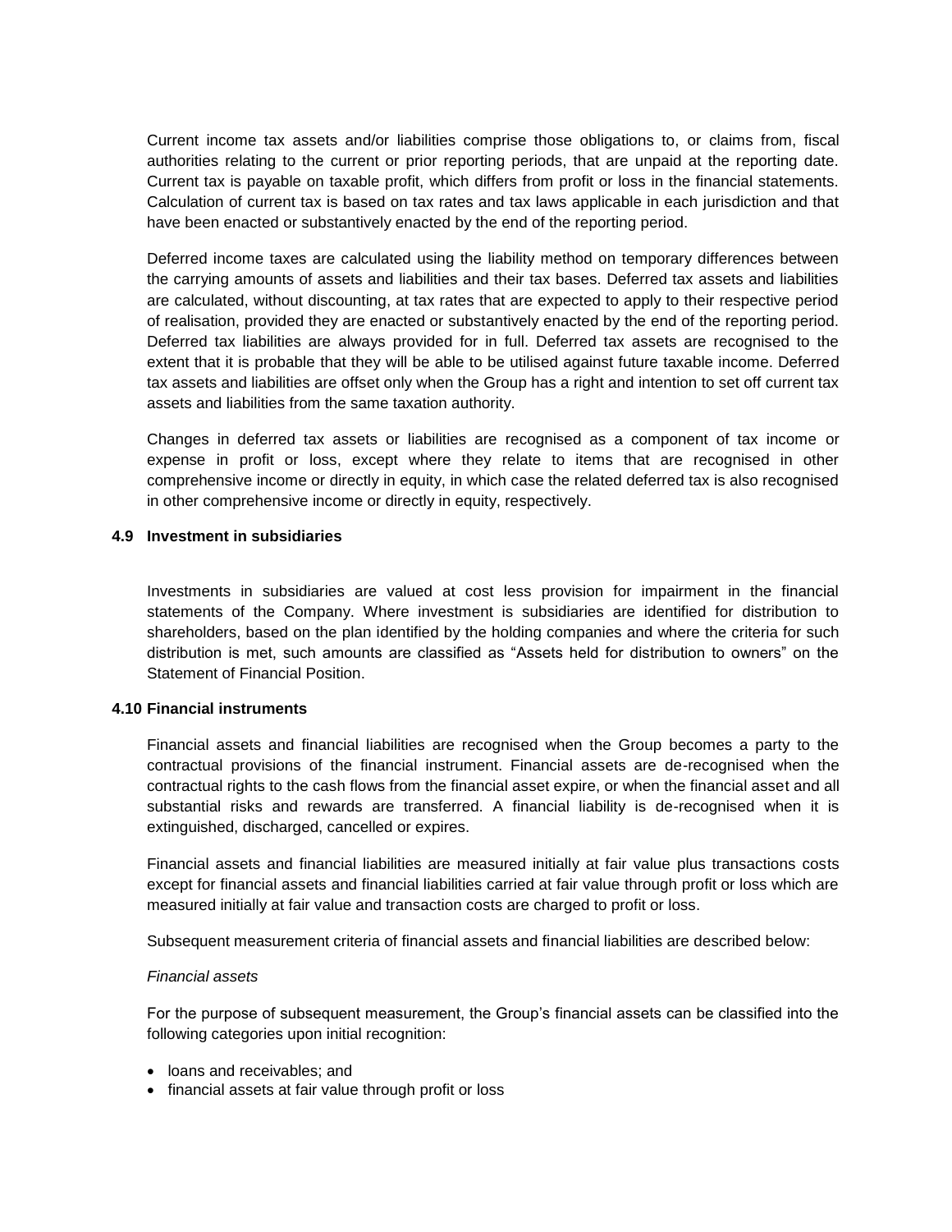Current income tax assets and/or liabilities comprise those obligations to, or claims from, fiscal authorities relating to the current or prior reporting periods, that are unpaid at the reporting date. Current tax is payable on taxable profit, which differs from profit or loss in the financial statements. Calculation of current tax is based on tax rates and tax laws applicable in each jurisdiction and that have been enacted or substantively enacted by the end of the reporting period.

Deferred income taxes are calculated using the liability method on temporary differences between the carrying amounts of assets and liabilities and their tax bases. Deferred tax assets and liabilities are calculated, without discounting, at tax rates that are expected to apply to their respective period of realisation, provided they are enacted or substantively enacted by the end of the reporting period. Deferred tax liabilities are always provided for in full. Deferred tax assets are recognised to the extent that it is probable that they will be able to be utilised against future taxable income. Deferred tax assets and liabilities are offset only when the Group has a right and intention to set off current tax assets and liabilities from the same taxation authority.

Changes in deferred tax assets or liabilities are recognised as a component of tax income or expense in profit or loss, except where they relate to items that are recognised in other comprehensive income or directly in equity, in which case the related deferred tax is also recognised in other comprehensive income or directly in equity, respectively.

### 4.9 Investment in subsidiaries

Investments in subsidiaries are valued at cost less provision for impairment in the financial statements of the Company. Where investment is subsidiaries are identified for distribution to shareholders, based on the plan identified by the holding companies and where the criteria for such distribution is met, such amounts are classified as "Assets held for distribution to owners" on the Statement of Financial Position.

### 4.10 Financial instruments

Financial assets and financial liabilities are recognised when the Group becomes a party to the contractual provisions of the financial instrument. Financial assets are de-recognised when the contractual rights to the cash flows from the financial asset expire, or when the financial asset and all substantial risks and rewards are transferred. A financial liability is de-recognised when it is extinguished, discharged, cancelled or expires.

Financial assets and financial liabilities are measured initially at fair value plus transactions costs except for financial assets and financial liabilities carried at fair value through profit or loss which are measured initially at fair value and transaction costs are charged to profit or loss.

Subsequent measurement criteria of financial assets and financial liabilities are described below:

*Financial assets*

For the purpose of subsequent measurement, the Group's financial assets can be classified into the following categories upon initial recognition:

- loans and receivables; and
- financial assets at fair value through profit or loss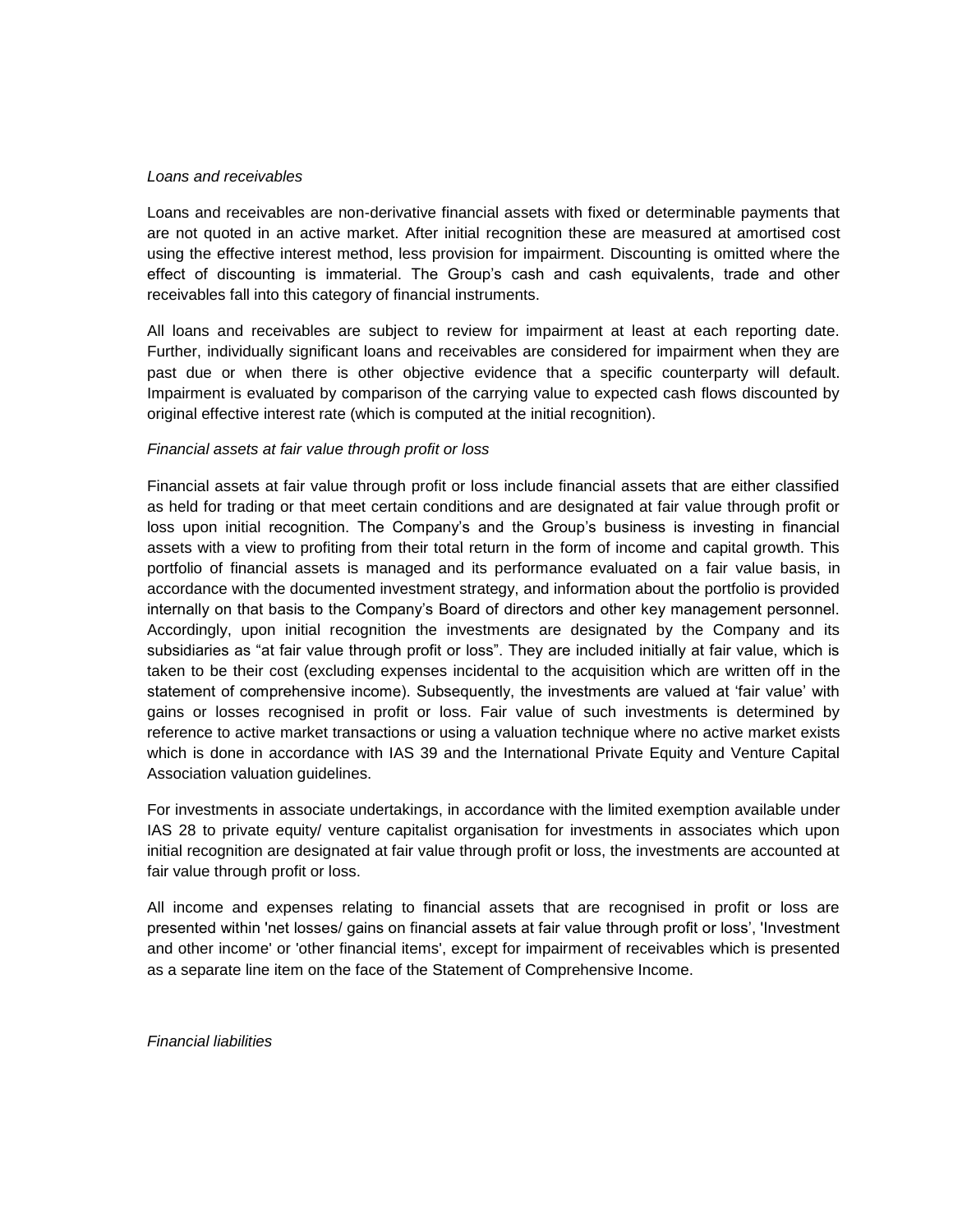*Loans and receivables*

Loans and receivables are non-derivative financial assets with fixed or determinable payments that are not quoted in an active market. After initial recognition these are measured at amortised cost using the effective interest method, less provision for impairment. Discounting is omitted where the effect of discounting is immaterial. The Group's cash and cash equivalents, trade and other receivables fall into this category of financial instruments.

All loans and receivables are subject to review for impairment at least at each reporting date. Further, individually significant loans and receivables are considered for impairment when they are past due or when there is other objective evidence that a specific counterparty will default. Impairment is evaluated by comparison of the carrying value to expected cash flows discounted by original effective interest rate (which is computed at the initial recognition).

*Financial assets at fair value through profit or loss*

Financial assets at fair value through profit or loss include financial assets that are either classified as held for trading or that meet certain conditions and are designated at fair value through profit or loss upon initial recognition. The Company's and the Group's business is investing in financial assets with a view to profiting from their total return in the form of income and capital growth. This portfolio of financial assets is managed and its performance evaluated on a fair value basis, in accordance with the documented investment strategy, and information about the portfolio is provided internally on that basis to the Company's Board of directors and other key management personnel. Accordingly, upon initial recognition the investments are designated by the Company and its subsidiaries as "at fair value through profit or loss". They are included initially at fair value, which is taken to be their cost (excluding expenses incidental to the acquisition which are written off in the statement of comprehensive income). Subsequently, the investments are valued at 'fair value' with gains or losses recognised in profit or loss. Fair value of such investments is determined by reference to active market transactions or using a valuation technique where no active market exists which is done in accordance with IAS 39 and the International Private Equity and Venture Capital Association valuation guidelines.

For investments in associate undertakings, in accordance with the limited exemption available under IAS 28 to private equity/ venture capitalist organisation for investments in associates which upon initial recognition are designated at fair value through profit or loss, the investments are accounted at fair value through profit or loss.

All income and expenses relating to financial assets that are recognised in profit or loss are presented within 'net losses/ gains on financial assets at fair value through profit or loss', 'Investment and other income' or 'other financial items', except for impairment of receivables which is presented as a separate line item on the face of the Statement of Comprehensive Income.

*Financial liabilities*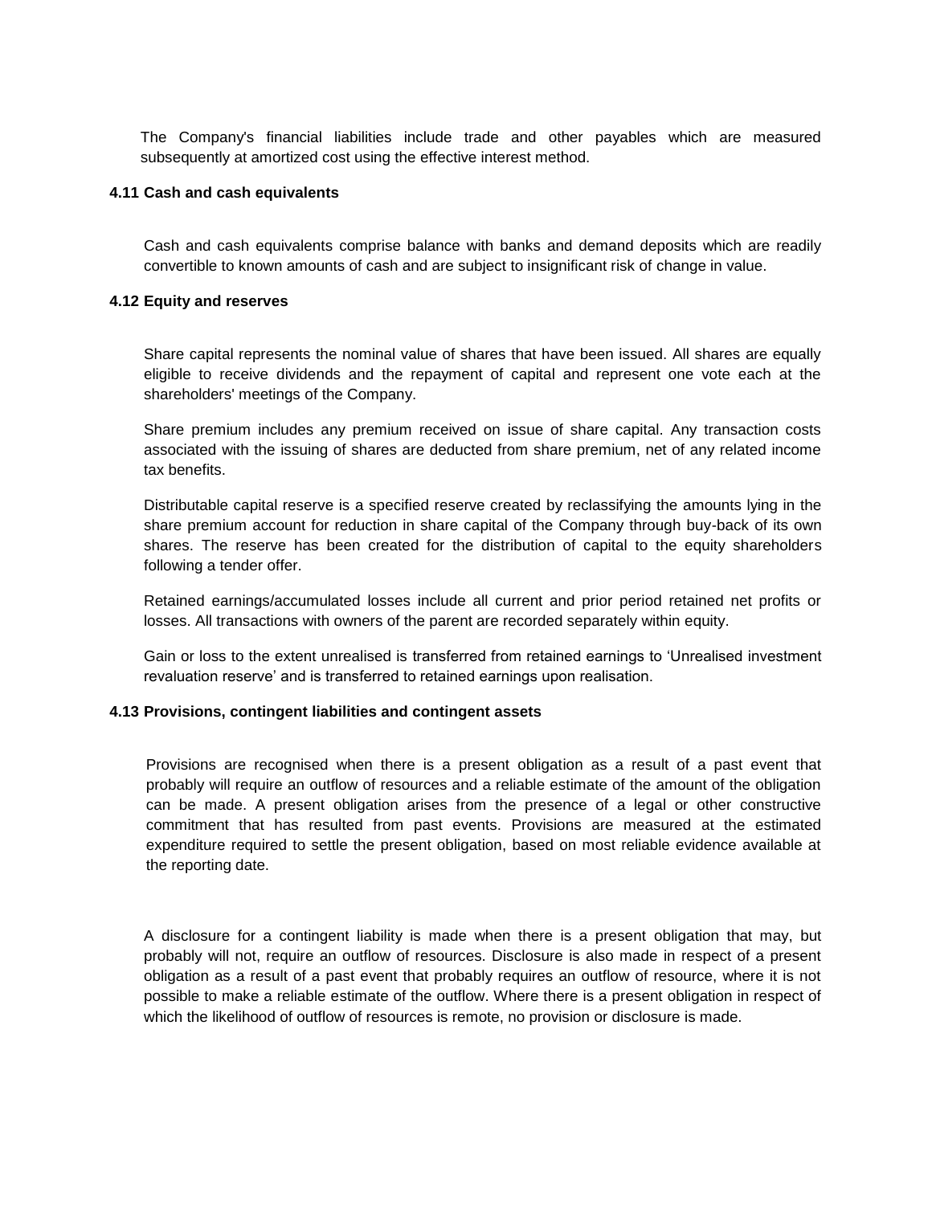The Company's financial liabilities include trade and other payables which are measured subsequently at amortized cost using the effective interest method.

### 4.11 Cash and cash equivalents

Cash and cash equivalents comprise balance with banks and demand deposits which are readily convertible to known amounts of cash and are subject to insignificant risk of change in value.

### 4.12 Equity and reserves

Share capital represents the nominal value of shares that have been issued. All shares are equally eligible to receive dividends and the repayment of capital and represent one vote each at the shareholders' meetings of the Company.

Share premium includes any premium received on issue of share capital. Any transaction costs associated with the issuing of shares are deducted from share premium, net of any related income tax benefits.

Distributable capital reserve is a specified reserve created by reclassifying the amounts lying in the share premium account for reduction in share capital of the Company through buy-back of its own shares. The reserve has been created for the distribution of capital to the equity shareholders following a tender offer.

Retained earnings/accumulated losses include all current and prior period retained net profits or losses. All transactions with owners of the parent are recorded separately within equity.

Gain or loss to the extent unrealised is transferred from retained earnings to 'Unrealised investment revaluation reserve' and is transferred to retained earnings upon realisation.

### 4.13 Provisions, contingent liabilities and contingent assets

Provisions are recognised when there is a present obligation as a result of a past event that probably will require an outflow of resources and a reliable estimate of the amount of the obligation can be made. A present obligation arises from the presence of a legal or other constructive commitment that has resulted from past events. Provisions are measured at the estimated expenditure required to settle the present obligation, based on most reliable evidence available at the reporting date.

A disclosure for a contingent liability is made when there is a present obligation that may, but probably will not, require an outflow of resources. Disclosure is also made in respect of a present obligation as a result of a past event that probably requires an outflow of resource, where it is not possible to make a reliable estimate of the outflow. Where there is a present obligation in respect of which the likelihood of outflow of resources is remote, no provision or disclosure is made.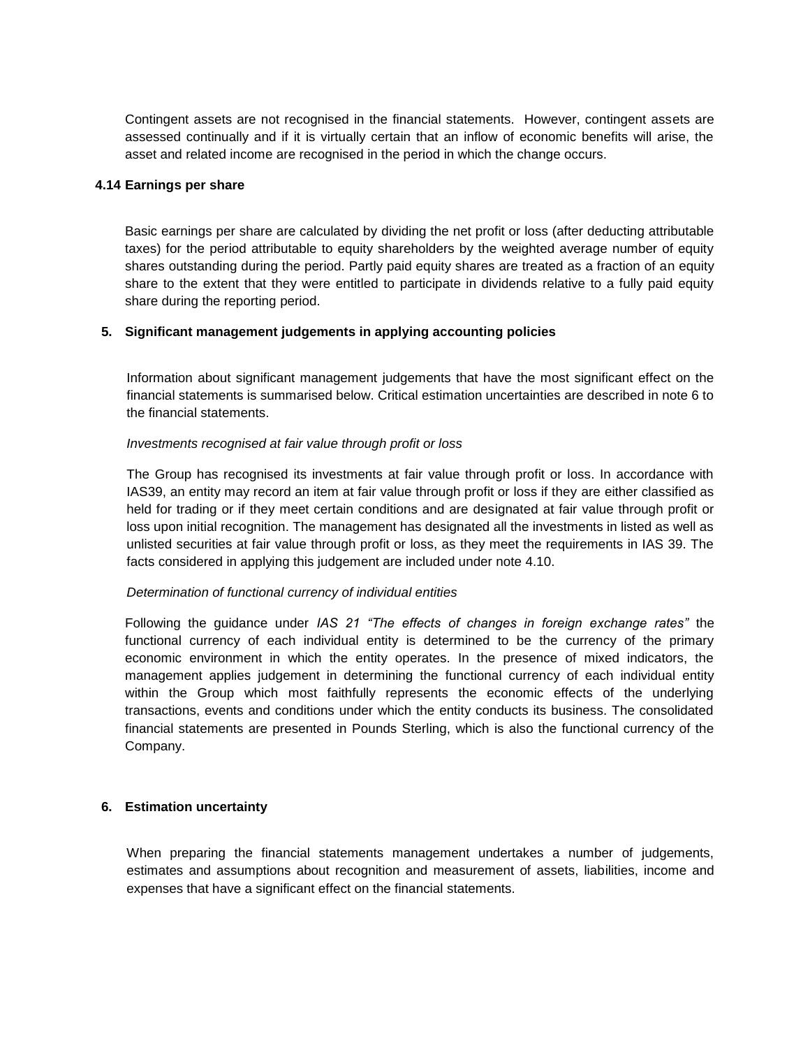Contingent assets are not recognised in the financial statements. However, contingent assets are assessed continually and if it is virtually certain that an inflow of economic benefits will arise, the asset and related income are recognised in the period in which the change occurs.

### 4.14 Earnings per share

Basic earnings per share are calculated by dividing the net profit or loss (after deducting attributable taxes) for the period attributable to equity shareholders by the weighted average number of equity shares outstanding during the period. Partly paid equity shares are treated as a fraction of an equity share to the extent that they were entitled to participate in dividends relative to a fully paid equity share during the reporting period.

## 5. Significant management judgements in applying accounting policies

Information about significant management judgements that have the most significant effect on the financial statements is summarised below. Critical estimation uncertainties are described in note 6 to the financial statements.

*Investments recognised at fair value through profit or loss*

The Group has recognised its investments at fair value through profit or loss. In accordance with IAS39, an entity may record an item at fair value through profit or loss if they are either classified as held for trading or if they meet certain conditions and are designated at fair value through profit or loss upon initial recognition. The management has designated all the investments in listed as well as unlisted securities at fair value through profit or loss, as they meet the requirements in IAS 39. The facts considered in applying this judgement are included under note 4.10.

*Determination of functional currency of individual entities*

Following the guidance under *IAS 21 "The effects of changes in foreign exchange rates"* the functional currency of each individual entity is determined to be the currency of the primary economic environment in which the entity operates. In the presence of mixed indicators, the management applies judgement in determining the functional currency of each individual entity within the Group which most faithfully represents the economic effects of the underlying transactions, events and conditions under which the entity conducts its business. The consolidated financial statements are presented in Pounds Sterling, which is also the functional currency of the Company.

## 6. Estimation uncertainty

When preparing the financial statements management undertakes a number of judgements, estimates and assumptions about recognition and measurement of assets, liabilities, income and expenses that have a significant effect on the financial statements.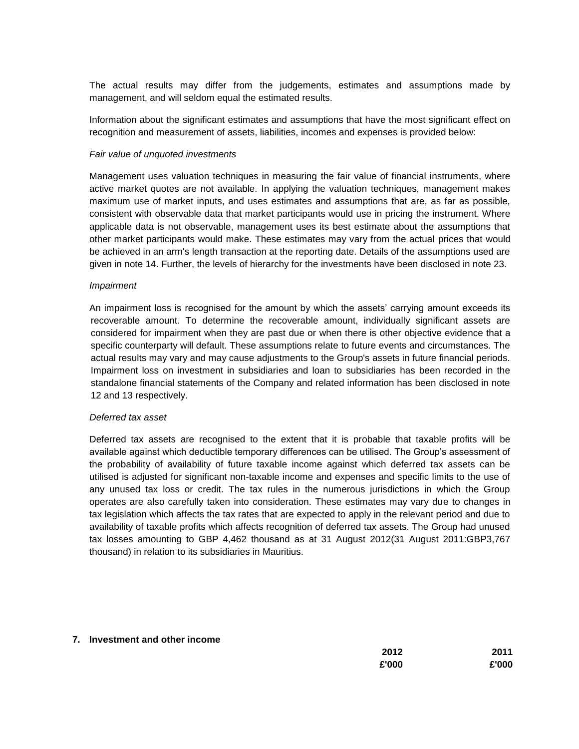The actual results may differ from the judgements, estimates and assumptions made by management, and will seldom equal the estimated results.

Information about the significant estimates and assumptions that have the most significant effect on recognition and measurement of assets, liabilities, incomes and expenses is provided below:

*Fair value of unquoted investments*

Management uses valuation techniques in measuring the fair value of financial instruments, where active market quotes are not available. In applying the valuation techniques, management makes maximum use of market inputs, and uses estimates and assumptions that are, as far as possible, consistent with observable data that market participants would use in pricing the instrument. Where applicable data is not observable, management uses its best estimate about the assumptions that other market participants would make. These estimates may vary from the actual prices that would be achieved in an arm's length transaction at the reporting date. Details of the assumptions used are given in note 14. Further, the levels of hierarchy for the investments have been disclosed in note 23.

*Impairment*

An impairment loss is recognised for the amount by which the assets' carrying amount exceeds its recoverable amount. To determine the recoverable amount, individually significant assets are considered for impairment when they are past due or when there is other objective evidence that a specific counterparty will default. These assumptions relate to future events and circumstances. The actual results may vary and may cause adjustments to the Group's assets in future financial periods. Impairment loss on investment in subsidiaries and loan to subsidiaries has been recorded in the standalone financial statements of the Company and related information has been disclosed in note 12 and 13 respectively.

*Deferred tax asset*

Deferred tax assets are recognised to the extent that it is probable that taxable profits will be available against which deductible temporary differences can be utilised. The Group's assessment of the probability of availability of future taxable income against which deferred tax assets can be utilised is adjusted for significant non-taxable income and expenses and specific limits to the use of any unused tax loss or credit. The tax rules in the numerous jurisdictions in which the Group operates are also carefully taken into consideration. These estimates may vary due to changes in tax legislation which affects the tax rates that are expected to apply in the relevant period and due to availability of taxable profits which affects recognition of deferred tax assets. The Group had unused tax losses amounting to GBP 4,462 thousand as at 31 August 2012(31 August 2011:GBP3,767 thousand) in relation to its subsidiaries in Mauritius.

## 7. Investment and other income

| | 2012 | 2011 |
|---|---|---|
| | £'000 | £'000 |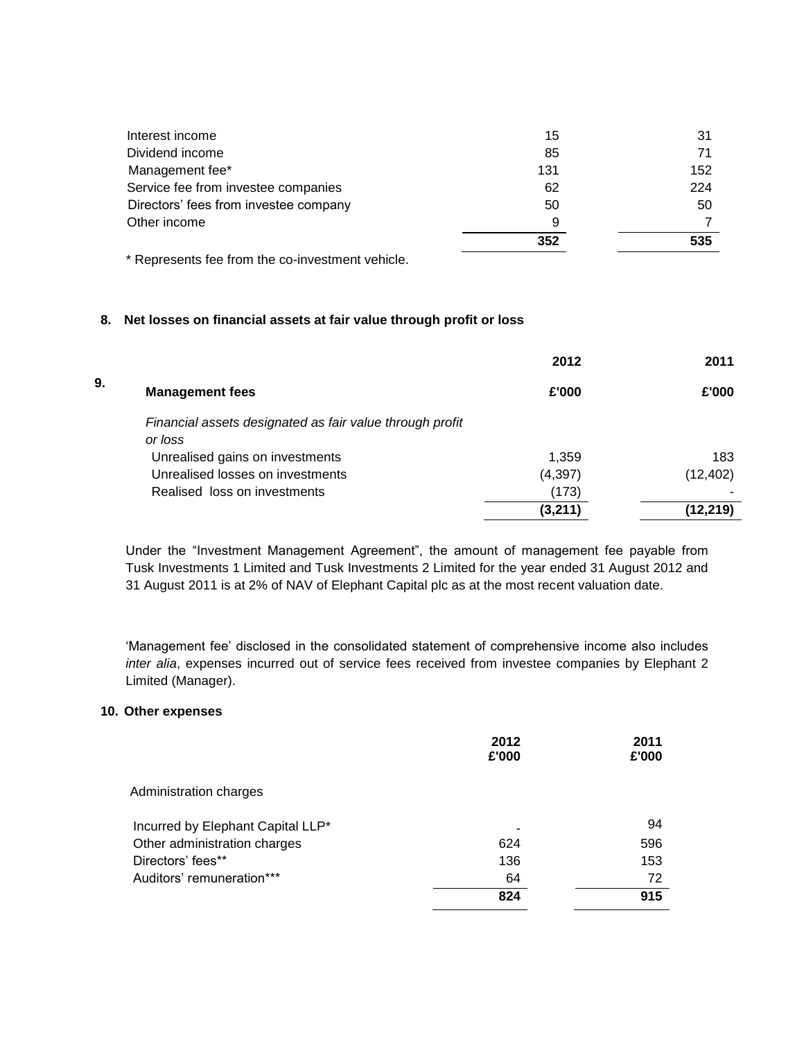| | | |
|---|---|---|
| Interest income | 15 | 31 |
| Dividend income | 85 | 71 |
| Management fee* | 131 | 152 |
| Service fee from investee companies | 62 | 224 |
| Directors' fees from investee company | 50 | 50 |
| Other income | 9 | 7 |
| | **352** | **535** |

\* Represents fee from the co-investment vehicle.

## 8. Net losses on financial assets at fair value through profit or loss

| | 2012 | 2011 |
|---|---|---|
| | **£'000** | **£'000** |
| *Financial assets designated as fair value through profit or loss* | | |
| Unrealised gains on investments | 1,359 | 183 |
| Unrealised losses on investments | (4,397) | (12,402) |
| Realised loss on investments | (173) | - |
| | **(3,211)** | **(12,219)** |

## 9. Management fees

Under the "Investment Management Agreement", the amount of management fee payable from Tusk Investments 1 Limited and Tusk Investments 2 Limited for the year ended 31 August 2012 and 31 August 2011 is at 2% of NAV of Elephant Capital plc as at the most recent valuation date.

'Management fee' disclosed in the consolidated statement of comprehensive income also includes *inter alia*, expenses incurred out of service fees received from investee companies by Elephant 2 Limited (Manager).

## 10. Other expenses

| | 2012 £'000 | 2011 £'000 |
|---|---|---|
| Administration charges | | |
| Incurred by Elephant Capital LLP* | - | 94 |
| Other administration charges | 624 | 596 |
| Directors' fees** | 136 | 153 |
| Auditors' remuneration*** | 64 | 72 |
| | **824** | **915** |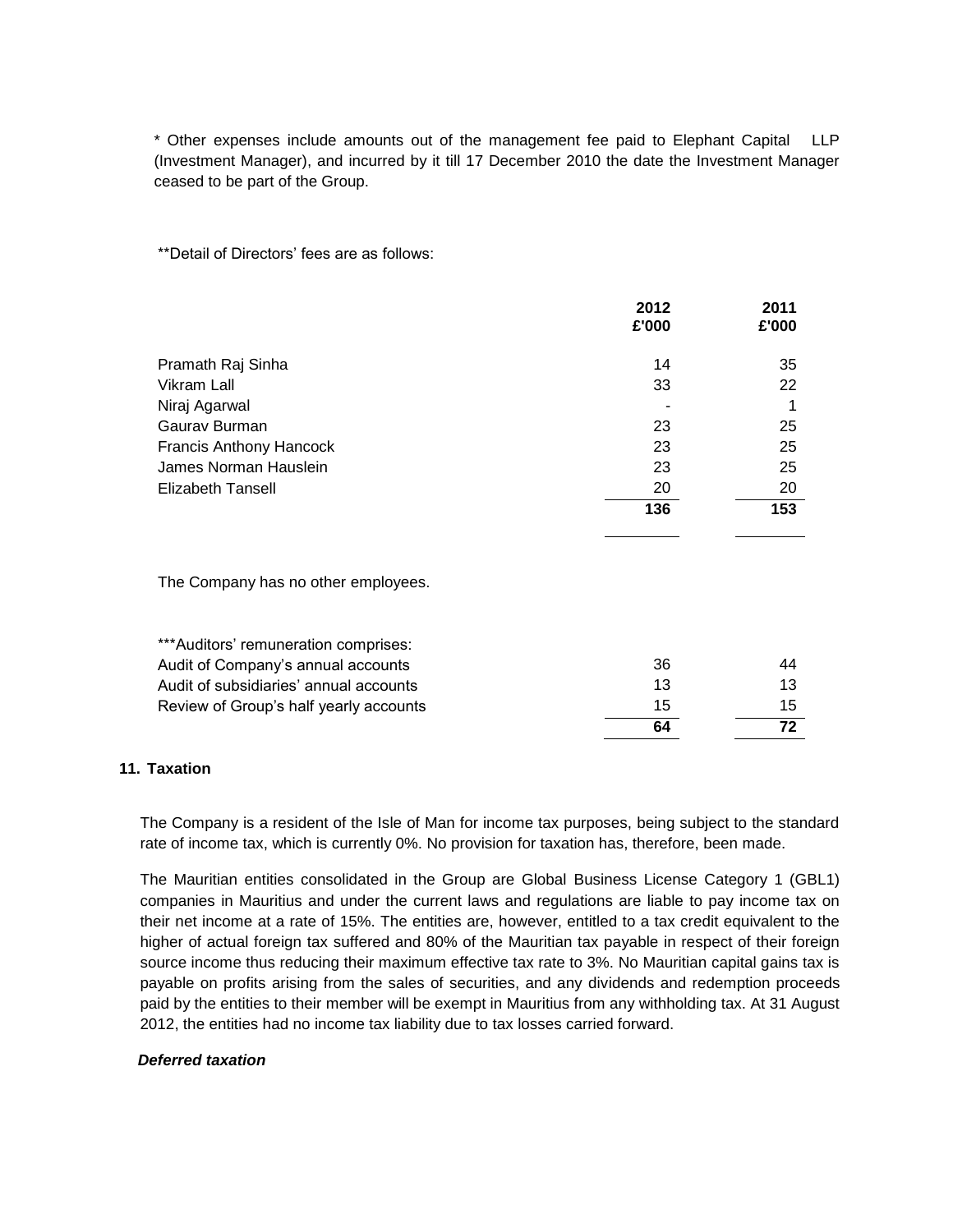* Other expenses include amounts out of the management fee paid to Elephant Capital LLP (Investment Manager), and incurred by it till 17 December 2010 the date the Investment Manager ceased to be part of the Group.

**Detail of Directors' fees are as follows:

| | 2012 £'000 | 2011 £'000 |
|---|---|---|
| Pramath Raj Sinha | 14 | 35 |
| Vikram Lall | 33 | 22 |
| Niraj Agarwal | - | 1 |
| Gaurav Burman | 23 | 25 |
| Francis Anthony Hancock | 23 | 25 |
| James Norman Hauslein | 23 | 25 |
| Elizabeth Tansell | 20 | 20 |
| | **136** | **153** |

The Company has no other employees.

| ***Auditors' remuneration comprises: | | |
|---|---|---|
| Audit of Company's annual accounts | 36 | 44 |
| Audit of subsidiaries' annual accounts | 13 | 13 |
| Review of Group's half yearly accounts | 15 | 15 |
| | **64** | **72** |

## 11. Taxation

The Company is a resident of the Isle of Man for income tax purposes, being subject to the standard rate of income tax, which is currently 0%. No provision for taxation has, therefore, been made.

The Mauritian entities consolidated in the Group are Global Business License Category 1 (GBL1) companies in Mauritius and under the current laws and regulations are liable to pay income tax on their net income at a rate of 15%. The entities are, however, entitled to a tax credit equivalent to the higher of actual foreign tax suffered and 80% of the Mauritian tax payable in respect of their foreign source income thus reducing their maximum effective tax rate to 3%. No Mauritian capital gains tax is payable on profits arising from the sales of securities, and any dividends and redemption proceeds paid by the entities to their member will be exempt in Mauritius from any withholding tax. At 31 August 2012, the entities had no income tax liability due to tax losses carried forward.

***Deferred taxation***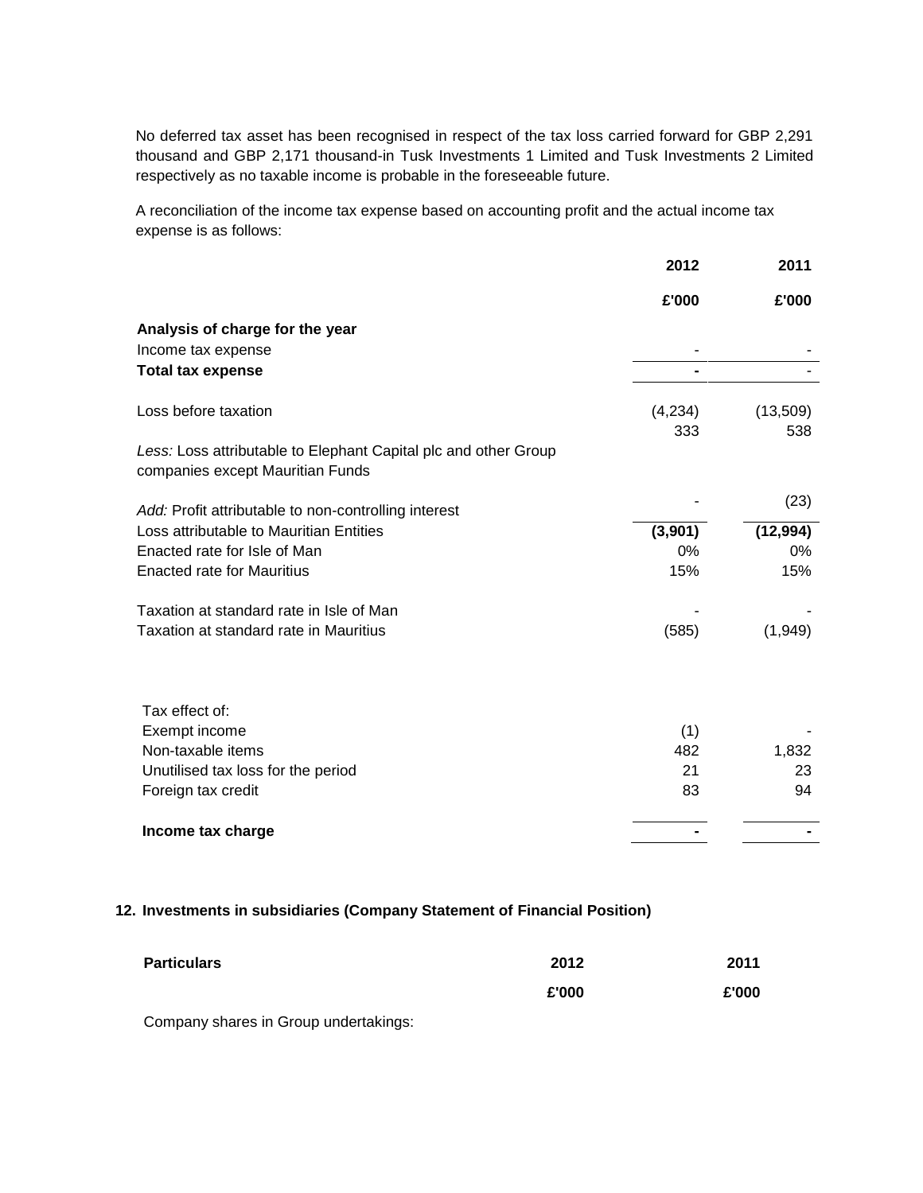No deferred tax asset has been recognised in respect of the tax loss carried forward for GBP 2,291 thousand and GBP 2,171 thousand-in Tusk Investments 1 Limited and Tusk Investments 2 Limited respectively as no taxable income is probable in the foreseeable future.

A reconciliation of the income tax expense based on accounting profit and the actual income tax expense is as follows:

| | 2012 | 2011 |
|---|---|---|
| | £'000 | £'000 |
| **Analysis of charge for the year** | | |
| Income tax expense | - | - |
| **Total tax expense** | **-** | - |
| Loss before taxation | (4,234) | (13,509) |
| *Less:* Loss attributable to Elephant Capital plc and other Group companies except Mauritian Funds | 333 | 538 |
| *Add:* Profit attributable to non-controlling interest | - | (23) |
| Loss attributable to Mauritian Entities | **(3,901)** | **(12,994)** |
| Enacted rate for Isle of Man | 0% | 0% |
| Enacted rate for Mauritius | 15% | 15% |
| Taxation at standard rate in Isle of Man | - | - |
| Taxation at standard rate in Mauritius | (585) | (1,949) |
| Tax effect of: | | |
| Exempt income | (1) | - |
| Non-taxable items | 482 | 1,832 |
| Unutilised tax loss for the period | 21 | 23 |
| Foreign tax credit | 83 | 94 |
| **Income tax charge** | **-** | **-** |

## 12. Investments in subsidiaries (Company Statement of Financial Position)

| **Particulars** | **2012** | **2011** |
|---|---|---|
| | **£'000** | **£'000** |
| Company shares in Group undertakings: | | |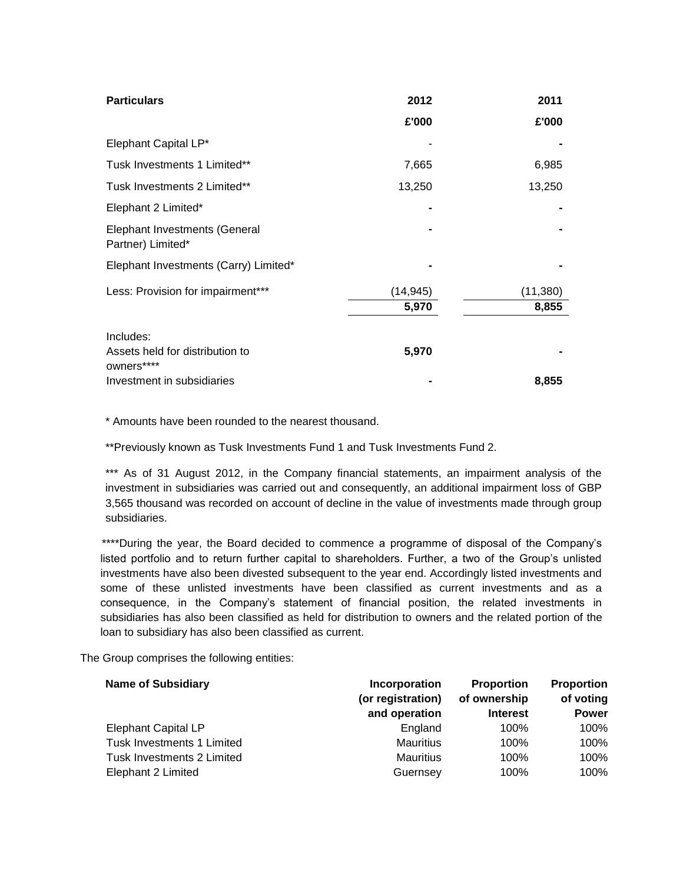| **Particulars** | **2012** | **2011** |
|---|---|---|
| | **£'000** | **£'000** |
| Elephant Capital LP* | - | **-** |
| Tusk Investments 1 Limited** | 7,665 | 6,985 |
| Tusk Investments 2 Limited** | 13,250 | 13,250 |
| Elephant 2 Limited* | **-** | **-** |
| Elephant Investments (General Partner) Limited* | **-** | **-** |
| Elephant Investments (Carry) Limited* | **-** | **-** |
| Less: Provision for impairment*** | (14,945) | (11,380) |
| | **5,970** | **8,855** |
| Includes: | | |
| Assets held for distribution to owners**** | **5,970** | **-** |
| Investment in subsidiaries | **-** | **8,855** |

* Amounts have been rounded to the nearest thousand.

**Previously known as Tusk Investments Fund 1 and Tusk Investments Fund 2.

*** As of 31 August 2012, in the Company financial statements, an impairment analysis of the investment in subsidiaries was carried out and consequently, an additional impairment loss of GBP 3,565 thousand was recorded on account of decline in the value of investments made through group subsidiaries.

****During the year, the Board decided to commence a programme of disposal of the Company's listed portfolio and to return further capital to shareholders. Further, a two of the Group's unlisted investments have also been divested subsequent to the year end. Accordingly listed investments and some of these unlisted investments have been classified as current investments and as a consequence, in the Company's statement of financial position, the related investments in subsidiaries has also been classified as held for distribution to owners and the related portion of the loan to subsidiary has also been classified as current.

The Group comprises the following entities:

| **Name of Subsidiary** | **Incorporation (or registration) and operation** | **Proportion of ownership Interest** | **Proportion of voting Power** |
|---|---|---|---|
| Elephant Capital LP | England | 100% | 100% |
| Tusk Investments 1 Limited | Mauritius | 100% | 100% |
| Tusk Investments 2 Limited | Mauritius | 100% | 100% |
| Elephant 2 Limited | Guernsey | 100% | 100% |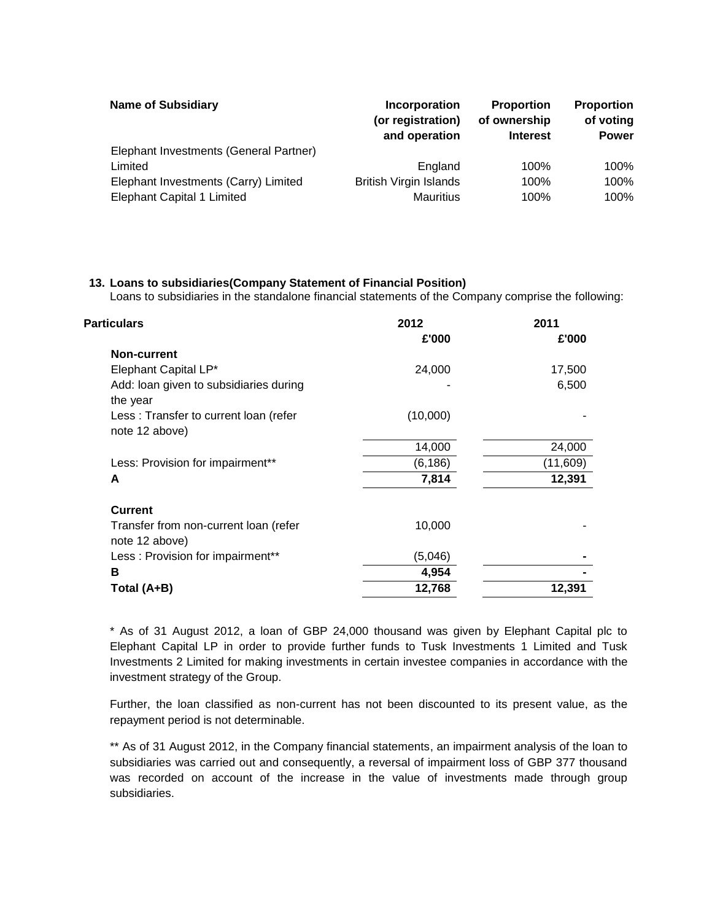| Name of Subsidiary | Incorporation (or registration) and operation | Proportion of ownership Interest | Proportion of voting Power |
|---|---|---|---|
| Elephant Investments (General Partner) Limited | England | 100% | 100% |
| Elephant Investments (Carry) Limited | British Virgin Islands | 100% | 100% |
| Elephant Capital 1 Limited | Mauritius | 100% | 100% |

**13. Loans to subsidiaries(Company Statement of Financial Position)**

Loans to subsidiaries in the standalone financial statements of the Company comprise the following:

| Particulars | 2012 | 2011 |
|---|---|---|
| | £'000 | £'000 |
| **Non-current** | | |
| Elephant Capital LP* | 24,000 | 17,500 |
| Add: loan given to subsidiaries during the year | - | 6,500 |
| Less : Transfer to current loan (refer note 12 above) | (10,000) | - |
| | 14,000 | 24,000 |
| Less: Provision for impairment** | (6,186) | (11,609) |
| **A** | **7,814** | **12,391** |
| **Current** | | |
| Transfer from non-current loan (refer note 12 above) | 10,000 | - |
| Less : Provision for impairment** | (5,046) | **-** |
| **B** | **4,954** | **-** |
| **Total (A+B)** | **12,768** | **12,391** |

* As of 31 August 2012, a loan of GBP 24,000 thousand was given by Elephant Capital plc to Elephant Capital LP in order to provide further funds to Tusk Investments 1 Limited and Tusk Investments 2 Limited for making investments in certain investee companies in accordance with the investment strategy of the Group.

Further, the loan classified as non-current has not been discounted to its present value, as the repayment period is not determinable.

** As of 31 August 2012, in the Company financial statements, an impairment analysis of the loan to subsidiaries was carried out and consequently, a reversal of impairment loss of GBP 377 thousand was recorded on account of the increase in the value of investments made through group subsidiaries.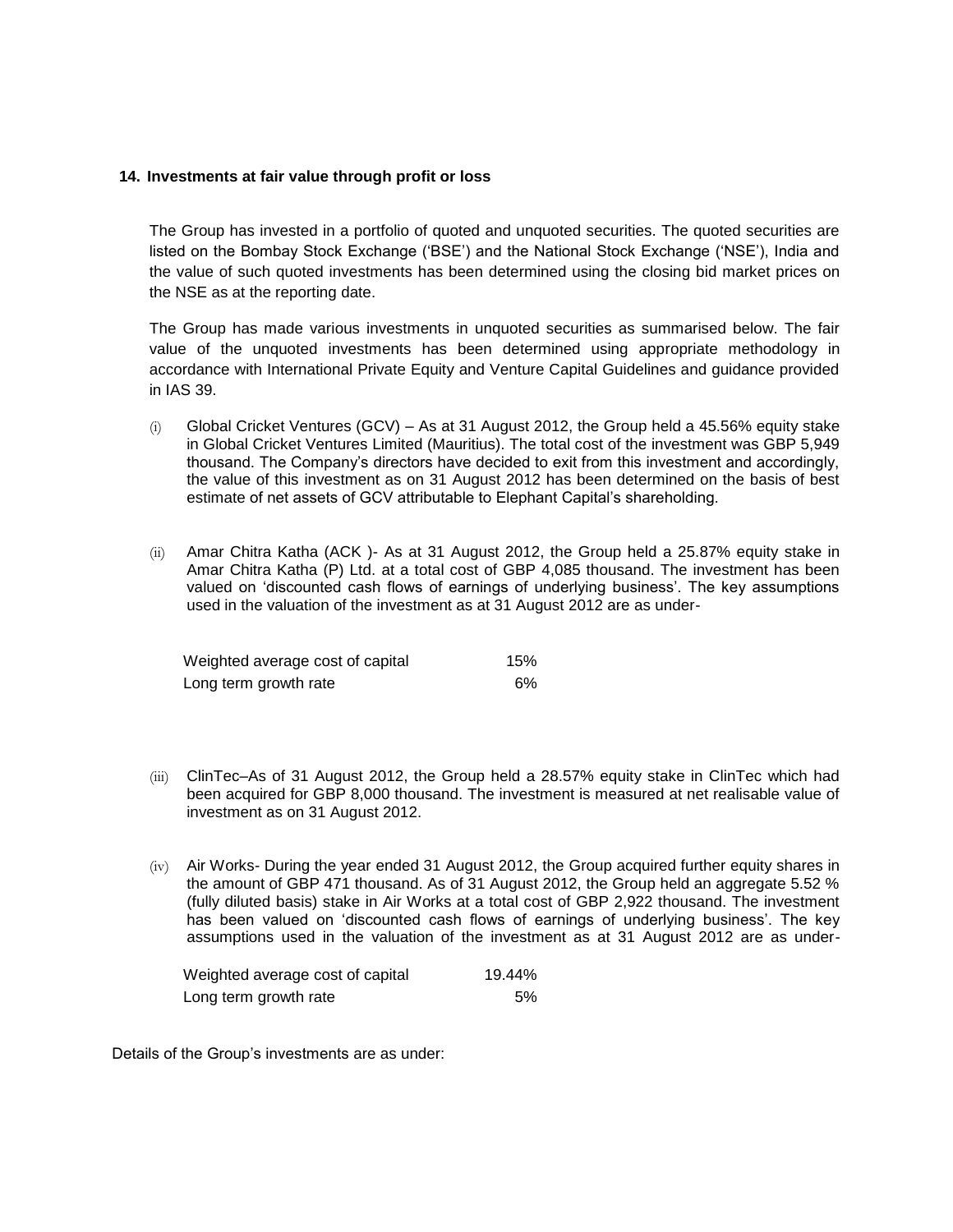## 14. Investments at fair value through profit or loss

The Group has invested in a portfolio of quoted and unquoted securities. The quoted securities are listed on the Bombay Stock Exchange ('BSE') and the National Stock Exchange ('NSE'), India and the value of such quoted investments has been determined using the closing bid market prices on the NSE as at the reporting date.

The Group has made various investments in unquoted securities as summarised below. The fair value of the unquoted investments has been determined using appropriate methodology in accordance with International Private Equity and Venture Capital Guidelines and guidance provided in IAS 39.

(i) Global Cricket Ventures (GCV) – As at 31 August 2012, the Group held a 45.56% equity stake in Global Cricket Ventures Limited (Mauritius). The total cost of the investment was GBP 5,949 thousand. The Company's directors have decided to exit from this investment and accordingly, the value of this investment as on 31 August 2012 has been determined on the basis of best estimate of net assets of GCV attributable to Elephant Capital's shareholding.

(ii) Amar Chitra Katha (ACK )- As at 31 August 2012, the Group held a 25.87% equity stake in Amar Chitra Katha (P) Ltd. at a total cost of GBP 4,085 thousand. The investment has been valued on 'discounted cash flows of earnings of underlying business'. The key assumptions used in the valuation of the investment as at 31 August 2012 are as under-

| | |
|---|---|
| Weighted average cost of capital | 15% |
| Long term growth rate | 6% |

(iii) ClinTec–As of 31 August 2012, the Group held a 28.57% equity stake in ClinTec which had been acquired for GBP 8,000 thousand. The investment is measured at net realisable value of investment as on 31 August 2012.

(iv) Air Works- During the year ended 31 August 2012, the Group acquired further equity shares in the amount of GBP 471 thousand. As of 31 August 2012, the Group held an aggregate 5.52 % (fully diluted basis) stake in Air Works at a total cost of GBP 2,922 thousand. The investment has been valued on 'discounted cash flows of earnings of underlying business'. The key assumptions used in the valuation of the investment as at 31 August 2012 are as under-

| | |
|---|---|
| Weighted average cost of capital | 19.44% |
| Long term growth rate | 5% |

Details of the Group's investments are as under: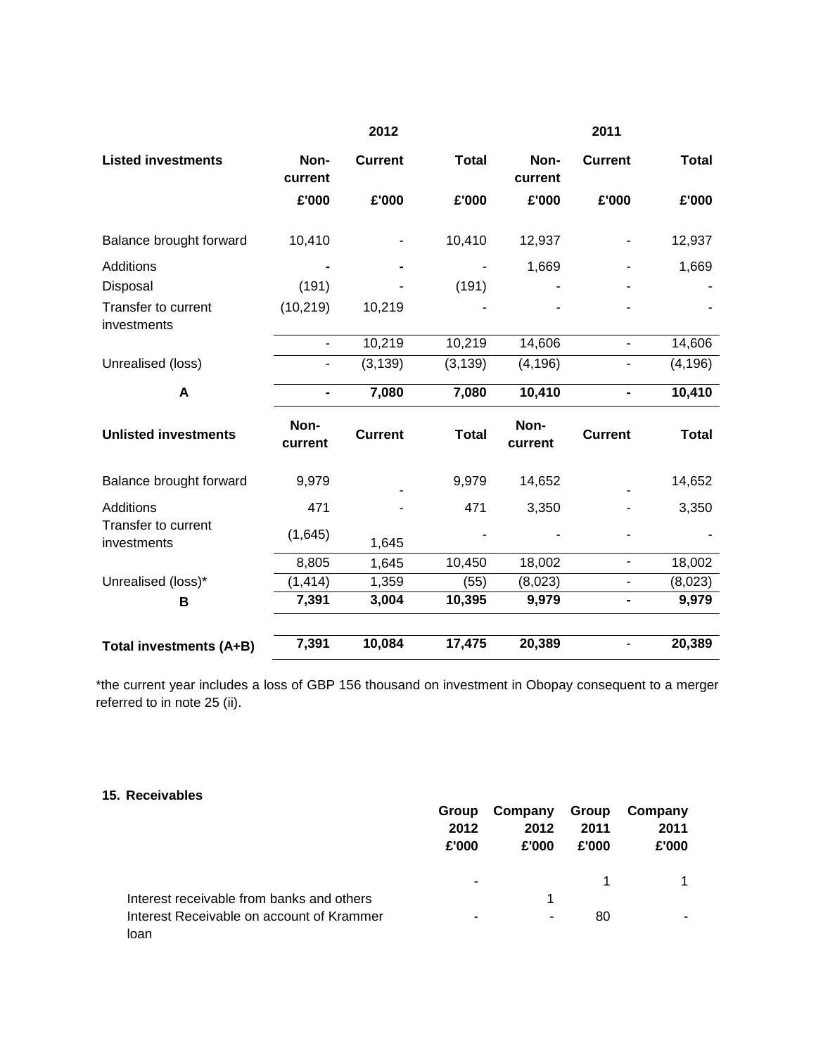| | 2012 | | | 2011 | | |
|---|---|---|---|---|---|---|
| **Listed investments** | **Non-current** | **Current** | **Total** | **Non-current** | **Current** | **Total** |
| | **£'000** | **£'000** | **£'000** | **£'000** | **£'000** | **£'000** |
| Balance brought forward | 10,410 | - | 10,410 | 12,937 | - | 12,937 |
| Additions | **-** | **-** | - | 1,669 | - | 1,669 |
| Disposal | (191) | - | (191) | - | - | - |
| Transfer to current investments | (10,219) | 10,219 | - | - | - | - |
| | - | 10,219 | 10,219 | 14,606 | - | 14,606 |
| Unrealised (loss) | - | (3,139) | (3,139) | (4,196) | - | (4,196) |
| **A** | **-** | **7,080** | **7,080** | **10,410** | **-** | **10,410** |
| **Unlisted investments** | **Non-current** | **Current** | **Total** | **Non-current** | **Current** | **Total** |
| Balance brought forward | 9,979 | - | 9,979 | 14,652 | - | 14,652 |
| Additions | 471 | - | 471 | 3,350 | - | 3,350 |
| Transfer to current investments | (1,645) | 1,645 | - | - | - | - |
| | 8,805 | 1,645 | 10,450 | 18,002 | - | 18,002 |
| Unrealised (loss)* | (1,414) | 1,359 | (55) | (8,023) | - | (8,023) |
| **B** | **7,391** | **3,004** | **10,395** | **9,979** | **-** | **9,979** |
| **Total investments (A+B)** | **7,391** | **10,084** | **17,475** | **20,389** | - | **20,389** |

*the current year includes a loss of GBP 156 thousand on investment in Obopay consequent to a merger referred to in note 25 (ii).

**15. Receivables**

| | Group 2012 £'000 | Company 2012 £'000 | Group 2011 £'000 | Company 2011 £'000 |
|---|---|---|---|---|
| Interest receivable from banks and others | - | 1 | 1 | 1 |
| Interest Receivable on account of Krammer loan | - | - | 80 | - |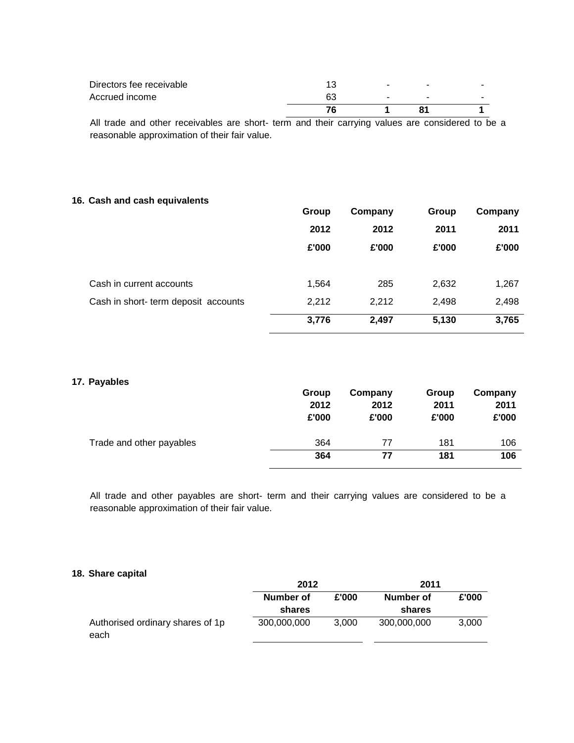| | | | | |
|---|---|---|---|---|
| Directors fee receivable | 13 | - | - | - |
| Accrued income | 63 | - | - | - |
| | **76** | **1** | **81** | **1** |

All trade and other receivables are short- term and their carrying values are considered to be a reasonable approximation of their fair value.

## 16. Cash and cash equivalents

| | Group 2012 £'000 | Company 2012 £'000 | Group 2011 £'000 | Company 2011 £'000 |
|---|---|---|---|---|
| Cash in current accounts | 1,564 | 285 | 2,632 | 1,267 |
| Cash in short- term deposit accounts | 2,212 | 2,212 | 2,498 | 2,498 |
| | **3,776** | **2,497** | **5,130** | **3,765** |

## 17. Payables

| | Group 2012 £'000 | Company 2012 £'000 | Group 2011 £'000 | Company 2011 £'000 |
|---|---|---|---|---|
| Trade and other payables | 364 | 77 | 181 | 106 |
| | **364** | **77** | **181** | **106** |

All trade and other payables are short- term and their carrying values are considered to be a reasonable approximation of their fair value.

## 18. Share capital

| | 2012 | | 2011 | |
|---|---|---|---|---|
| | Number of shares | £'000 | Number of shares | £'000 |
| Authorised ordinary shares of 1p each | 300,000,000 | 3,000 | 300,000,000 | 3,000 |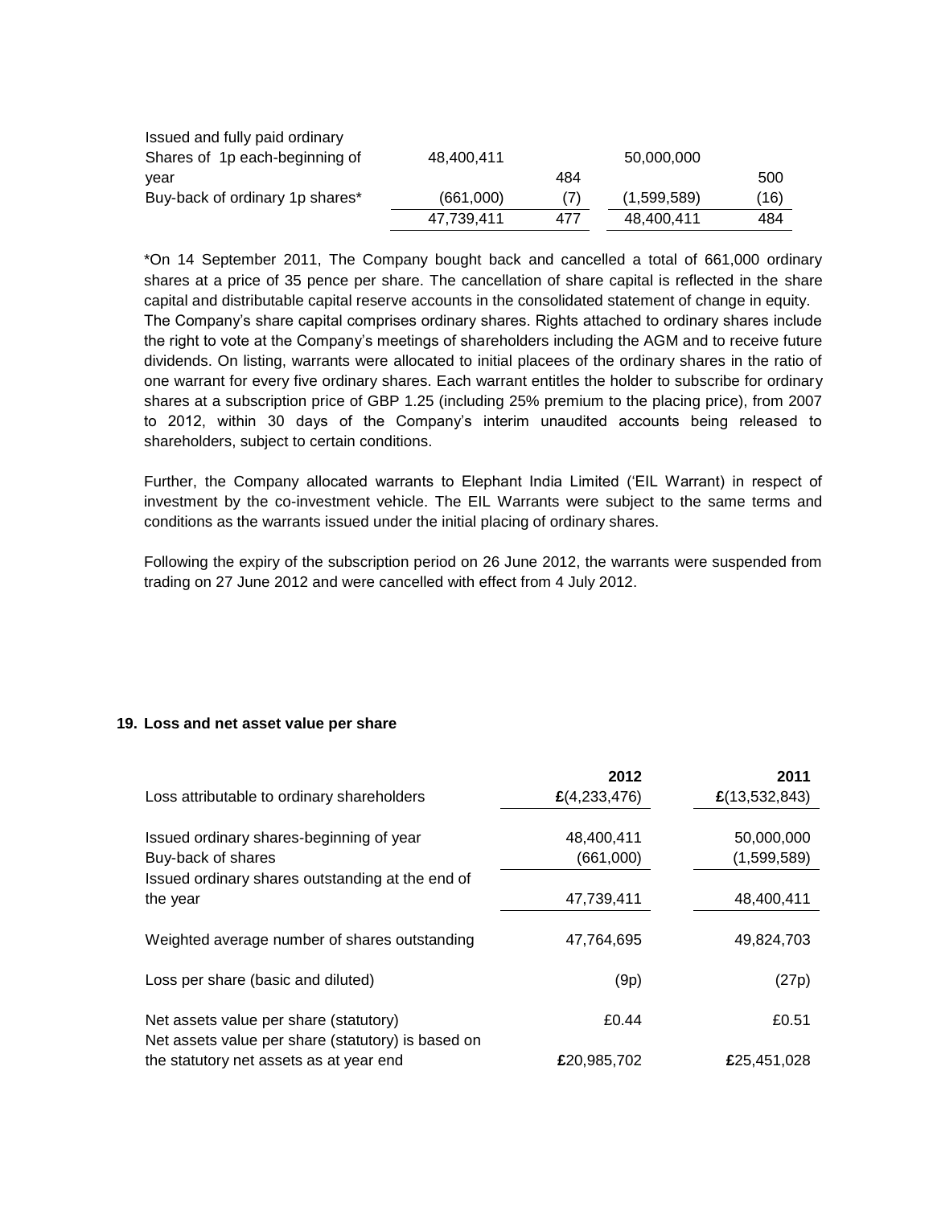| | | | | |
|---|---|---|---|---|
| Issued and fully paid ordinary Shares of 1p each-beginning of year | 48,400,411 | 484 | 50,000,000 | 500 |
| Buy-back of ordinary 1p shares* | (661,000) | (7) | (1,599,589) | (16) |
| | 47,739,411 | 477 | 48,400,411 | 484 |

*On 14 September 2011, The Company bought back and cancelled a total of 661,000 ordinary shares at a price of 35 pence per share. The cancellation of share capital is reflected in the share capital and distributable capital reserve accounts in the consolidated statement of change in equity. The Company's share capital comprises ordinary shares. Rights attached to ordinary shares include the right to vote at the Company's meetings of shareholders including the AGM and to receive future dividends. On listing, warrants were allocated to initial placees of the ordinary shares in the ratio of one warrant for every five ordinary shares. Each warrant entitles the holder to subscribe for ordinary shares at a subscription price of GBP 1.25 (including 25% premium to the placing price), from 2007 to 2012, within 30 days of the Company's interim unaudited accounts being released to shareholders, subject to certain conditions.

Further, the Company allocated warrants to Elephant India Limited ('EIL Warrant) in respect of investment by the co-investment vehicle. The EIL Warrants were subject to the same terms and conditions as the warrants issued under the initial placing of ordinary shares.

Following the expiry of the subscription period on 26 June 2012, the warrants were suspended from trading on 27 June 2012 and were cancelled with effect from 4 July 2012.

## 19. Loss and net asset value per share

| | 2012 | 2011 |
|---|---|---|
| Loss attributable to ordinary shareholders | £(4,233,476) | £(13,532,843) |
| Issued ordinary shares-beginning of year | 48,400,411 | 50,000,000 |
| Buy-back of shares | (661,000) | (1,599,589) |
| Issued ordinary shares outstanding at the end of the year | 47,739,411 | 48,400,411 |
| Weighted average number of shares outstanding | 47,764,695 | 49,824,703 |
| Loss per share (basic and diluted) | (9p) | (27p) |
| Net assets value per share (statutory) | £0.44 | £0.51 |
| Net assets value per share (statutory) is based on the statutory net assets as at year end | £20,985,702 | £25,451,028 |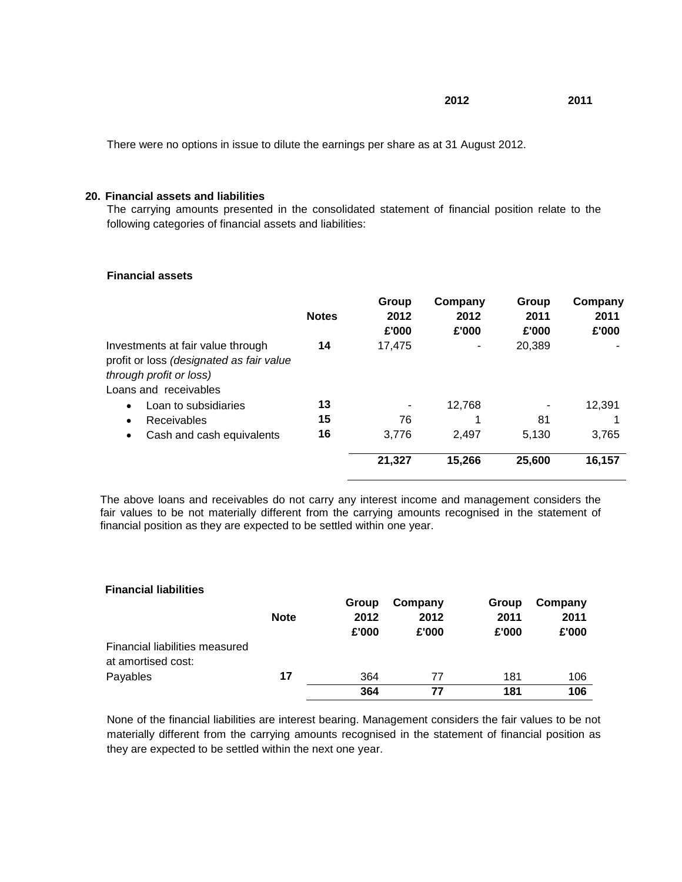| | 2012 | 2011 |
|---|---|---|

There were no options in issue to dilute the earnings per share as at 31 August 2012.

## 20. Financial assets and liabilities

The carrying amounts presented in the consolidated statement of financial position relate to the following categories of financial assets and liabilities:

**Financial assets**

| | Notes | Group 2012 £'000 | Company 2012 £'000 | Group 2011 £'000 | Company 2011 £'000 |
|---|---|---|---|---|---|
| Investments at fair value through profit or loss *(designated as fair value through profit or loss)* | 14 | 17,475 | - | 20,389 | - |
| Loans and receivables | | | | | |
| • Loan to subsidiaries | 13 | - | 12,768 | - | 12,391 |
| • Receivables | 15 | 76 | 1 | 81 | 1 |
| • Cash and cash equivalents | 16 | 3,776 | 2,497 | 5,130 | 3,765 |
| | | **21,327** | **15,266** | **25,600** | **16,157** |

The above loans and receivables do not carry any interest income and management considers the fair values to be not materially different from the carrying amounts recognised in the statement of financial position as they are expected to be settled within one year.

**Financial liabilities**

| | Note | Group 2012 £'000 | Company 2012 £'000 | Group 2011 £'000 | Company 2011 £'000 |
|---|---|---|---|---|---|
| Financial liabilities measured at amortised cost: | | | | | |
| Payables | 17 | 364 | 77 | 181 | 106 |
| | | **364** | **77** | **181** | **106** |

None of the financial liabilities are interest bearing. Management considers the fair values to be not materially different from the carrying amounts recognised in the statement of financial position as they are expected to be settled within the next one year.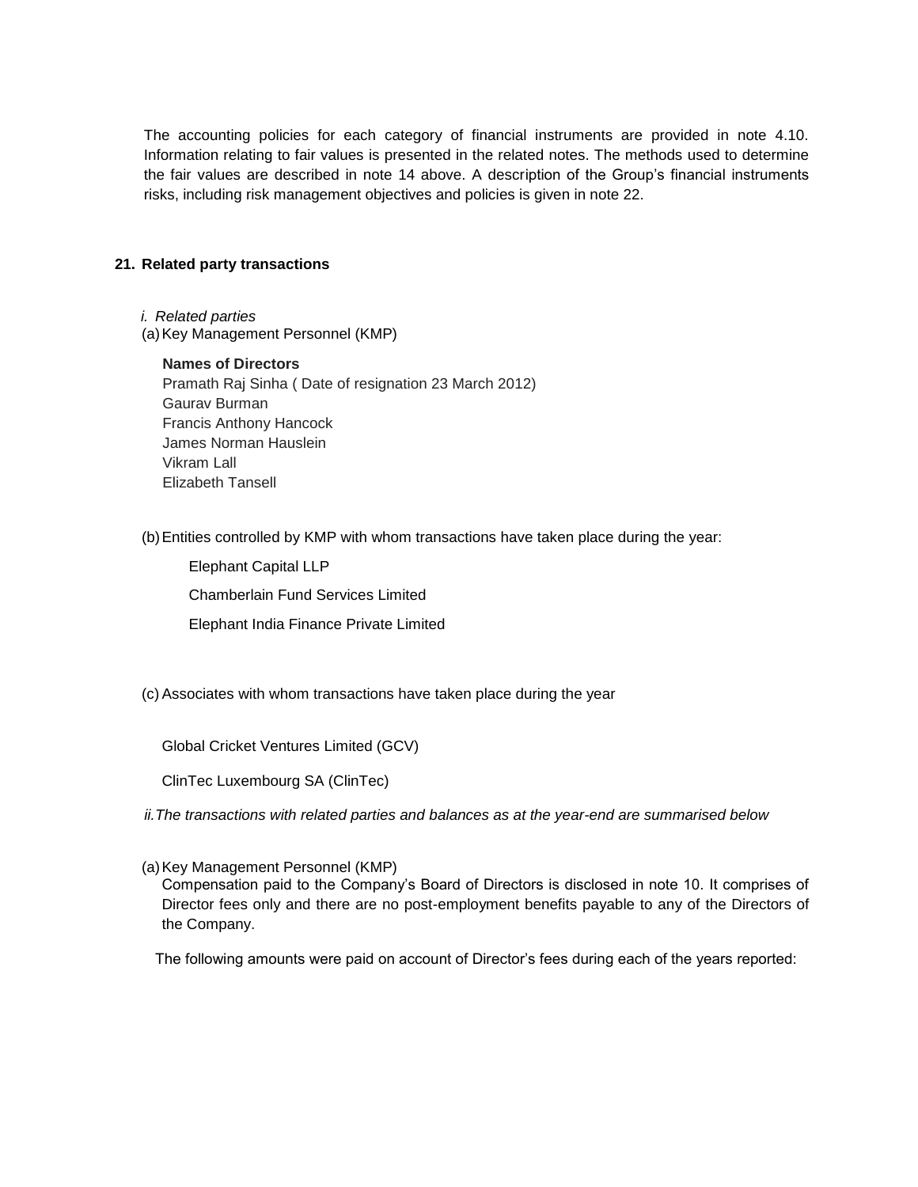The accounting policies for each category of financial instruments are provided in note 4.10. Information relating to fair values is presented in the related notes. The methods used to determine the fair values are described in note 14 above. A description of the Group's financial instruments risks, including risk management objectives and policies is given in note 22.

## 21. Related party transactions

*i. Related parties*

(a) Key Management Personnel (KMP)

**Names of Directors**

Pramath Raj Sinha ( Date of resignation 23 March 2012)
Gaurav Burman
Francis Anthony Hancock
James Norman Hauslein
Vikram Lall
Elizabeth Tansell

(b) Entities controlled by KMP with whom transactions have taken place during the year:

Elephant Capital LLP

Chamberlain Fund Services Limited

Elephant India Finance Private Limited

(c) Associates with whom transactions have taken place during the year

Global Cricket Ventures Limited (GCV)

ClinTec Luxembourg SA (ClinTec)

*ii.The transactions with related parties and balances as at the year-end are summarised below*

(a) Key Management Personnel (KMP)

Compensation paid to the Company's Board of Directors is disclosed in note 10. It comprises of Director fees only and there are no post-employment benefits payable to any of the Directors of the Company.

The following amounts were paid on account of Director's fees during each of the years reported: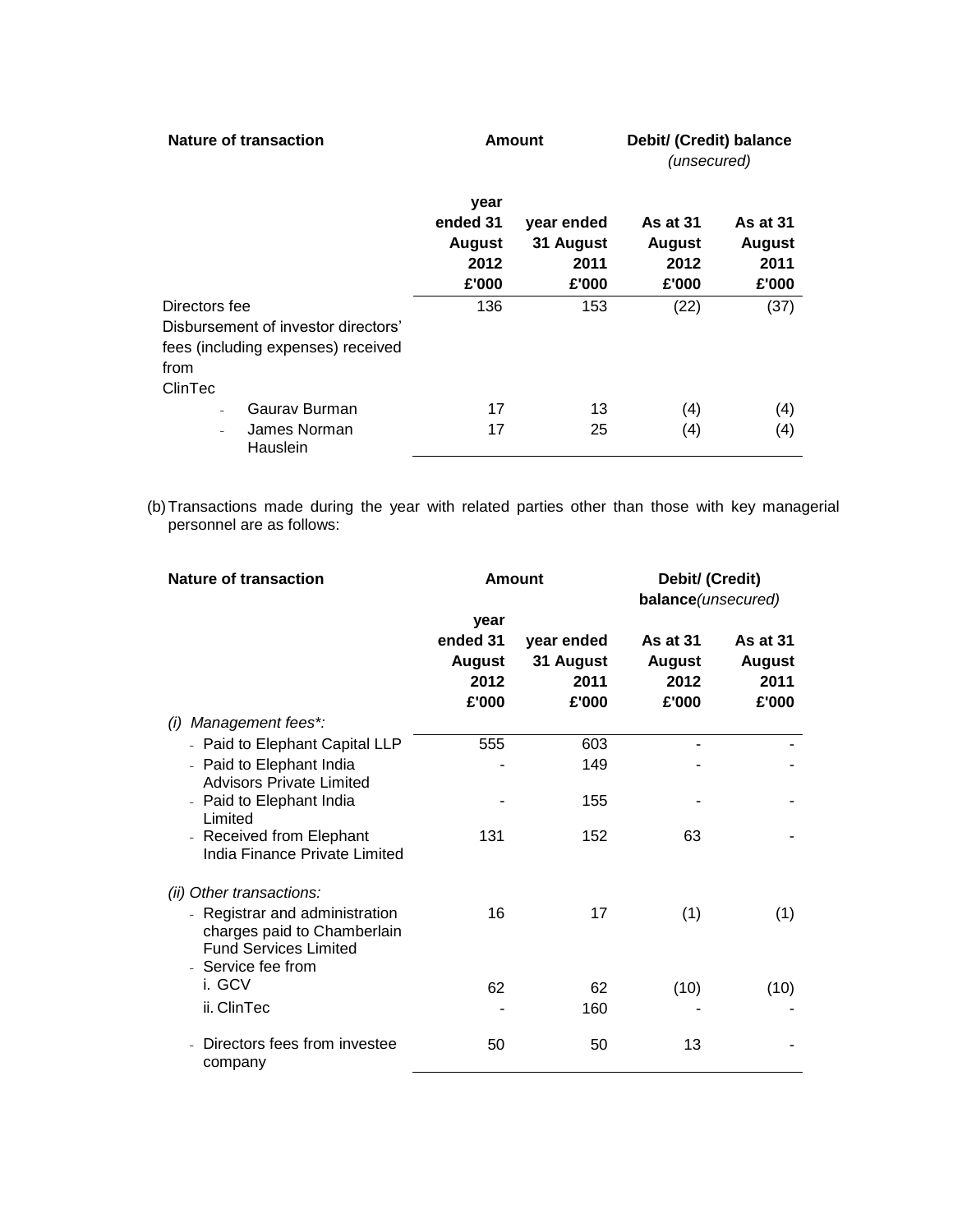| Nature of transaction | Amount | | Debit/ (Credit) balance *(unsecured)* | |
|---|---|---|---|---|
| | year ended 31 August 2012 £'000 | year ended 31 August 2011 £'000 | As at 31 August 2012 £'000 | As at 31 August 2011 £'000 |
| Directors fee | 136 | 153 | (22) | (37) |
| Disbursement of investor directors' fees (including expenses) received from ClinTec | | | | |
| - Gaurav Burman | 17 | 13 | (4) | (4) |
| - James Norman Hauslein | 17 | 25 | (4) | (4) |

(b) Transactions made during the year with related parties other than those with key managerial personnel are as follows:

| Nature of transaction | Amount | | Debit/ (Credit) balance*(unsecured)* | |
|---|---|---|---|---|
| | year ended 31 August 2012 £'000 | year ended 31 August 2011 £'000 | As at 31 August 2012 £'000 | As at 31 August 2011 £'000 |
| *(i) Management fees\*:* | | | | |
| - Paid to Elephant Capital LLP | 555 | 603 | - | - |
| - Paid to Elephant India Advisors Private Limited | - | 149 | - | - |
| - Paid to Elephant India Limited | - | 155 | - | - |
| - Received from Elephant India Finance Private Limited | 131 | 152 | 63 | - |
| *(ii) Other transactions:* | | | | |
| - Registrar and administration charges paid to Chamberlain Fund Services Limited | 16 | 17 | (1) | (1) |
| - Service fee from | | | | |
| i. GCV | 62 | 62 | (10) | (10) |
| ii. ClinTec | - | 160 | - | - |
| - Directors fees from investee company | 50 | 50 | 13 | - |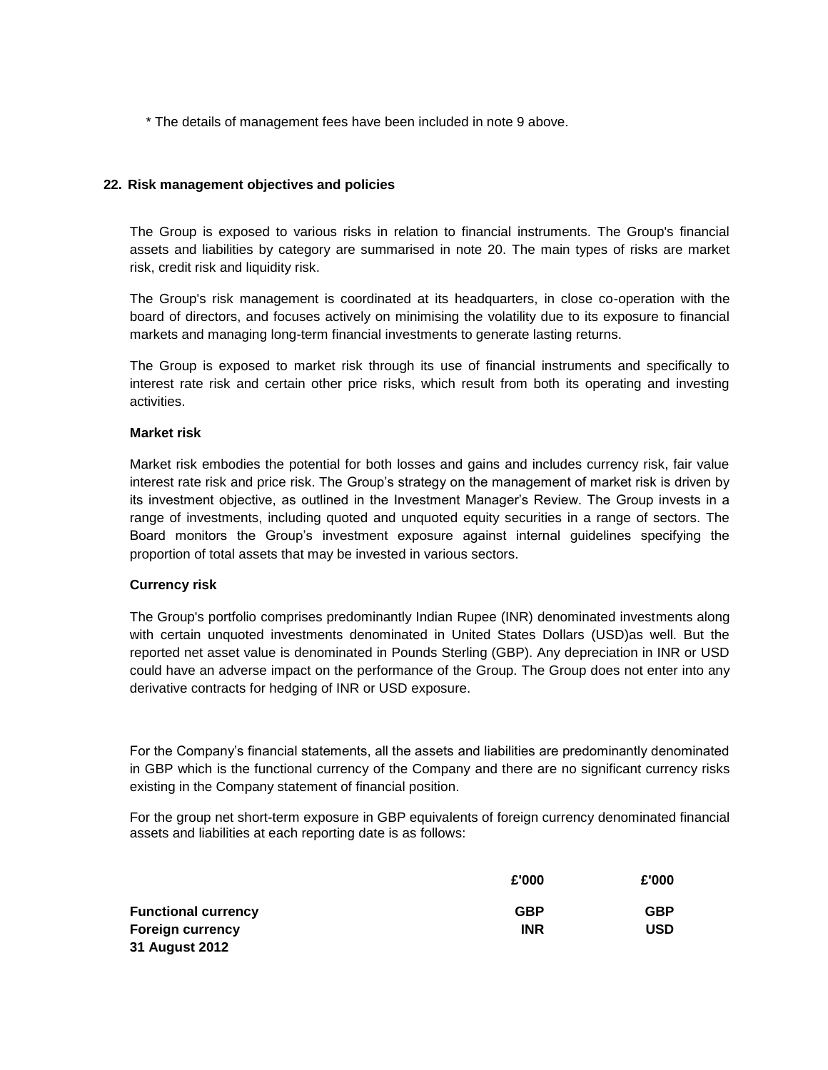\* The details of management fees have been included in note 9 above.

## 22. Risk management objectives and policies

The Group is exposed to various risks in relation to financial instruments. The Group's financial assets and liabilities by category are summarised in note 20. The main types of risks are market risk, credit risk and liquidity risk.

The Group's risk management is coordinated at its headquarters, in close co-operation with the board of directors, and focuses actively on minimising the volatility due to its exposure to financial markets and managing long-term financial investments to generate lasting returns.

The Group is exposed to market risk through its use of financial instruments and specifically to interest rate risk and certain other price risks, which result from both its operating and investing activities.

### Market risk

Market risk embodies the potential for both losses and gains and includes currency risk, fair value interest rate risk and price risk. The Group's strategy on the management of market risk is driven by its investment objective, as outlined in the Investment Manager's Review. The Group invests in a range of investments, including quoted and unquoted equity securities in a range of sectors. The Board monitors the Group's investment exposure against internal guidelines specifying the proportion of total assets that may be invested in various sectors.

### Currency risk

The Group's portfolio comprises predominantly Indian Rupee (INR) denominated investments along with certain unquoted investments denominated in United States Dollars (USD)as well. But the reported net asset value is denominated in Pounds Sterling (GBP). Any depreciation in INR or USD could have an adverse impact on the performance of the Group. The Group does not enter into any derivative contracts for hedging of INR or USD exposure.

For the Company's financial statements, all the assets and liabilities are predominantly denominated in GBP which is the functional currency of the Company and there are no significant currency risks existing in the Company statement of financial position.

For the group net short-term exposure in GBP equivalents of foreign currency denominated financial assets and liabilities at each reporting date is as follows:

| | £'000 | £'000 |
|---|---|---|
| **Functional currency** | **GBP** | **GBP** |
| **Foreign currency** | **INR** | **USD** |
| **31 August 2012** | | |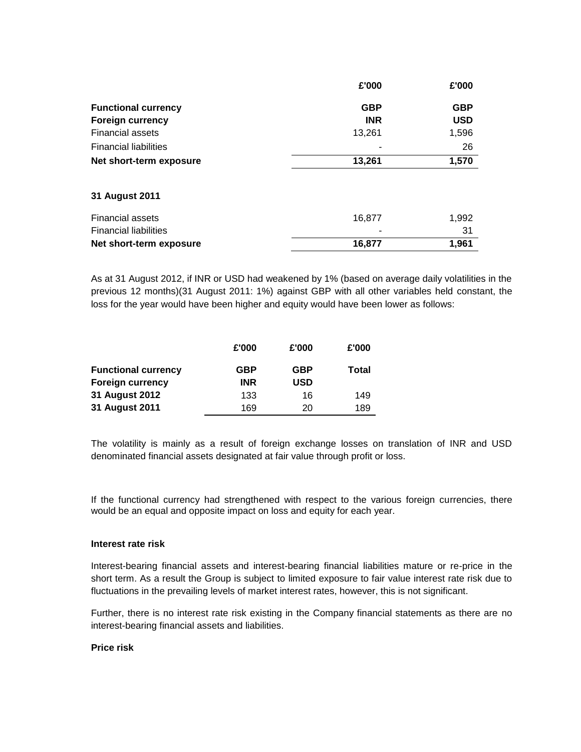| | £'000 | £'000 |
|---|---|---|
| **Functional currency** | **GBP** | **GBP** |
| **Foreign currency** | **INR** | **USD** |
| Financial assets | 13,261 | 1,596 |
| Financial liabilities | - | 26 |
| **Net short-term exposure** | **13,261** | **1,570** |
| | | |
| **31 August 2011** | | |
| Financial assets | 16,877 | 1,992 |
| Financial liabilities | - | 31 |
| **Net short-term exposure** | **16,877** | **1,961** |

As at 31 August 2012, if INR or USD had weakened by 1% (based on average daily volatilities in the previous 12 months)(31 August 2011: 1%) against GBP with all other variables held constant, the loss for the year would have been higher and equity would have been lower as follows:

| | £'000 | £'000 | £'000 |
|---|---|---|---|
| **Functional currency** | **GBP** | **GBP** | **Total** |
| **Foreign currency** | **INR** | **USD** | |
| **31 August 2012** | 133 | 16 | 149 |
| **31 August 2011** | 169 | 20 | 189 |

The volatility is mainly as a result of foreign exchange losses on translation of INR and USD denominated financial assets designated at fair value through profit or loss.

If the functional currency had strengthened with respect to the various foreign currencies, there would be an equal and opposite impact on loss and equity for each year.

**Interest rate risk**

Interest-bearing financial assets and interest-bearing financial liabilities mature or re-price in the short term. As a result the Group is subject to limited exposure to fair value interest rate risk due to fluctuations in the prevailing levels of market interest rates, however, this is not significant.

Further, there is no interest rate risk existing in the Company financial statements as there are no interest-bearing financial assets and liabilities.

**Price risk**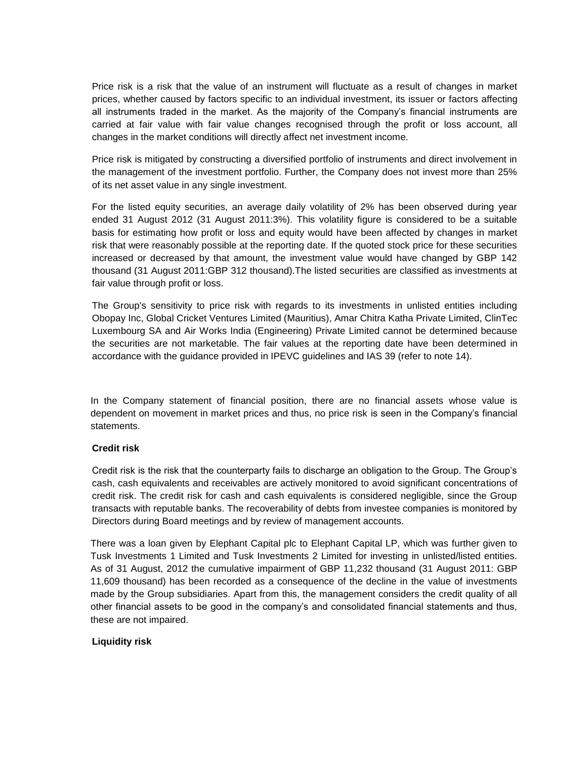Price risk is a risk that the value of an instrument will fluctuate as a result of changes in market prices, whether caused by factors specific to an individual investment, its issuer or factors affecting all instruments traded in the market. As the majority of the Company's financial instruments are carried at fair value with fair value changes recognised through the profit or loss account, all changes in the market conditions will directly affect net investment income.

Price risk is mitigated by constructing a diversified portfolio of instruments and direct involvement in the management of the investment portfolio. Further, the Company does not invest more than 25% of its net asset value in any single investment.

For the listed equity securities, an average daily volatility of 2% has been observed during year ended 31 August 2012 (31 August 2011:3%). This volatility figure is considered to be a suitable basis for estimating how profit or loss and equity would have been affected by changes in market risk that were reasonably possible at the reporting date. If the quoted stock price for these securities increased or decreased by that amount, the investment value would have changed by GBP 142 thousand (31 August 2011:GBP 312 thousand).The listed securities are classified as investments at fair value through profit or loss.

The Group's sensitivity to price risk with regards to its investments in unlisted entities including Obopay Inc, Global Cricket Ventures Limited (Mauritius), Amar Chitra Katha Private Limited, ClinTec Luxembourg SA and Air Works India (Engineering) Private Limited cannot be determined because the securities are not marketable. The fair values at the reporting date have been determined in accordance with the guidance provided in IPEVC guidelines and IAS 39 (refer to note 14).

In the Company statement of financial position, there are no financial assets whose value is dependent on movement in market prices and thus, no price risk is seen in the Company's financial statements.

**Credit risk**

Credit risk is the risk that the counterparty fails to discharge an obligation to the Group. The Group's cash, cash equivalents and receivables are actively monitored to avoid significant concentrations of credit risk. The credit risk for cash and cash equivalents is considered negligible, since the Group transacts with reputable banks. The recoverability of debts from investee companies is monitored by Directors during Board meetings and by review of management accounts.

There was a loan given by Elephant Capital plc to Elephant Capital LP, which was further given to Tusk Investments 1 Limited and Tusk Investments 2 Limited for investing in unlisted/listed entities. As of 31 August, 2012 the cumulative impairment of GBP 11,232 thousand (31 August 2011: GBP 11,609 thousand) has been recorded as a consequence of the decline in the value of investments made by the Group subsidiaries. Apart from this, the management considers the credit quality of all other financial assets to be good in the company's and consolidated financial statements and thus, these are not impaired.

**Liquidity risk**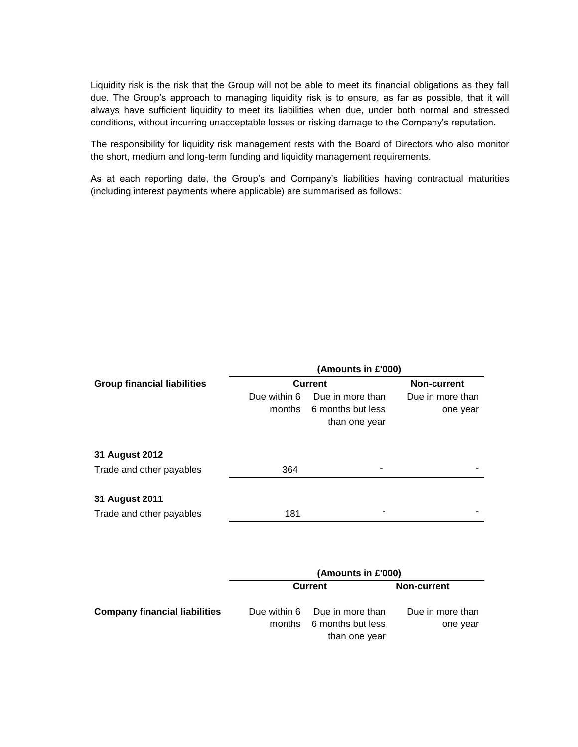Liquidity risk is the risk that the Group will not be able to meet its financial obligations as they fall due. The Group's approach to managing liquidity risk is to ensure, as far as possible, that it will always have sufficient liquidity to meet its liabilities when due, under both normal and stressed conditions, without incurring unacceptable losses or risking damage to the Company's reputation.

The responsibility for liquidity risk management rests with the Board of Directors who also monitor the short, medium and long-term funding and liquidity management requirements.

As at each reporting date, the Group's and Company's liabilities having contractual maturities (including interest payments where applicable) are summarised as follows:

| | (Amounts in £'000) | | |
|---|---|---|---|
| **Group financial liabilities** | **Current** | | **Non-current** |
| | Due within 6 months | Due in more than 6 months but less than one year | Due in more than one year |
| **31 August 2012** | | | |
| Trade and other payables | 364 | - | - |
| **31 August 2011** | | | |
| Trade and other payables | 181 | - | - |

| | (Amounts in £'000) | | |
|---|---|---|---|
| | **Current** | | **Non-current** |
| **Company financial liabilities** | Due within 6 months | Due in more than 6 months but less than one year | Due in more than one year |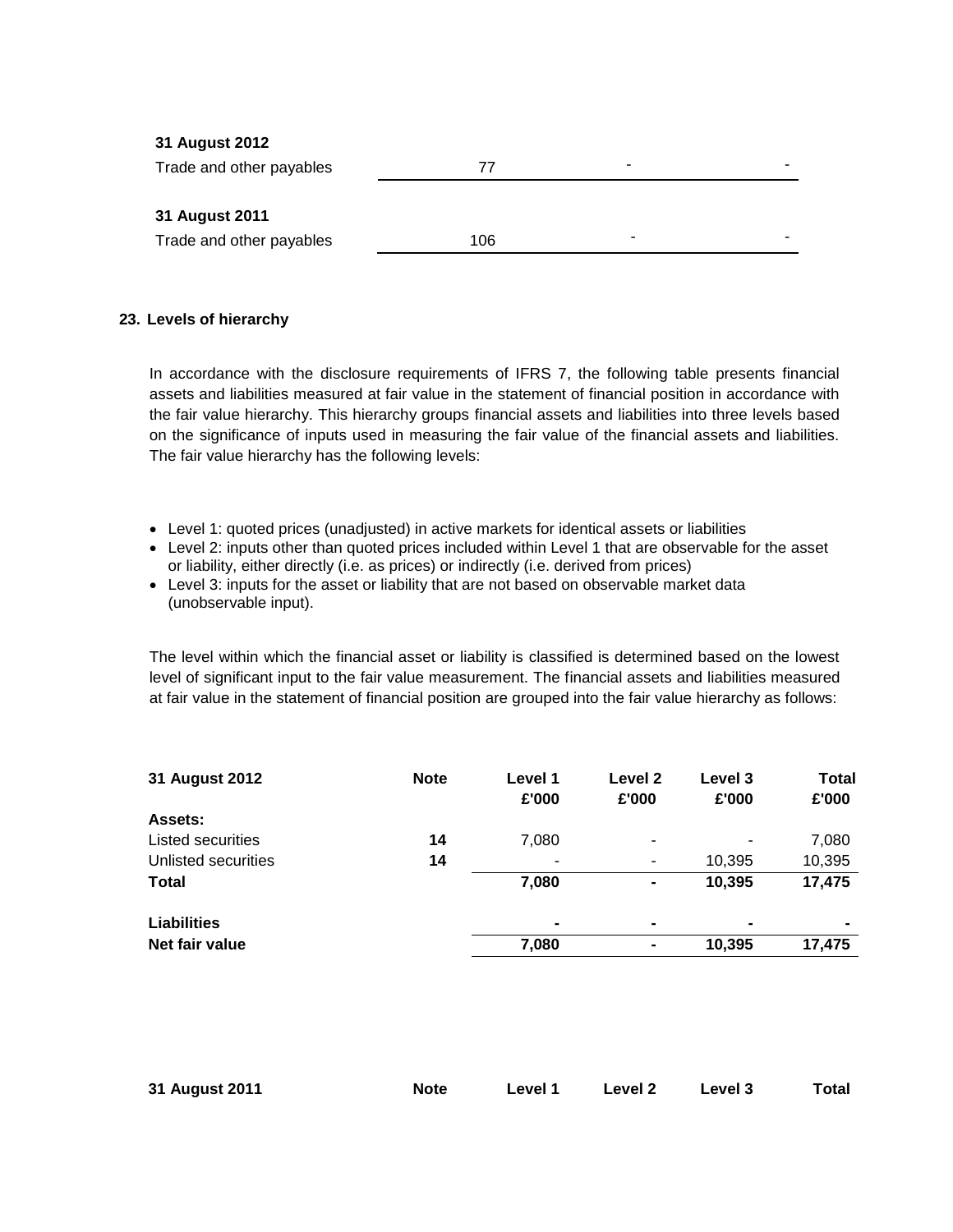| | | | |
|---|---|---|---|
| **31 August 2012** | | | |
| Trade and other payables | 77 | - | - |
| **31 August 2011** | | | |
| Trade and other payables | 106 | - | - |

## 23. Levels of hierarchy

In accordance with the disclosure requirements of IFRS 7, the following table presents financial assets and liabilities measured at fair value in the statement of financial position in accordance with the fair value hierarchy. This hierarchy groups financial assets and liabilities into three levels based on the significance of inputs used in measuring the fair value of the financial assets and liabilities. The fair value hierarchy has the following levels:

- Level 1: quoted prices (unadjusted) in active markets for identical assets or liabilities
- Level 2: inputs other than quoted prices included within Level 1 that are observable for the asset or liability, either directly (i.e. as prices) or indirectly (i.e. derived from prices)
- Level 3: inputs for the asset or liability that are not based on observable market data (unobservable input).

The level within which the financial asset or liability is classified is determined based on the lowest level of significant input to the fair value measurement. The financial assets and liabilities measured at fair value in the statement of financial position are grouped into the fair value hierarchy as follows:

| **31 August 2012** | **Note** | **Level 1 £'000** | **Level 2 £'000** | **Level 3 £'000** | **Total £'000** |
|---|---|---|---|---|---|
| **Assets:** | | | | | |
| Listed securities | **14** | 7,080 | - | - | 7,080 |
| Unlisted securities | **14** | - | - | 10,395 | 10,395 |
| **Total** | | **7,080** | **-** | **10,395** | **17,475** |
| **Liabilities** | | **-** | **-** | **-** | **-** |
| **Net fair value** | | **7,080** | **-** | **10,395** | **17,475** |

| **31 August 2011** | **Note** | **Level 1** | **Level 2** | **Level 3** | **Total** |
|---|---|---|---|---|---|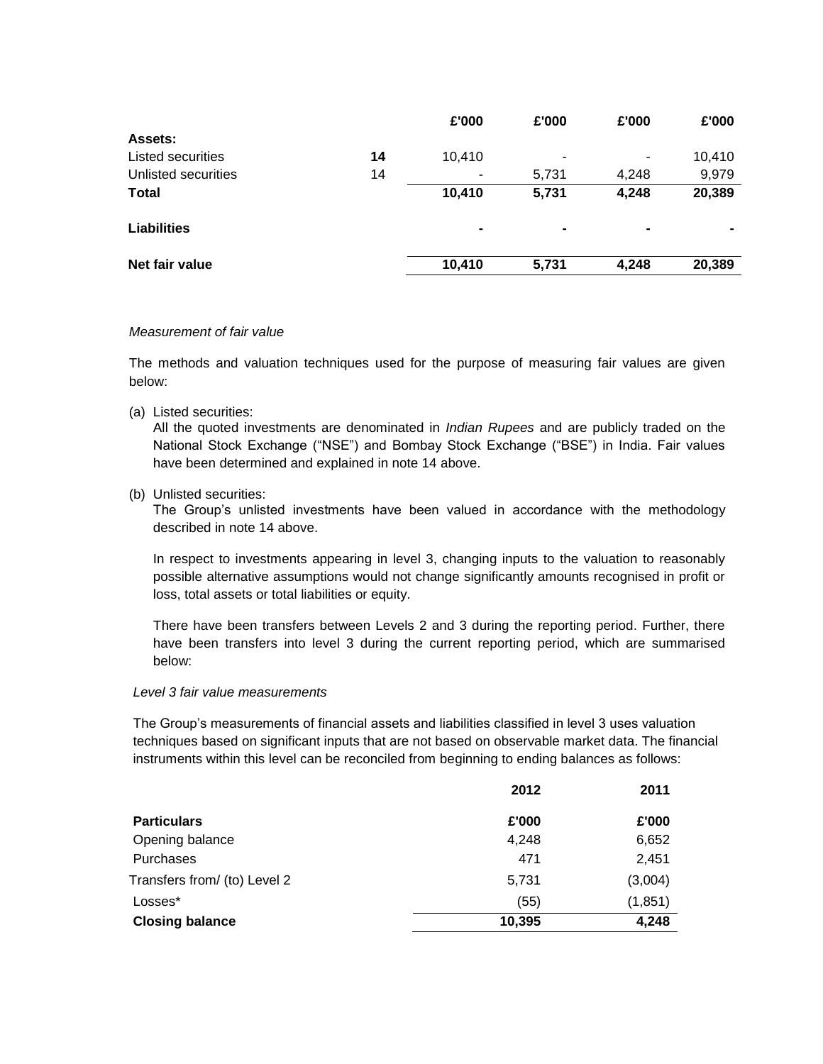| | | £'000 | £'000 | £'000 | £'000 |
|---|---|---|---|---|---|
| **Assets:** | | | | | |
| Listed securities | **14** | 10,410 | - | - | 10,410 |
| Unlisted securities | 14 | - | 5,731 | 4,248 | 9,979 |
| **Total** | | **10,410** | **5,731** | **4,248** | **20,389** |
| **Liabilities** | | **-** | **-** | **-** | **-** |
| **Net fair value** | | **10,410** | **5,731** | **4,248** | **20,389** |

*Measurement of fair value*

The methods and valuation techniques used for the purpose of measuring fair values are given below:

(a) Listed securities:
All the quoted investments are denominated in *Indian Rupees* and are publicly traded on the National Stock Exchange ("NSE") and Bombay Stock Exchange ("BSE") in India. Fair values have been determined and explained in note 14 above.

(b) Unlisted securities:
The Group's unlisted investments have been valued in accordance with the methodology described in note 14 above.

In respect to investments appearing in level 3, changing inputs to the valuation to reasonably possible alternative assumptions would not change significantly amounts recognised in profit or loss, total assets or total liabilities or equity.

There have been transfers between Levels 2 and 3 during the reporting period. Further, there have been transfers into level 3 during the current reporting period, which are summarised below:

*Level 3 fair value measurements*

The Group's measurements of financial assets and liabilities classified in level 3 uses valuation techniques based on significant inputs that are not based on observable market data. The financial instruments within this level can be reconciled from beginning to ending balances as follows:

| | 2012 | 2011 |
|---|---|---|
| **Particulars** | **£'000** | **£'000** |
| Opening balance | 4,248 | 6,652 |
| Purchases | 471 | 2,451 |
| Transfers from/ (to) Level 2 | 5,731 | (3,004) |
| Losses* | (55) | (1,851) |
| **Closing balance** | **10,395** | **4,248** |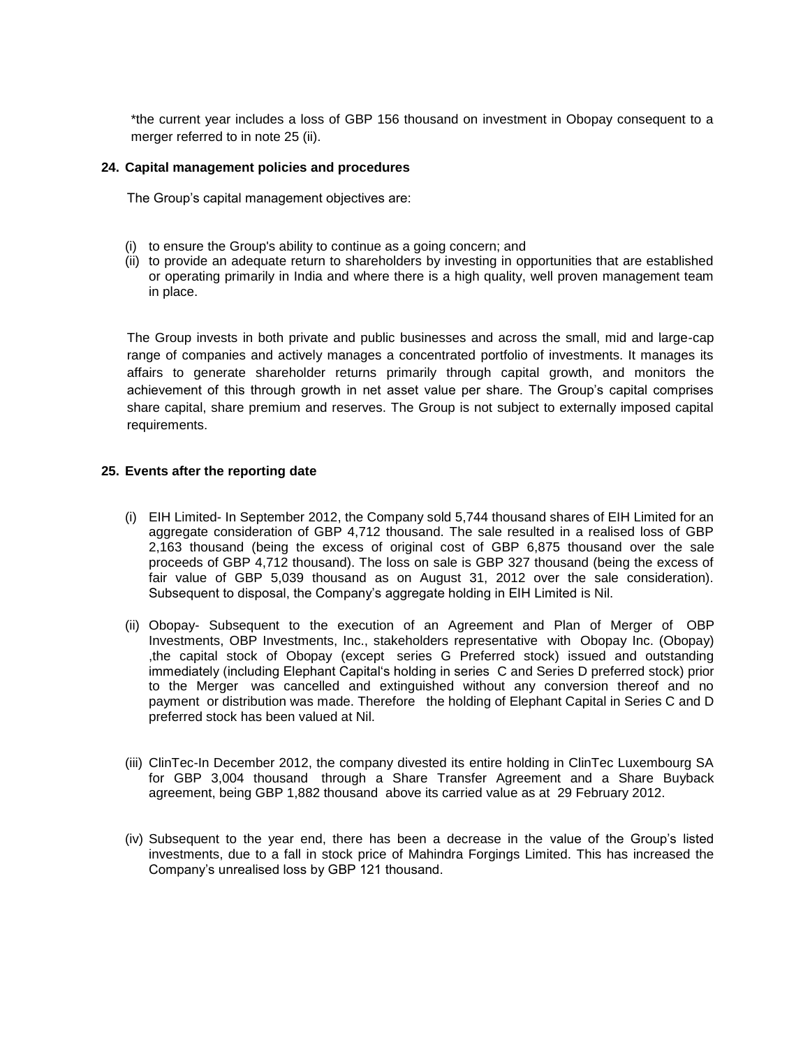*the current year includes a loss of GBP 156 thousand on investment in Obopay consequent to a merger referred to in note 25 (ii).

## 24. Capital management policies and procedures

The Group's capital management objectives are:

(i) to ensure the Group's ability to continue as a going concern; and
(ii) to provide an adequate return to shareholders by investing in opportunities that are established or operating primarily in India and where there is a high quality, well proven management team in place.

The Group invests in both private and public businesses and across the small, mid and large-cap range of companies and actively manages a concentrated portfolio of investments. It manages its affairs to generate shareholder returns primarily through capital growth, and monitors the achievement of this through growth in net asset value per share. The Group's capital comprises share capital, share premium and reserves. The Group is not subject to externally imposed capital requirements.

## 25. Events after the reporting date

(i) EIH Limited- In September 2012, the Company sold 5,744 thousand shares of EIH Limited for an aggregate consideration of GBP 4,712 thousand. The sale resulted in a realised loss of GBP 2,163 thousand (being the excess of original cost of GBP 6,875 thousand over the sale proceeds of GBP 4,712 thousand). The loss on sale is GBP 327 thousand (being the excess of fair value of GBP 5,039 thousand as on August 31, 2012 over the sale consideration). Subsequent to disposal, the Company's aggregate holding in EIH Limited is Nil.

(ii) Obopay- Subsequent to the execution of an Agreement and Plan of Merger of OBP Investments, OBP Investments, Inc., stakeholders representative with Obopay Inc. (Obopay) ,the capital stock of Obopay (except series G Preferred stock) issued and outstanding immediately (including Elephant Capital's holding in series C and Series D preferred stock) prior to the Merger was cancelled and extinguished without any conversion thereof and no payment or distribution was made. Therefore the holding of Elephant Capital in Series C and D preferred stock has been valued at Nil.

(iii) ClinTec-In December 2012, the company divested its entire holding in ClinTec Luxembourg SA for GBP 3,004 thousand through a Share Transfer Agreement and a Share Buyback agreement, being GBP 1,882 thousand above its carried value as at 29 February 2012.

(iv) Subsequent to the year end, there has been a decrease in the value of the Group's listed investments, due to a fall in stock price of Mahindra Forgings Limited. This has increased the Company's unrealised loss by GBP 121 thousand.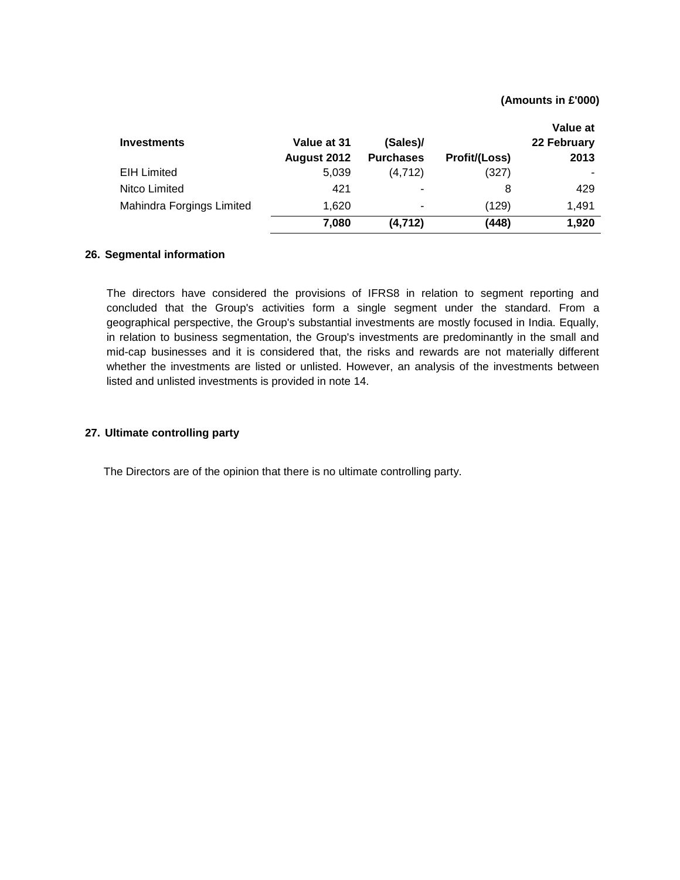(Amounts in £'000)

| Investments | Value at 31 August 2012 | (Sales)/ Purchases | Profit/(Loss) | Value at 22 February 2013 |
|---|---|---|---|---|
| EIH Limited | 5,039 | (4,712) | (327) | - |
| Nitco Limited | 421 | - | 8 | 429 |
| Mahindra Forgings Limited | 1,620 | - | (129) | 1,491 |
| | **7,080** | **(4,712)** | **(448)** | **1,920** |

## 26. Segmental information

The directors have considered the provisions of IFRS8 in relation to segment reporting and concluded that the Group's activities form a single segment under the standard. From a geographical perspective, the Group's substantial investments are mostly focused in India. Equally, in relation to business segmentation, the Group's investments are predominantly in the small and mid-cap businesses and it is considered that, the risks and rewards are not materially different whether the investments are listed or unlisted. However, an analysis of the investments between listed and unlisted investments is provided in note 14.

## 27. Ultimate controlling party

The Directors are of the opinion that there is no ultimate controlling party.